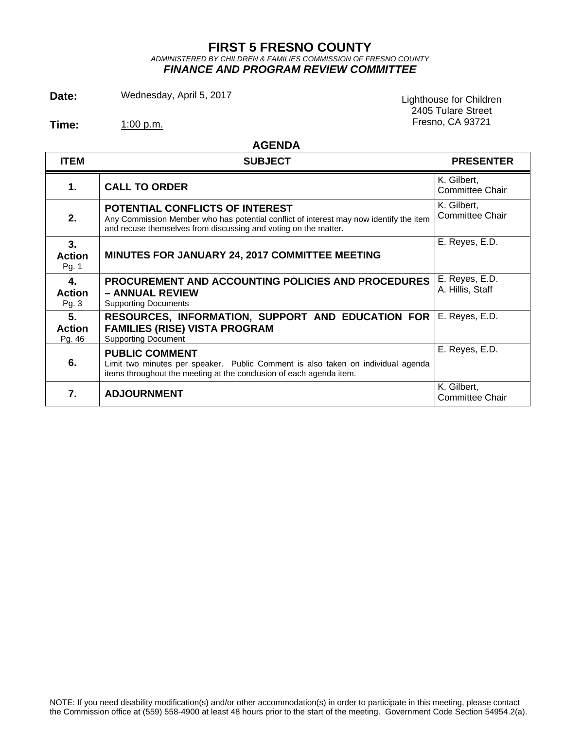# FIRST 5 FRESNO COUNTY

*ADMINISTERED BY CHILDREN & FAMILIES COMMISSION OF FRESNO COUNTY*

***FINANCE AND PROGRAM REVIEW COMMITTEE***

**Date:** Wednesday, April 5, 2017

**Time:** 1:00 p.m.

Lighthouse for Children
2405 Tulare Street
Fresno, CA 93721

## AGENDA

| ITEM | SUBJECT | PRESENTER |
|---|---|---|
| **1.** | **CALL TO ORDER** | K. Gilbert, Committee Chair |
| **2.** | **POTENTIAL CONFLICTS OF INTEREST**<br>Any Commission Member who has potential conflict of interest may now identify the item and recuse themselves from discussing and voting on the matter. | K. Gilbert, Committee Chair |
| **3. Action** Pg. 1 | **MINUTES FOR JANUARY 24, 2017 COMMITTEE MEETING** | E. Reyes, E.D. |
| **4. Action** Pg. 3 | **PROCUREMENT AND ACCOUNTING POLICIES AND PROCEDURES – ANNUAL REVIEW**<br>Supporting Documents | E. Reyes, E.D.<br>A. Hillis, Staff |
| **5. Action** Pg. 46 | **RESOURCES, INFORMATION, SUPPORT AND EDUCATION FOR FAMILIES (RISE) VISTA PROGRAM**<br>Supporting Document | E. Reyes, E.D. |
| **6.** | **PUBLIC COMMENT**<br>Limit two minutes per speaker. Public Comment is also taken on individual agenda items throughout the meeting at the conclusion of each agenda item. | E. Reyes, E.D. |
| **7.** | **ADJOURNMENT** | K. Gilbert, Committee Chair |

NOTE: If you need disability modification(s) and/or other accommodation(s) in order to participate in this meeting, please contact the Commission office at (559) 558-4900 at least 48 hours prior to the start of the meeting. Government Code Section 54954.2(a).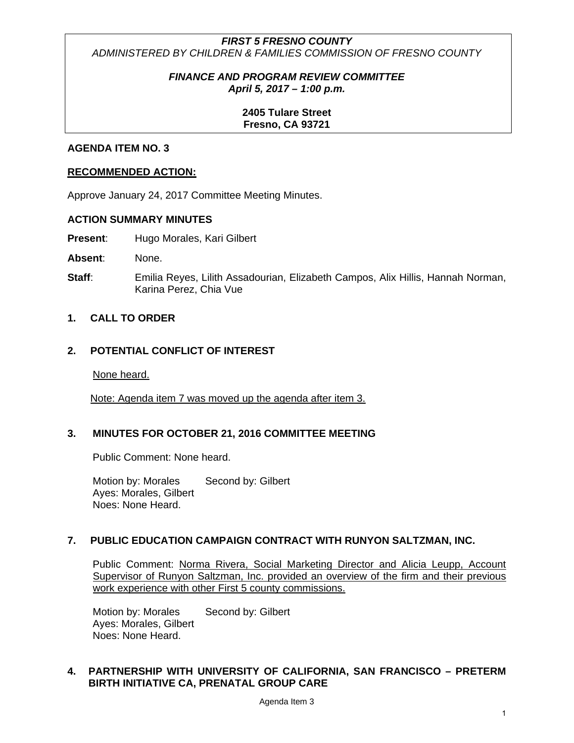***FIRST 5 FRESNO COUNTY***
*ADMINISTERED BY CHILDREN & FAMILIES COMMISSION OF FRESNO COUNTY*

***FINANCE AND PROGRAM REVIEW COMMITTEE***
***April 5, 2017 – 1:00 p.m.***

**2405 Tulare Street**
**Fresno, CA 93721**

**AGENDA ITEM NO. 3**

**RECOMMENDED ACTION:**

Approve January 24, 2017 Committee Meeting Minutes.

**ACTION SUMMARY MINUTES**

**Present**: Hugo Morales, Kari Gilbert

**Absent**: None.

**Staff**: Emilia Reyes, Lilith Assadourian, Elizabeth Campos, Alix Hillis, Hannah Norman, Karina Perez, Chia Vue

## 1. CALL TO ORDER

## 2. POTENTIAL CONFLICT OF INTEREST

None heard.

Note: Agenda item 7 was moved up the agenda after item 3.

## 3. MINUTES FOR OCTOBER 21, 2016 COMMITTEE MEETING

Public Comment: None heard.

Motion by: Morales Second by: Gilbert
Ayes: Morales, Gilbert
Noes: None Heard.

## 7. PUBLIC EDUCATION CAMPAIGN CONTRACT WITH RUNYON SALTZMAN, INC.

Public Comment: Norma Rivera, Social Marketing Director and Alicia Leupp, Account Supervisor of Runyon Saltzman, Inc. provided an overview of the firm and their previous work experience with other First 5 county commissions.

Motion by: Morales Second by: Gilbert
Ayes: Morales, Gilbert
Noes: None Heard.

## 4. PARTNERSHIP WITH UNIVERSITY OF CALIFORNIA, SAN FRANCISCO – PRETERM BIRTH INITIATIVE CA, PRENATAL GROUP CARE

Agenda Item 3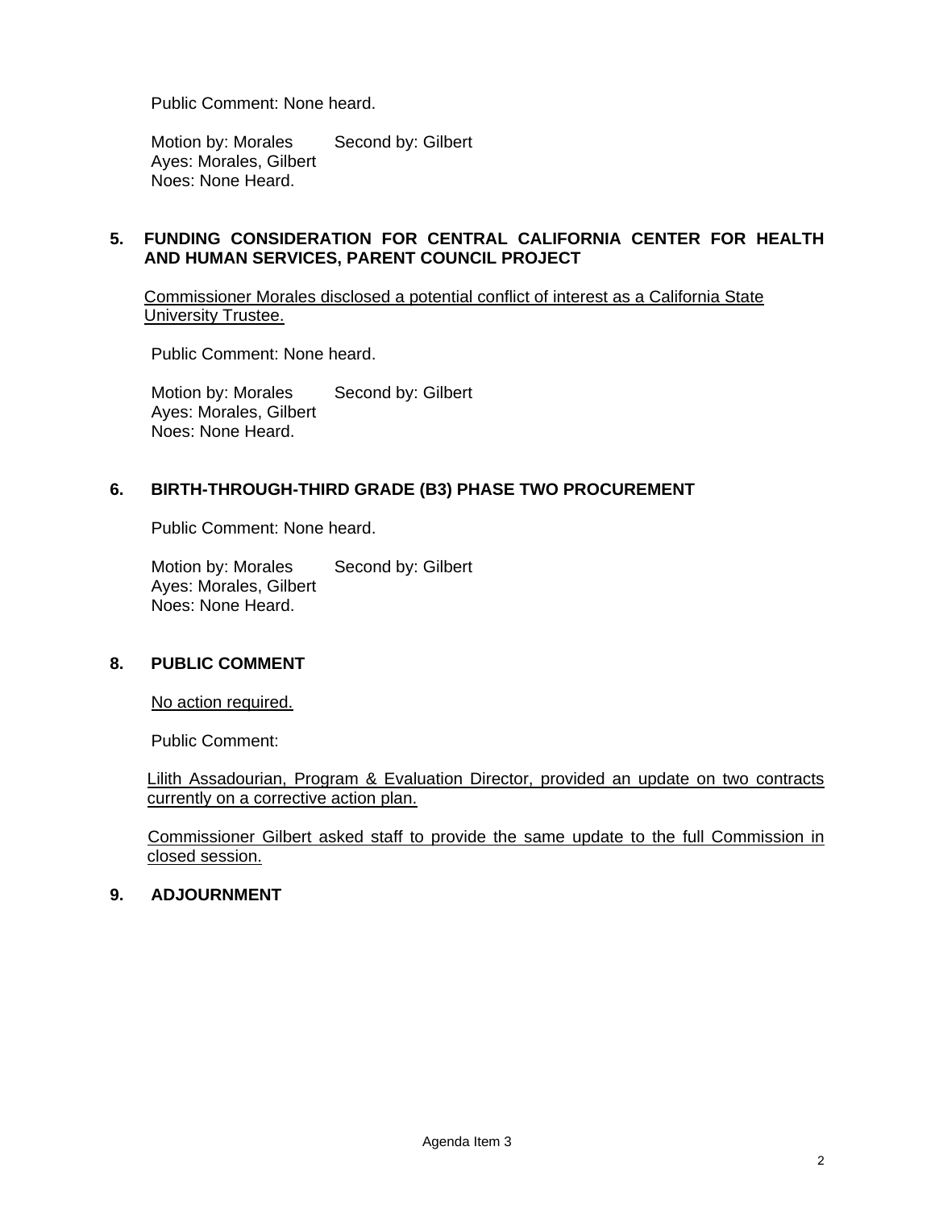Public Comment: None heard.

Motion by: Morales Second by: Gilbert
Ayes: Morales, Gilbert
Noes: None Heard.

## 5. FUNDING CONSIDERATION FOR CENTRAL CALIFORNIA CENTER FOR HEALTH AND HUMAN SERVICES, PARENT COUNCIL PROJECT

Commissioner Morales disclosed a potential conflict of interest as a California State University Trustee.

Public Comment: None heard.

Motion by: Morales Second by: Gilbert
Ayes: Morales, Gilbert
Noes: None Heard.

## 6. BIRTH-THROUGH-THIRD GRADE (B3) PHASE TWO PROCUREMENT

Public Comment: None heard.

Motion by: Morales Second by: Gilbert
Ayes: Morales, Gilbert
Noes: None Heard.

## 8. PUBLIC COMMENT

No action required.

Public Comment:

Lilith Assadourian, Program & Evaluation Director, provided an update on two contracts currently on a corrective action plan.

Commissioner Gilbert asked staff to provide the same update to the full Commission in closed session.

## 9. ADJOURNMENT

Agenda Item 3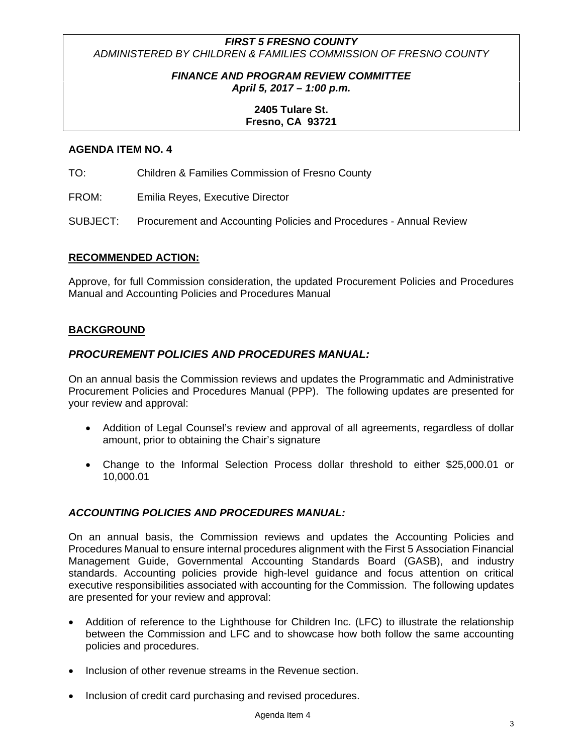**_FIRST 5 FRESNO COUNTY_**
_ADMINISTERED BY CHILDREN & FAMILIES COMMISSION OF FRESNO COUNTY_

**_FINANCE AND PROGRAM REVIEW COMMITTEE_**
**_April 5, 2017 – 1:00 p.m._**

**2405 Tulare St.**
**Fresno, CA 93721**

**AGENDA ITEM NO. 4**

TO: Children & Families Commission of Fresno County

FROM: Emilia Reyes, Executive Director

SUBJECT: Procurement and Accounting Policies and Procedures - Annual Review

## RECOMMENDED ACTION:

Approve, for full Commission consideration, the updated Procurement Policies and Procedures Manual and Accounting Policies and Procedures Manual

## BACKGROUND

### _PROCUREMENT POLICIES AND PROCEDURES MANUAL:_

On an annual basis the Commission reviews and updates the Programmatic and Administrative Procurement Policies and Procedures Manual (PPP). The following updates are presented for your review and approval:

- Addition of Legal Counsel's review and approval of all agreements, regardless of dollar amount, prior to obtaining the Chair's signature
- Change to the Informal Selection Process dollar threshold to either $25,000.01 or 10,000.01

### _ACCOUNTING POLICIES AND PROCEDURES MANUAL:_

On an annual basis, the Commission reviews and updates the Accounting Policies and Procedures Manual to ensure internal procedures alignment with the First 5 Association Financial Management Guide, Governmental Accounting Standards Board (GASB), and industry standards. Accounting policies provide high-level guidance and focus attention on critical executive responsibilities associated with accounting for the Commission. The following updates are presented for your review and approval:

- Addition of reference to the Lighthouse for Children Inc. (LFC) to illustrate the relationship between the Commission and LFC and to showcase how both follow the same accounting policies and procedures.
- Inclusion of other revenue streams in the Revenue section.
- Inclusion of credit card purchasing and revised procedures.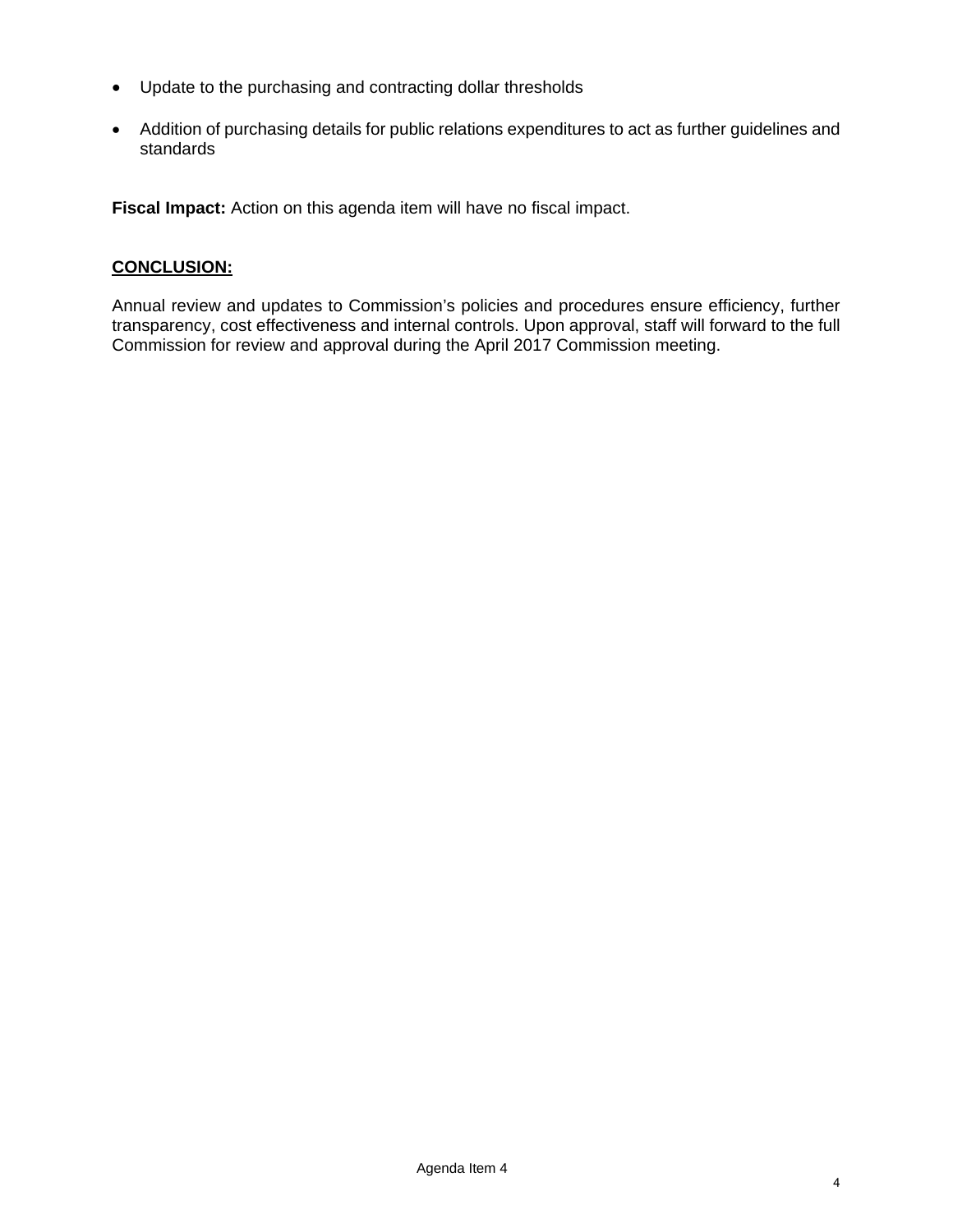- Update to the purchasing and contracting dollar thresholds
- Addition of purchasing details for public relations expenditures to act as further guidelines and standards

**Fiscal Impact:** Action on this agenda item will have no fiscal impact.

**CONCLUSION:**

Annual review and updates to Commission's policies and procedures ensure efficiency, further transparency, cost effectiveness and internal controls. Upon approval, staff will forward to the full Commission for review and approval during the April 2017 Commission meeting.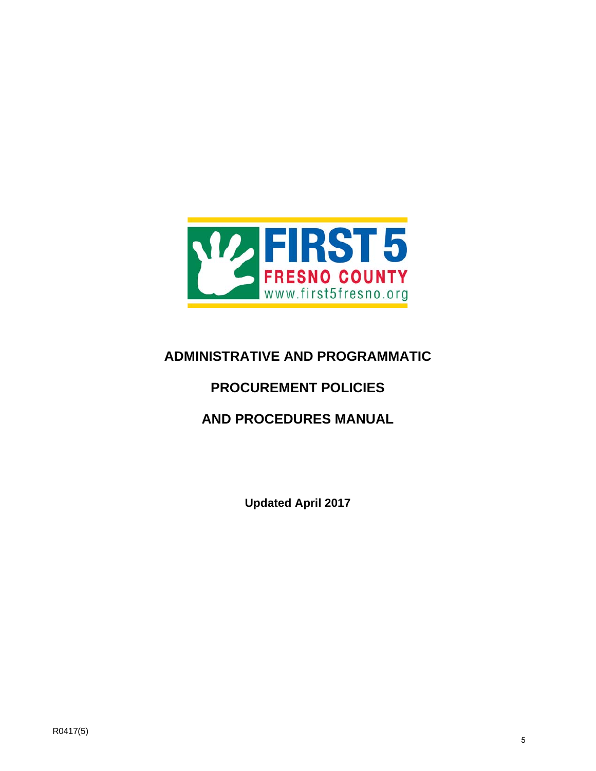# ADMINISTRATIVE AND PROGRAMMATIC

# PROCUREMENT POLICIES

# AND PROCEDURES MANUAL

**Updated April 2017**

R0417(5)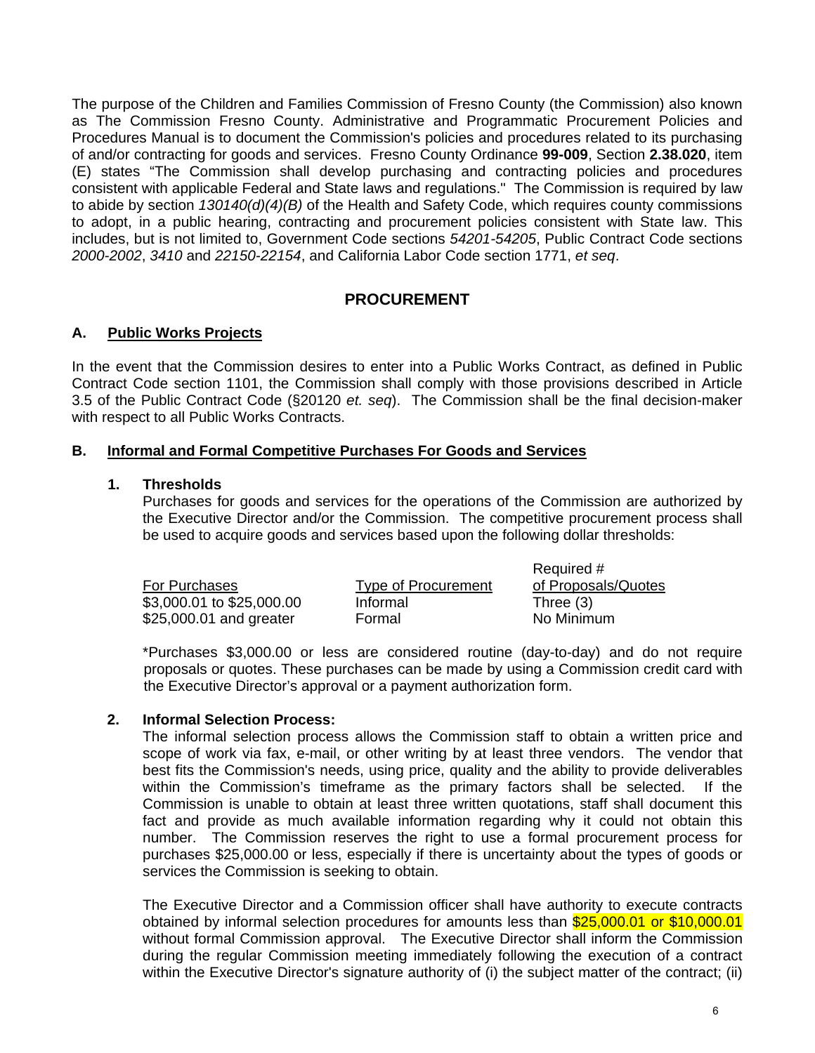The purpose of the Children and Families Commission of Fresno County (the Commission) also known as The Commission Fresno County. Administrative and Programmatic Procurement Policies and Procedures Manual is to document the Commission's policies and procedures related to its purchasing of and/or contracting for goods and services. Fresno County Ordinance **99-009**, Section **2.38.020**, item (E) states "The Commission shall develop purchasing and contracting policies and procedures consistent with applicable Federal and State laws and regulations." The Commission is required by law to abide by section *130140(d)(4)(B)* of the Health and Safety Code, which requires county commissions to adopt, in a public hearing, contracting and procurement policies consistent with State law. This includes, but is not limited to, Government Code sections *54201-54205*, Public Contract Code sections *2000-2002*, *3410* and *22150-22154*, and California Labor Code section 1771, *et seq*.

## PROCUREMENT

### A. Public Works Projects

In the event that the Commission desires to enter into a Public Works Contract, as defined in Public Contract Code section 1101, the Commission shall comply with those provisions described in Article 3.5 of the Public Contract Code (§20120 *et. seq*). The Commission shall be the final decision-maker with respect to all Public Works Contracts.

### B. Informal and Formal Competitive Purchases For Goods and Services

**1. Thresholds**

Purchases for goods and services for the operations of the Commission are authorized by the Executive Director and/or the Commission. The competitive procurement process shall be used to acquire goods and services based upon the following dollar thresholds:

| For Purchases | Type of Procurement | Required # of Proposals/Quotes |
|---|---|---|
| $3,000.01 to $25,000.00 | Informal | Three (3) |
| $25,000.01 and greater | Formal | No Minimum |

*Purchases $3,000.00 or less are considered routine (day-to-day) and do not require proposals or quotes. These purchases can be made by using a Commission credit card with the Executive Director's approval or a payment authorization form.

**2. Informal Selection Process:**

The informal selection process allows the Commission staff to obtain a written price and scope of work via fax, e-mail, or other writing by at least three vendors. The vendor that best fits the Commission's needs, using price, quality and the ability to provide deliverables within the Commission's timeframe as the primary factors shall be selected. If the Commission is unable to obtain at least three written quotations, staff shall document this fact and provide as much available information regarding why it could not obtain this number. The Commission reserves the right to use a formal procurement process for purchases $25,000.00 or less, especially if there is uncertainty about the types of goods or services the Commission is seeking to obtain.

The Executive Director and a Commission officer shall have authority to execute contracts obtained by informal selection procedures for amounts less than $25,000.01 or $10,000.01 without formal Commission approval. The Executive Director shall inform the Commission during the regular Commission meeting immediately following the execution of a contract within the Executive Director's signature authority of (i) the subject matter of the contract; (ii)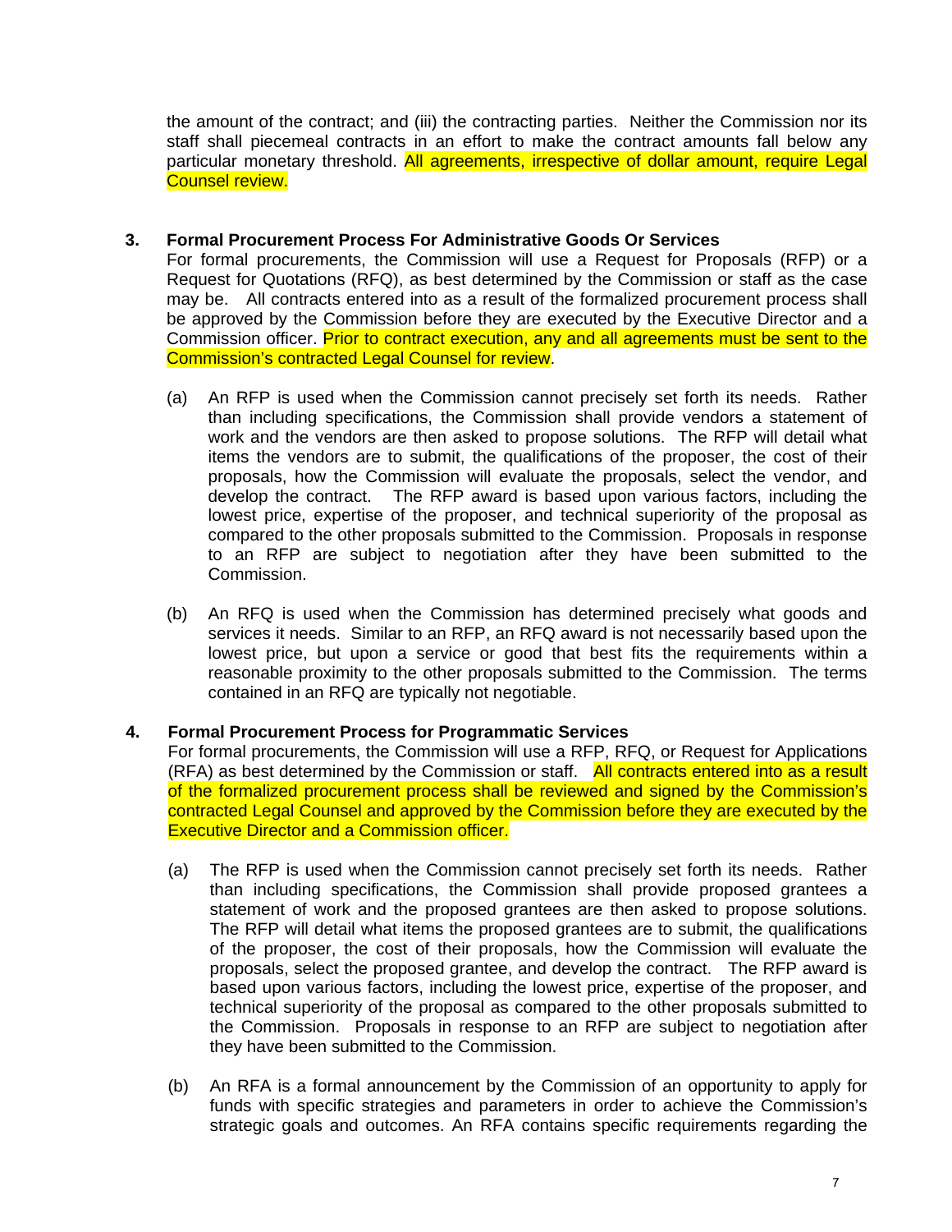the amount of the contract; and (iii) the contracting parties. Neither the Commission nor its staff shall piecemeal contracts in an effort to make the contract amounts fall below any particular monetary threshold. All agreements, irrespective of dollar amount, require Legal Counsel review.

**3. Formal Procurement Process For Administrative Goods Or Services**

For formal procurements, the Commission will use a Request for Proposals (RFP) or a Request for Quotations (RFQ), as best determined by the Commission or staff as the case may be. All contracts entered into as a result of the formalized procurement process shall be approved by the Commission before they are executed by the Executive Director and a Commission officer. Prior to contract execution, any and all agreements must be sent to the Commission's contracted Legal Counsel for review.

(a) An RFP is used when the Commission cannot precisely set forth its needs. Rather than including specifications, the Commission shall provide vendors a statement of work and the vendors are then asked to propose solutions. The RFP will detail what items the vendors are to submit, the qualifications of the proposer, the cost of their proposals, how the Commission will evaluate the proposals, select the vendor, and develop the contract. The RFP award is based upon various factors, including the lowest price, expertise of the proposer, and technical superiority of the proposal as compared to the other proposals submitted to the Commission. Proposals in response to an RFP are subject to negotiation after they have been submitted to the Commission.

(b) An RFQ is used when the Commission has determined precisely what goods and services it needs. Similar to an RFP, an RFQ award is not necessarily based upon the lowest price, but upon a service or good that best fits the requirements within a reasonable proximity to the other proposals submitted to the Commission. The terms contained in an RFQ are typically not negotiable.

**4. Formal Procurement Process for Programmatic Services**

For formal procurements, the Commission will use a RFP, RFQ, or Request for Applications (RFA) as best determined by the Commission or staff. All contracts entered into as a result of the formalized procurement process shall be reviewed and signed by the Commission's contracted Legal Counsel and approved by the Commission before they are executed by the Executive Director and a Commission officer.

(a) The RFP is used when the Commission cannot precisely set forth its needs. Rather than including specifications, the Commission shall provide proposed grantees a statement of work and the proposed grantees are then asked to propose solutions. The RFP will detail what items the proposed grantees are to submit, the qualifications of the proposer, the cost of their proposals, how the Commission will evaluate the proposals, select the proposed grantee, and develop the contract. The RFP award is based upon various factors, including the lowest price, expertise of the proposer, and technical superiority of the proposal as compared to the other proposals submitted to the Commission. Proposals in response to an RFP are subject to negotiation after they have been submitted to the Commission.

(b) An RFA is a formal announcement by the Commission of an opportunity to apply for funds with specific strategies and parameters in order to achieve the Commission's strategic goals and outcomes. An RFA contains specific requirements regarding the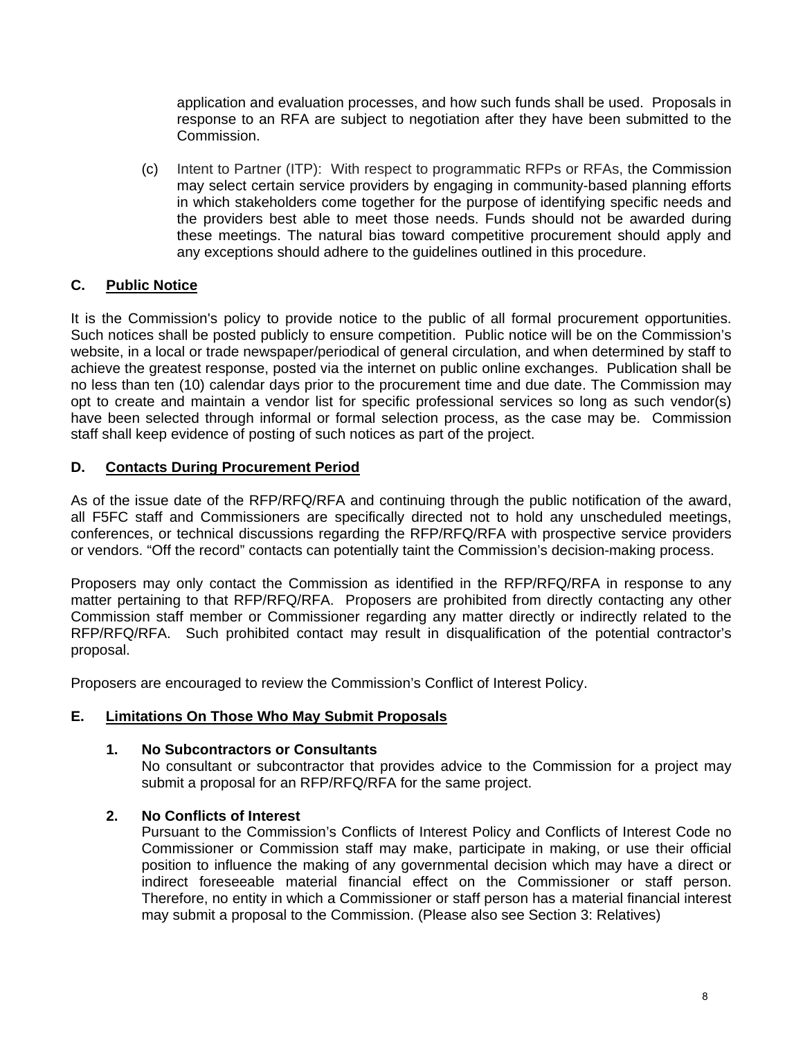application and evaluation processes, and how such funds shall be used. Proposals in response to an RFA are subject to negotiation after they have been submitted to the Commission.

(c) Intent to Partner (ITP): With respect to programmatic RFPs or RFAs, the Commission may select certain service providers by engaging in community-based planning efforts in which stakeholders come together for the purpose of identifying specific needs and the providers best able to meet those needs. Funds should not be awarded during these meetings. The natural bias toward competitive procurement should apply and any exceptions should adhere to the guidelines outlined in this procedure.

## C. Public Notice

It is the Commission's policy to provide notice to the public of all formal procurement opportunities. Such notices shall be posted publicly to ensure competition. Public notice will be on the Commission's website, in a local or trade newspaper/periodical of general circulation, and when determined by staff to achieve the greatest response, posted via the internet on public online exchanges. Publication shall be no less than ten (10) calendar days prior to the procurement time and due date. The Commission may opt to create and maintain a vendor list for specific professional services so long as such vendor(s) have been selected through informal or formal selection process, as the case may be. Commission staff shall keep evidence of posting of such notices as part of the project.

## D. Contacts During Procurement Period

As of the issue date of the RFP/RFQ/RFA and continuing through the public notification of the award, all F5FC staff and Commissioners are specifically directed not to hold any unscheduled meetings, conferences, or technical discussions regarding the RFP/RFQ/RFA with prospective service providers or vendors. "Off the record" contacts can potentially taint the Commission's decision-making process.

Proposers may only contact the Commission as identified in the RFP/RFQ/RFA in response to any matter pertaining to that RFP/RFQ/RFA. Proposers are prohibited from directly contacting any other Commission staff member or Commissioner regarding any matter directly or indirectly related to the RFP/RFQ/RFA. Such prohibited contact may result in disqualification of the potential contractor's proposal.

Proposers are encouraged to review the Commission's Conflict of Interest Policy.

## E. Limitations On Those Who May Submit Proposals

### 1. No Subcontractors or Consultants

No consultant or subcontractor that provides advice to the Commission for a project may submit a proposal for an RFP/RFQ/RFA for the same project.

### 2. No Conflicts of Interest

Pursuant to the Commission's Conflicts of Interest Policy and Conflicts of Interest Code no Commissioner or Commission staff may make, participate in making, or use their official position to influence the making of any governmental decision which may have a direct or indirect foreseeable material financial effect on the Commissioner or staff person. Therefore, no entity in which a Commissioner or staff person has a material financial interest may submit a proposal to the Commission. (Please also see Section 3: Relatives)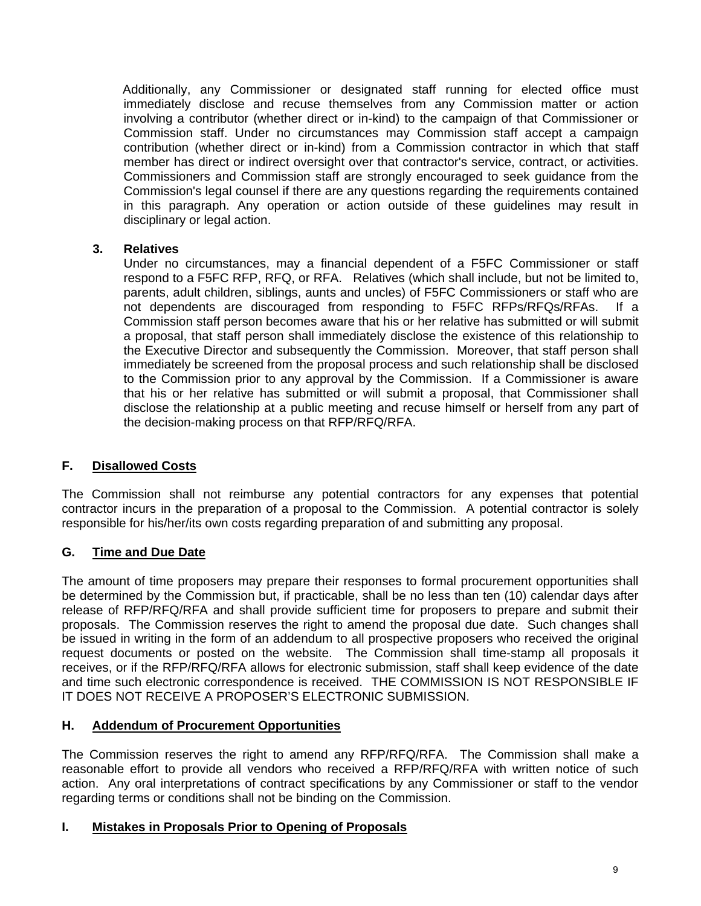Additionally, any Commissioner or designated staff running for elected office must immediately disclose and recuse themselves from any Commission matter or action involving a contributor (whether direct or in-kind) to the campaign of that Commissioner or Commission staff. Under no circumstances may Commission staff accept a campaign contribution (whether direct or in-kind) from a Commission contractor in which that staff member has direct or indirect oversight over that contractor's service, contract, or activities. Commissioners and Commission staff are strongly encouraged to seek guidance from the Commission's legal counsel if there are any questions regarding the requirements contained in this paragraph. Any operation or action outside of these guidelines may result in disciplinary or legal action.

**3. Relatives**

Under no circumstances, may a financial dependent of a F5FC Commissioner or staff respond to a F5FC RFP, RFQ, or RFA. Relatives (which shall include, but not be limited to, parents, adult children, siblings, aunts and uncles) of F5FC Commissioners or staff who are not dependents are discouraged from responding to F5FC RFPs/RFQs/RFAs. If a Commission staff person becomes aware that his or her relative has submitted or will submit a proposal, that staff person shall immediately disclose the existence of this relationship to the Executive Director and subsequently the Commission. Moreover, that staff person shall immediately be screened from the proposal process and such relationship shall be disclosed to the Commission prior to any approval by the Commission. If a Commissioner is aware that his or her relative has submitted or will submit a proposal, that Commissioner shall disclose the relationship at a public meeting and recuse himself or herself from any part of the decision-making process on that RFP/RFQ/RFA.

## F. Disallowed Costs

The Commission shall not reimburse any potential contractors for any expenses that potential contractor incurs in the preparation of a proposal to the Commission. A potential contractor is solely responsible for his/her/its own costs regarding preparation of and submitting any proposal.

## G. Time and Due Date

The amount of time proposers may prepare their responses to formal procurement opportunities shall be determined by the Commission but, if practicable, shall be no less than ten (10) calendar days after release of RFP/RFQ/RFA and shall provide sufficient time for proposers to prepare and submit their proposals. The Commission reserves the right to amend the proposal due date. Such changes shall be issued in writing in the form of an addendum to all prospective proposers who received the original request documents or posted on the website. The Commission shall time-stamp all proposals it receives, or if the RFP/RFQ/RFA allows for electronic submission, staff shall keep evidence of the date and time such electronic correspondence is received. THE COMMISSION IS NOT RESPONSIBLE IF IT DOES NOT RECEIVE A PROPOSER'S ELECTRONIC SUBMISSION.

## H. Addendum of Procurement Opportunities

The Commission reserves the right to amend any RFP/RFQ/RFA. The Commission shall make a reasonable effort to provide all vendors who received a RFP/RFQ/RFA with written notice of such action. Any oral interpretations of contract specifications by any Commissioner or staff to the vendor regarding terms or conditions shall not be binding on the Commission.

## I. Mistakes in Proposals Prior to Opening of Proposals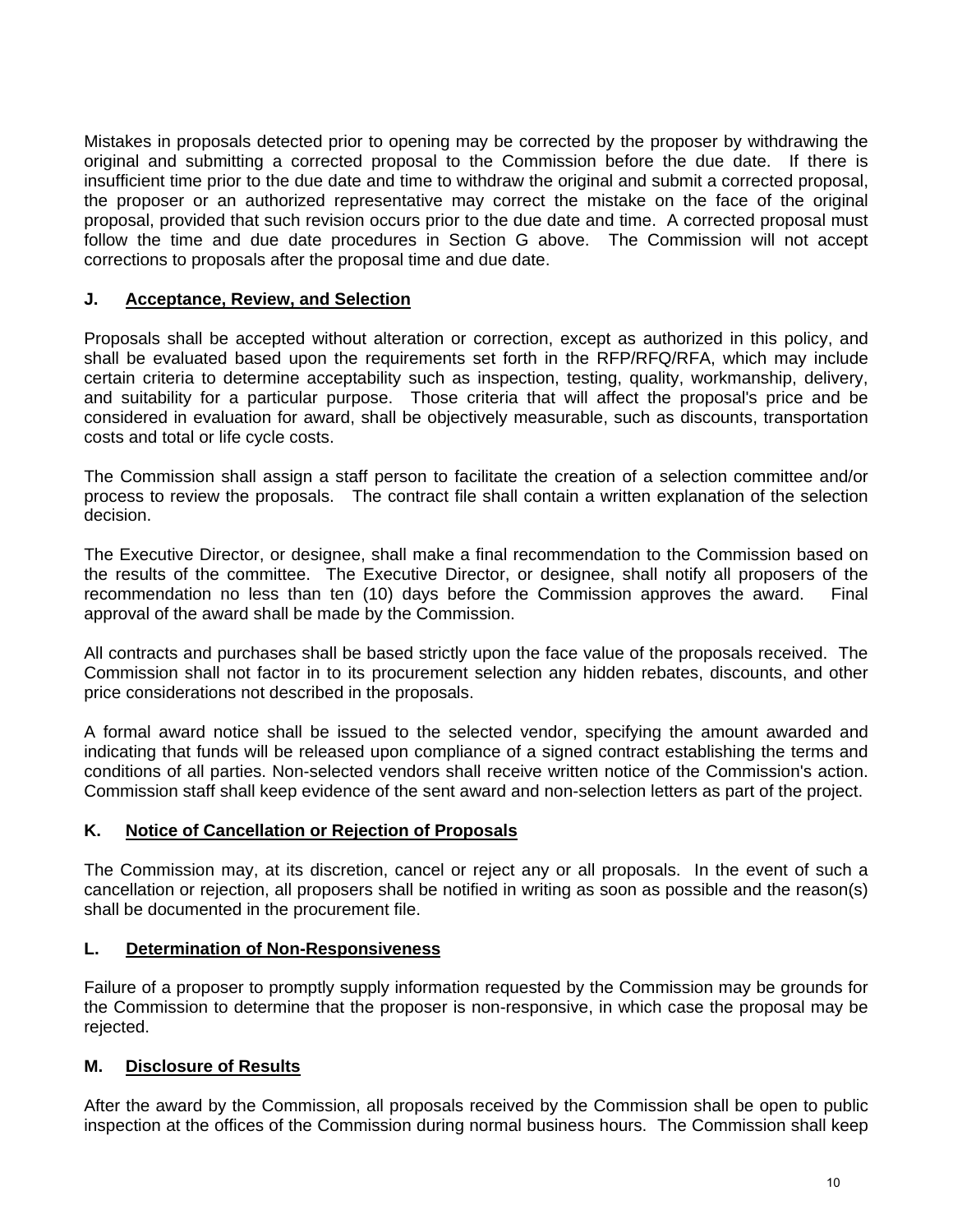Mistakes in proposals detected prior to opening may be corrected by the proposer by withdrawing the original and submitting a corrected proposal to the Commission before the due date. If there is insufficient time prior to the due date and time to withdraw the original and submit a corrected proposal, the proposer or an authorized representative may correct the mistake on the face of the original proposal, provided that such revision occurs prior to the due date and time. A corrected proposal must follow the time and due date procedures in Section G above. The Commission will not accept corrections to proposals after the proposal time and due date.

### J. Acceptance, Review, and Selection

Proposals shall be accepted without alteration or correction, except as authorized in this policy, and shall be evaluated based upon the requirements set forth in the RFP/RFQ/RFA, which may include certain criteria to determine acceptability such as inspection, testing, quality, workmanship, delivery, and suitability for a particular purpose. Those criteria that will affect the proposal's price and be considered in evaluation for award, shall be objectively measurable, such as discounts, transportation costs and total or life cycle costs.

The Commission shall assign a staff person to facilitate the creation of a selection committee and/or process to review the proposals. The contract file shall contain a written explanation of the selection decision.

The Executive Director, or designee, shall make a final recommendation to the Commission based on the results of the committee. The Executive Director, or designee, shall notify all proposers of the recommendation no less than ten (10) days before the Commission approves the award. Final approval of the award shall be made by the Commission.

All contracts and purchases shall be based strictly upon the face value of the proposals received. The Commission shall not factor in to its procurement selection any hidden rebates, discounts, and other price considerations not described in the proposals.

A formal award notice shall be issued to the selected vendor, specifying the amount awarded and indicating that funds will be released upon compliance of a signed contract establishing the terms and conditions of all parties. Non-selected vendors shall receive written notice of the Commission's action. Commission staff shall keep evidence of the sent award and non-selection letters as part of the project.

### K. Notice of Cancellation or Rejection of Proposals

The Commission may, at its discretion, cancel or reject any or all proposals. In the event of such a cancellation or rejection, all proposers shall be notified in writing as soon as possible and the reason(s) shall be documented in the procurement file.

### L. Determination of Non-Responsiveness

Failure of a proposer to promptly supply information requested by the Commission may be grounds for the Commission to determine that the proposer is non-responsive, in which case the proposal may be rejected.

### M. Disclosure of Results

After the award by the Commission, all proposals received by the Commission shall be open to public inspection at the offices of the Commission during normal business hours. The Commission shall keep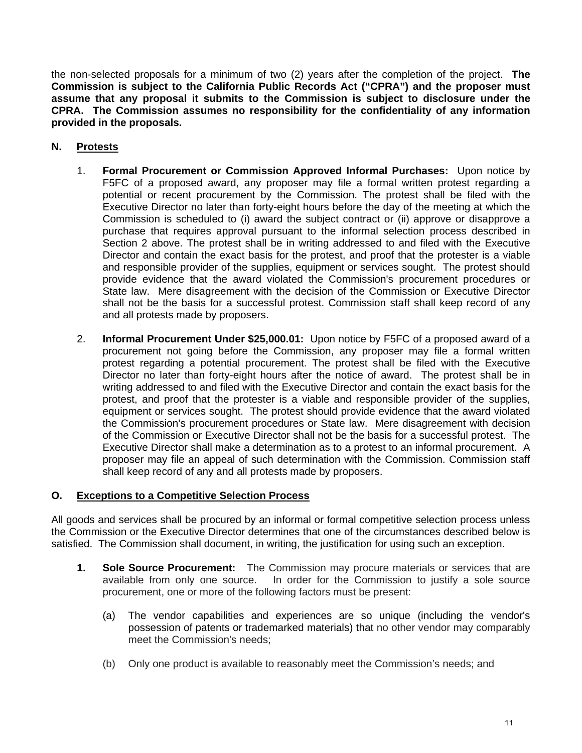the non-selected proposals for a minimum of two (2) years after the completion of the project. **The Commission is subject to the California Public Records Act ("CPRA") and the proposer must assume that any proposal it submits to the Commission is subject to disclosure under the CPRA. The Commission assumes no responsibility for the confidentiality of any information provided in the proposals.**

## N. Protests

1. **Formal Procurement or Commission Approved Informal Purchases:** Upon notice by F5FC of a proposed award, any proposer may file a formal written protest regarding a potential or recent procurement by the Commission. The protest shall be filed with the Executive Director no later than forty-eight hours before the day of the meeting at which the Commission is scheduled to (i) award the subject contract or (ii) approve or disapprove a purchase that requires approval pursuant to the informal selection process described in Section 2 above. The protest shall be in writing addressed to and filed with the Executive Director and contain the exact basis for the protest, and proof that the protester is a viable and responsible provider of the supplies, equipment or services sought. The protest should provide evidence that the award violated the Commission's procurement procedures or State law. Mere disagreement with the decision of the Commission or Executive Director shall not be the basis for a successful protest. Commission staff shall keep record of any and all protests made by proposers.

2. **Informal Procurement Under $25,000.01:** Upon notice by F5FC of a proposed award of a procurement not going before the Commission, any proposer may file a formal written protest regarding a potential procurement. The protest shall be filed with the Executive Director no later than forty-eight hours after the notice of award. The protest shall be in writing addressed to and filed with the Executive Director and contain the exact basis for the protest, and proof that the protester is a viable and responsible provider of the supplies, equipment or services sought. The protest should provide evidence that the award violated the Commission's procurement procedures or State law. Mere disagreement with decision of the Commission or Executive Director shall not be the basis for a successful protest. The Executive Director shall make a determination as to a protest to an informal procurement. A proposer may file an appeal of such determination with the Commission. Commission staff shall keep record of any and all protests made by proposers.

## O. Exceptions to a Competitive Selection Process

All goods and services shall be procured by an informal or formal competitive selection process unless the Commission or the Executive Director determines that one of the circumstances described below is satisfied. The Commission shall document, in writing, the justification for using such an exception.

1. **Sole Source Procurement:** The Commission may procure materials or services that are available from only one source. In order for the Commission to justify a sole source procurement, one or more of the following factors must be present:

   (a) The vendor capabilities and experiences are so unique (including the vendor's possession of patents or trademarked materials) that no other vendor may comparably meet the Commission's needs;

   (b) Only one product is available to reasonably meet the Commission's needs; and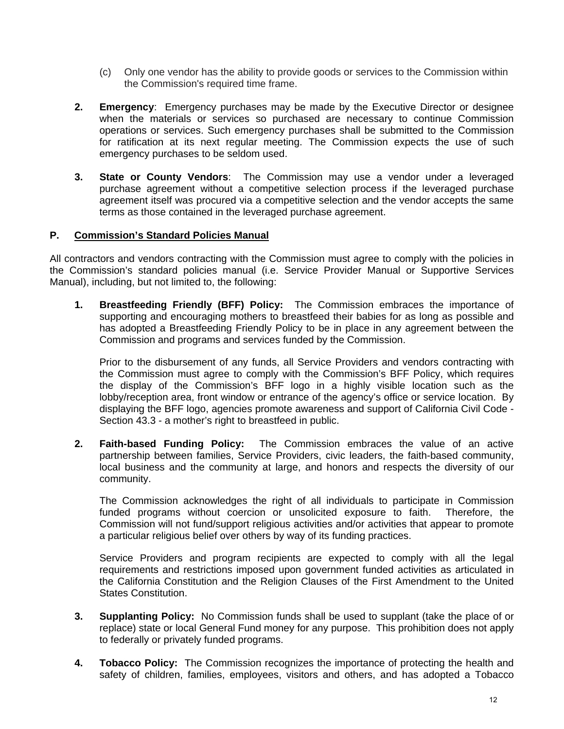(c) Only one vendor has the ability to provide goods or services to the Commission within the Commission's required time frame.

2. **Emergency**: Emergency purchases may be made by the Executive Director or designee when the materials or services so purchased are necessary to continue Commission operations or services. Such emergency purchases shall be submitted to the Commission for ratification at its next regular meeting. The Commission expects the use of such emergency purchases to be seldom used.

3. **State or County Vendors**: The Commission may use a vendor under a leveraged purchase agreement without a competitive selection process if the leveraged purchase agreement itself was procured via a competitive selection and the vendor accepts the same terms as those contained in the leveraged purchase agreement.

## P. Commission's Standard Policies Manual

All contractors and vendors contracting with the Commission must agree to comply with the policies in the Commission's standard policies manual (i.e. Service Provider Manual or Supportive Services Manual), including, but not limited to, the following:

1. **Breastfeeding Friendly (BFF) Policy:** The Commission embraces the importance of supporting and encouraging mothers to breastfeed their babies for as long as possible and has adopted a Breastfeeding Friendly Policy to be in place in any agreement between the Commission and programs and services funded by the Commission.

   Prior to the disbursement of any funds, all Service Providers and vendors contracting with the Commission must agree to comply with the Commission's BFF Policy, which requires the display of the Commission's BFF logo in a highly visible location such as the lobby/reception area, front window or entrance of the agency's office or service location. By displaying the BFF logo, agencies promote awareness and support of California Civil Code - Section 43.3 - a mother's right to breastfeed in public.

2. **Faith-based Funding Policy:** The Commission embraces the value of an active partnership between families, Service Providers, civic leaders, the faith-based community, local business and the community at large, and honors and respects the diversity of our community.

   The Commission acknowledges the right of all individuals to participate in Commission funded programs without coercion or unsolicited exposure to faith. Therefore, the Commission will not fund/support religious activities and/or activities that appear to promote a particular religious belief over others by way of its funding practices.

   Service Providers and program recipients are expected to comply with all the legal requirements and restrictions imposed upon government funded activities as articulated in the California Constitution and the Religion Clauses of the First Amendment to the United States Constitution.

3. **Supplanting Policy:** No Commission funds shall be used to supplant (take the place of or replace) state or local General Fund money for any purpose. This prohibition does not apply to federally or privately funded programs.

4. **Tobacco Policy:** The Commission recognizes the importance of protecting the health and safety of children, families, employees, visitors and others, and has adopted a Tobacco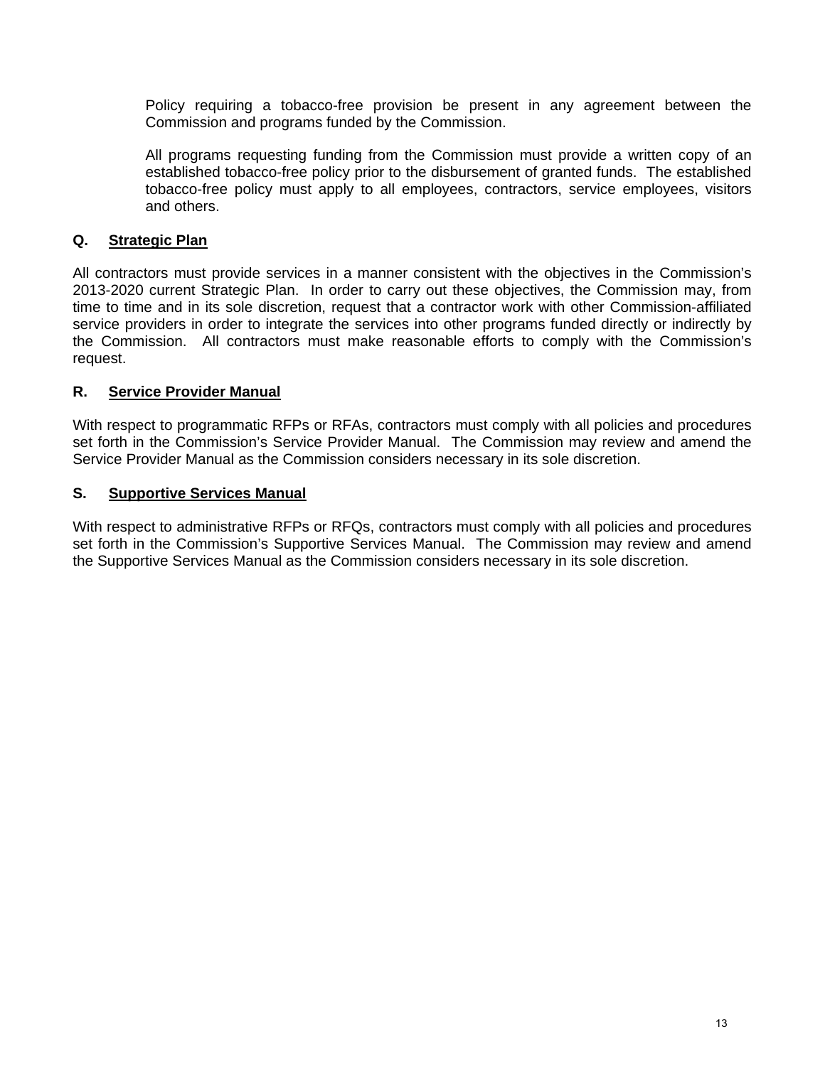Policy requiring a tobacco-free provision be present in any agreement between the Commission and programs funded by the Commission.

All programs requesting funding from the Commission must provide a written copy of an established tobacco-free policy prior to the disbursement of granted funds. The established tobacco-free policy must apply to all employees, contractors, service employees, visitors and others.

### Q. Strategic Plan

All contractors must provide services in a manner consistent with the objectives in the Commission's 2013-2020 current Strategic Plan. In order to carry out these objectives, the Commission may, from time to time and in its sole discretion, request that a contractor work with other Commission-affiliated service providers in order to integrate the services into other programs funded directly or indirectly by the Commission. All contractors must make reasonable efforts to comply with the Commission's request.

### R. Service Provider Manual

With respect to programmatic RFPs or RFAs, contractors must comply with all policies and procedures set forth in the Commission's Service Provider Manual. The Commission may review and amend the Service Provider Manual as the Commission considers necessary in its sole discretion.

### S. Supportive Services Manual

With respect to administrative RFPs or RFQs, contractors must comply with all policies and procedures set forth in the Commission's Supportive Services Manual. The Commission may review and amend the Supportive Services Manual as the Commission considers necessary in its sole discretion.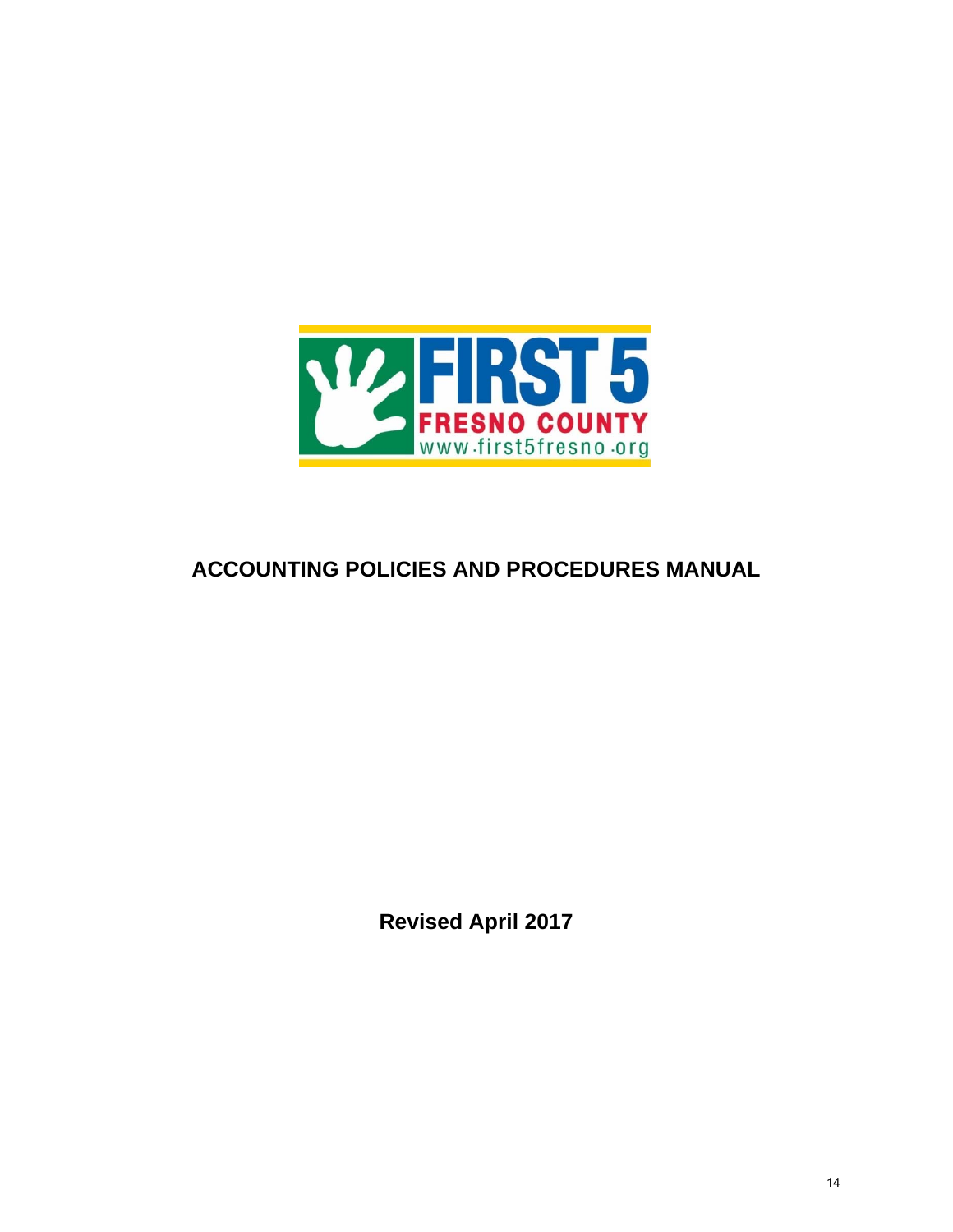FIRST 5

FRESNO COUNTY

www.first5fresno.org

# ACCOUNTING POLICIES AND PROCEDURES MANUAL

**Revised April 2017**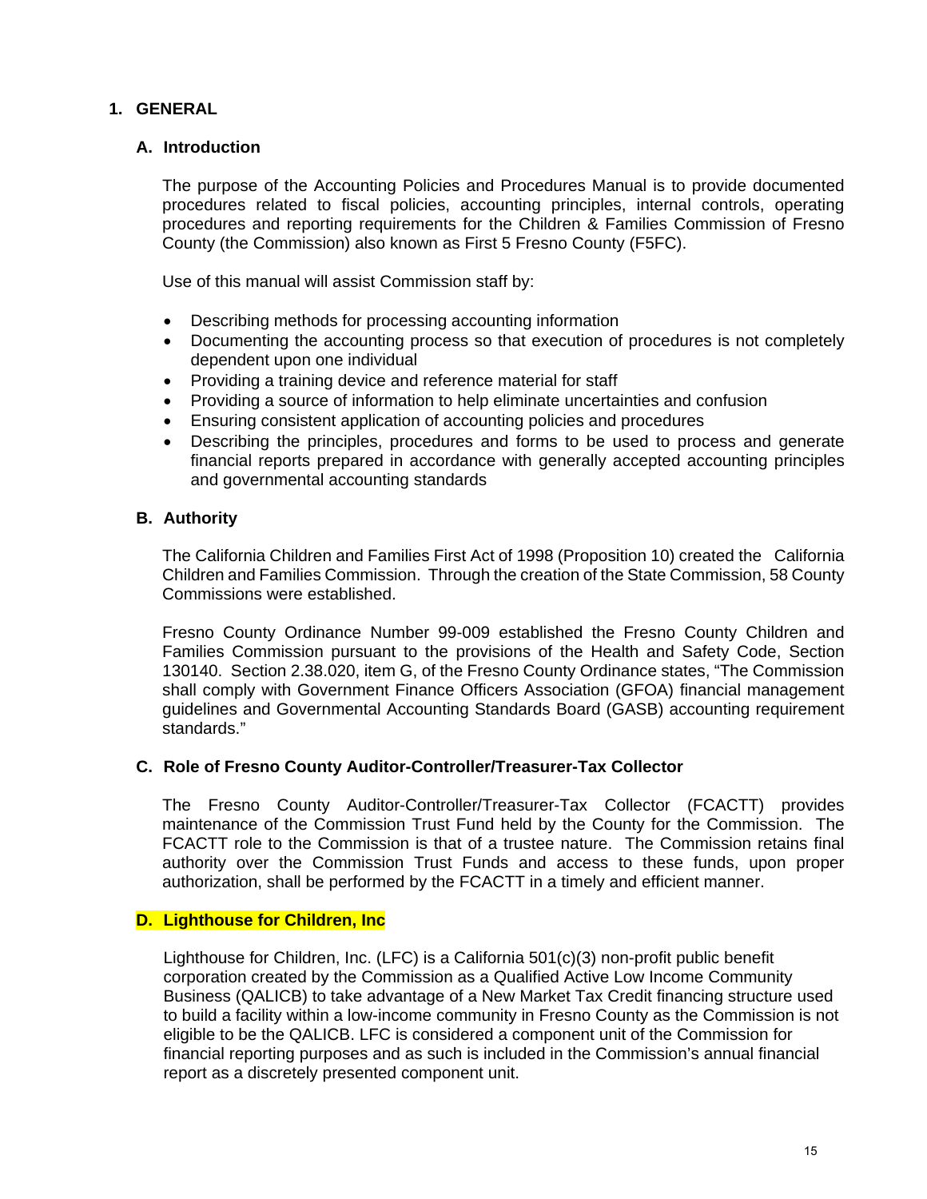## 1. GENERAL

### A. Introduction

The purpose of the Accounting Policies and Procedures Manual is to provide documented procedures related to fiscal policies, accounting principles, internal controls, operating procedures and reporting requirements for the Children & Families Commission of Fresno County (the Commission) also known as First 5 Fresno County (F5FC).

Use of this manual will assist Commission staff by:

- Describing methods for processing accounting information
- Documenting the accounting process so that execution of procedures is not completely dependent upon one individual
- Providing a training device and reference material for staff
- Providing a source of information to help eliminate uncertainties and confusion
- Ensuring consistent application of accounting policies and procedures
- Describing the principles, procedures and forms to be used to process and generate financial reports prepared in accordance with generally accepted accounting principles and governmental accounting standards

### B. Authority

The California Children and Families First Act of 1998 (Proposition 10) created the California Children and Families Commission. Through the creation of the State Commission, 58 County Commissions were established.

Fresno County Ordinance Number 99-009 established the Fresno County Children and Families Commission pursuant to the provisions of the Health and Safety Code, Section 130140. Section 2.38.020, item G, of the Fresno County Ordinance states, "The Commission shall comply with Government Finance Officers Association (GFOA) financial management guidelines and Governmental Accounting Standards Board (GASB) accounting requirement standards."

### C. Role of Fresno County Auditor-Controller/Treasurer-Tax Collector

The Fresno County Auditor-Controller/Treasurer-Tax Collector (FCACTT) provides maintenance of the Commission Trust Fund held by the County for the Commission. The FCACTT role to the Commission is that of a trustee nature. The Commission retains final authority over the Commission Trust Funds and access to these funds, upon proper authorization, shall be performed by the FCACTT in a timely and efficient manner.

### D. Lighthouse for Children, Inc

Lighthouse for Children, Inc. (LFC) is a California 501(c)(3) non-profit public benefit corporation created by the Commission as a Qualified Active Low Income Community Business (QALICB) to take advantage of a New Market Tax Credit financing structure used to build a facility within a low-income community in Fresno County as the Commission is not eligible to be the QALICB. LFC is considered a component unit of the Commission for financial reporting purposes and as such is included in the Commission's annual financial report as a discretely presented component unit.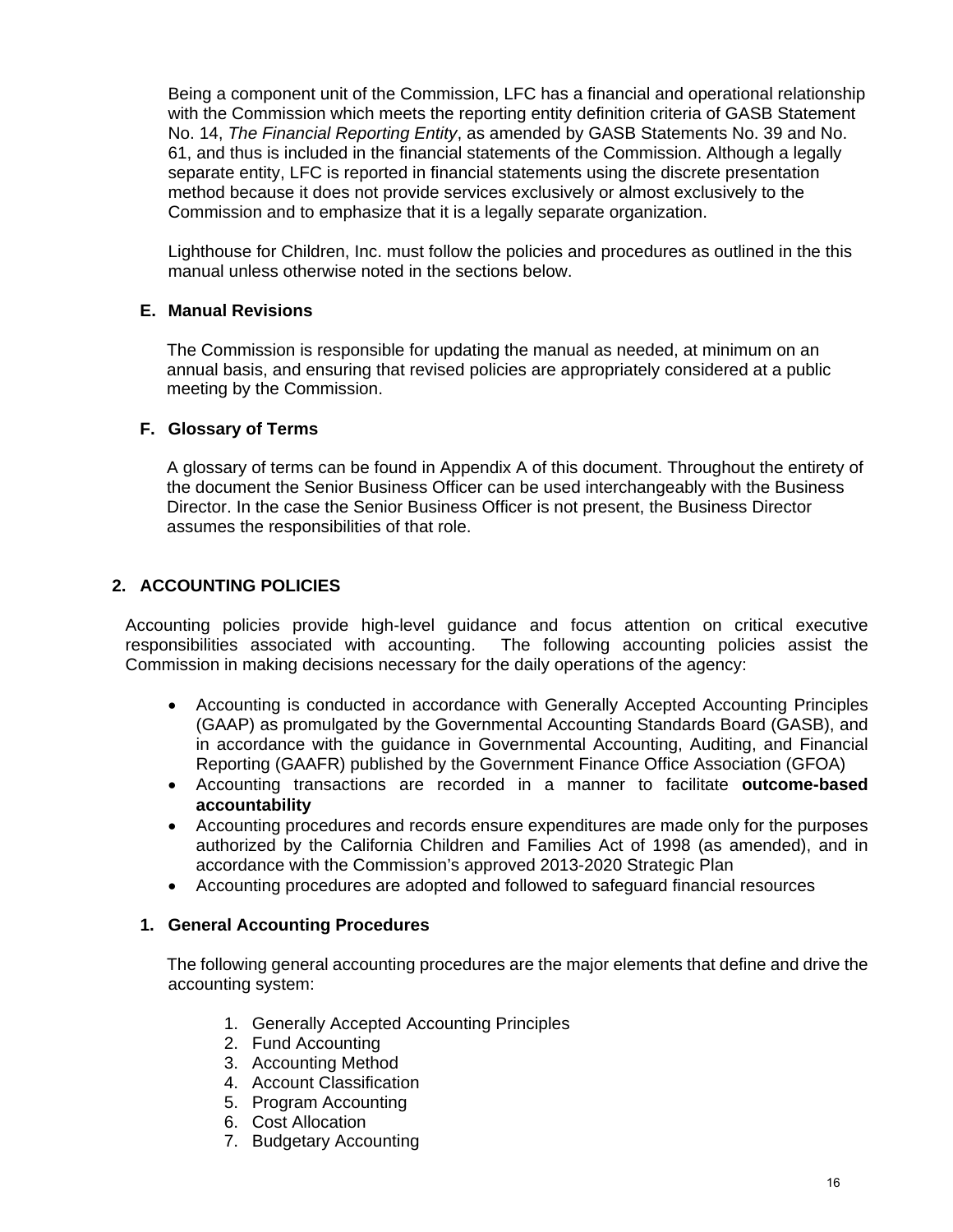Being a component unit of the Commission, LFC has a financial and operational relationship with the Commission which meets the reporting entity definition criteria of GASB Statement No. 14, *The Financial Reporting Entity*, as amended by GASB Statements No. 39 and No. 61, and thus is included in the financial statements of the Commission. Although a legally separate entity, LFC is reported in financial statements using the discrete presentation method because it does not provide services exclusively or almost exclusively to the Commission and to emphasize that it is a legally separate organization.

Lighthouse for Children, Inc. must follow the policies and procedures as outlined in the this manual unless otherwise noted in the sections below.

### E. Manual Revisions

The Commission is responsible for updating the manual as needed, at minimum on an annual basis, and ensuring that revised policies are appropriately considered at a public meeting by the Commission.

### F. Glossary of Terms

A glossary of terms can be found in Appendix A of this document. Throughout the entirety of the document the Senior Business Officer can be used interchangeably with the Business Director. In the case the Senior Business Officer is not present, the Business Director assumes the responsibilities of that role.

## 2. ACCOUNTING POLICIES

Accounting policies provide high-level guidance and focus attention on critical executive responsibilities associated with accounting. The following accounting policies assist the Commission in making decisions necessary for the daily operations of the agency:

- Accounting is conducted in accordance with Generally Accepted Accounting Principles (GAAP) as promulgated by the Governmental Accounting Standards Board (GASB), and in accordance with the guidance in Governmental Accounting, Auditing, and Financial Reporting (GAAFR) published by the Government Finance Office Association (GFOA)
- Accounting transactions are recorded in a manner to facilitate **outcome-based accountability**
- Accounting procedures and records ensure expenditures are made only for the purposes authorized by the California Children and Families Act of 1998 (as amended), and in accordance with the Commission's approved 2013-2020 Strategic Plan
- Accounting procedures are adopted and followed to safeguard financial resources

### 1. General Accounting Procedures

The following general accounting procedures are the major elements that define and drive the accounting system:

1. Generally Accepted Accounting Principles
2. Fund Accounting
3. Accounting Method
4. Account Classification
5. Program Accounting
6. Cost Allocation
7. Budgetary Accounting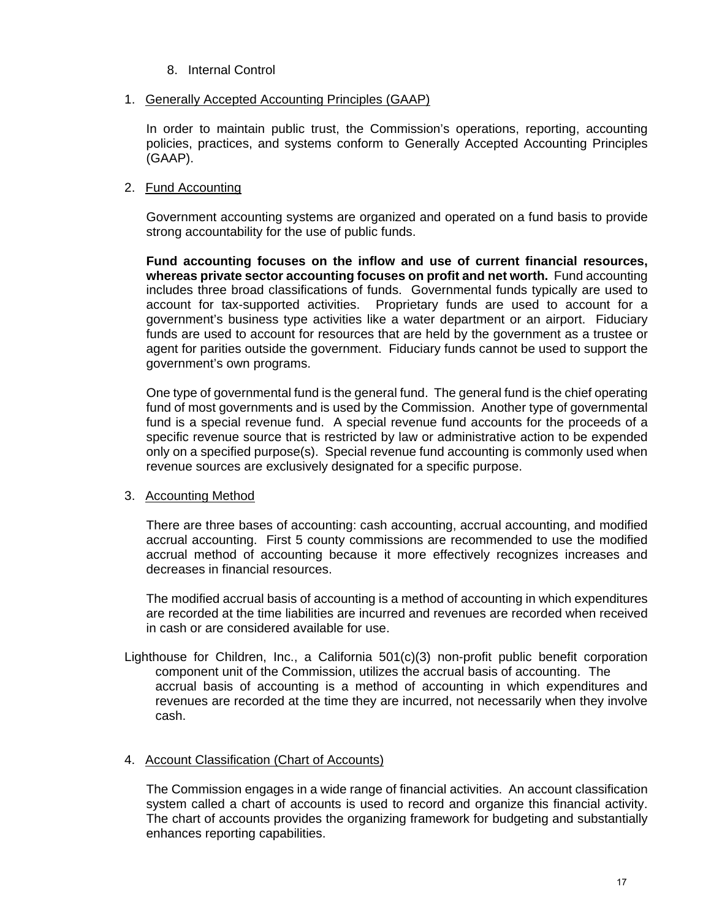8. Internal Control

1. <u>Generally Accepted Accounting Principles (GAAP)</u>

   In order to maintain public trust, the Commission's operations, reporting, accounting policies, practices, and systems conform to Generally Accepted Accounting Principles (GAAP).

2. <u>Fund Accounting</u>

   Government accounting systems are organized and operated on a fund basis to provide strong accountability for the use of public funds.

   **Fund accounting focuses on the inflow and use of current financial resources, whereas private sector accounting focuses on profit and net worth.** Fund accounting includes three broad classifications of funds. Governmental funds typically are used to account for tax-supported activities. Proprietary funds are used to account for a government's business type activities like a water department or an airport. Fiduciary funds are used to account for resources that are held by the government as a trustee or agent for parities outside the government. Fiduciary funds cannot be used to support the government's own programs.

   One type of governmental fund is the general fund. The general fund is the chief operating fund of most governments and is used by the Commission. Another type of governmental fund is a special revenue fund. A special revenue fund accounts for the proceeds of a specific revenue source that is restricted by law or administrative action to be expended only on a specified purpose(s). Special revenue fund accounting is commonly used when revenue sources are exclusively designated for a specific purpose.

3. <u>Accounting Method</u>

   There are three bases of accounting: cash accounting, accrual accounting, and modified accrual accounting. First 5 county commissions are recommended to use the modified accrual method of accounting because it more effectively recognizes increases and decreases in financial resources.

   The modified accrual basis of accounting is a method of accounting in which expenditures are recorded at the time liabilities are incurred and revenues are recorded when received in cash or are considered available for use.

Lighthouse for Children, Inc., a California 501(c)(3) non-profit public benefit corporation component unit of the Commission, utilizes the accrual basis of accounting. The accrual basis of accounting is a method of accounting in which expenditures and revenues are recorded at the time they are incurred, not necessarily when they involve cash.

4. <u>Account Classification (Chart of Accounts)</u>

   The Commission engages in a wide range of financial activities. An account classification system called a chart of accounts is used to record and organize this financial activity. The chart of accounts provides the organizing framework for budgeting and substantially enhances reporting capabilities.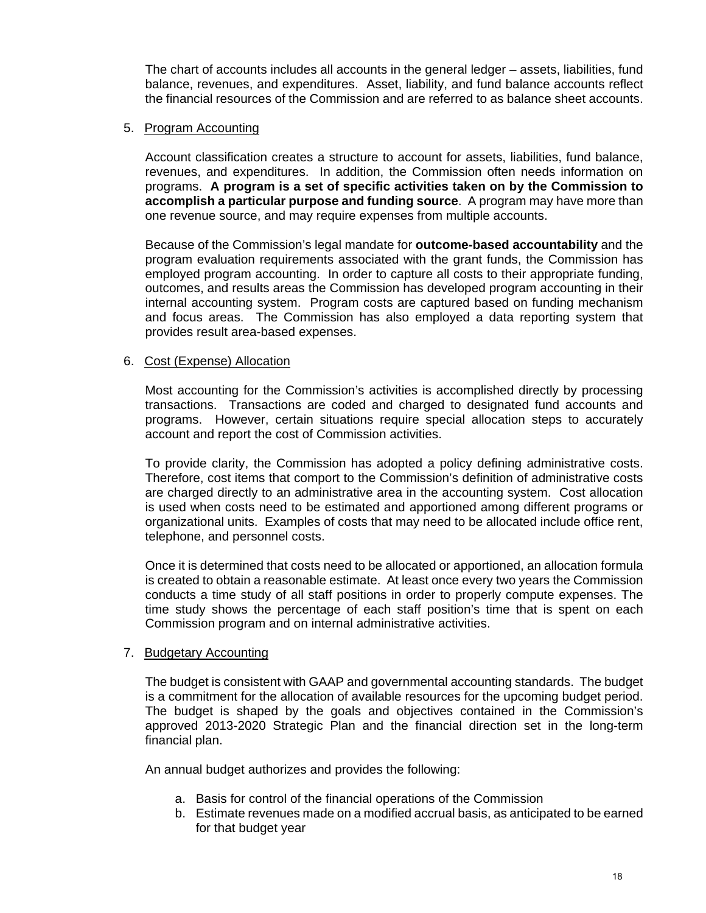The chart of accounts includes all accounts in the general ledger – assets, liabilities, fund balance, revenues, and expenditures. Asset, liability, and fund balance accounts reflect the financial resources of the Commission and are referred to as balance sheet accounts.

5. Program Accounting

Account classification creates a structure to account for assets, liabilities, fund balance, revenues, and expenditures. In addition, the Commission often needs information on programs. **A program is a set of specific activities taken on by the Commission to accomplish a particular purpose and funding source**. A program may have more than one revenue source, and may require expenses from multiple accounts.

Because of the Commission's legal mandate for **outcome-based accountability** and the program evaluation requirements associated with the grant funds, the Commission has employed program accounting. In order to capture all costs to their appropriate funding, outcomes, and results areas the Commission has developed program accounting in their internal accounting system. Program costs are captured based on funding mechanism and focus areas. The Commission has also employed a data reporting system that provides result area-based expenses.

6. Cost (Expense) Allocation

Most accounting for the Commission's activities is accomplished directly by processing transactions. Transactions are coded and charged to designated fund accounts and programs. However, certain situations require special allocation steps to accurately account and report the cost of Commission activities.

To provide clarity, the Commission has adopted a policy defining administrative costs. Therefore, cost items that comport to the Commission's definition of administrative costs are charged directly to an administrative area in the accounting system. Cost allocation is used when costs need to be estimated and apportioned among different programs or organizational units. Examples of costs that may need to be allocated include office rent, telephone, and personnel costs.

Once it is determined that costs need to be allocated or apportioned, an allocation formula is created to obtain a reasonable estimate. At least once every two years the Commission conducts a time study of all staff positions in order to properly compute expenses. The time study shows the percentage of each staff position's time that is spent on each Commission program and on internal administrative activities.

7. Budgetary Accounting

The budget is consistent with GAAP and governmental accounting standards. The budget is a commitment for the allocation of available resources for the upcoming budget period. The budget is shaped by the goals and objectives contained in the Commission's approved 2013-2020 Strategic Plan and the financial direction set in the long-term financial plan.

An annual budget authorizes and provides the following:

a. Basis for control of the financial operations of the Commission
b. Estimate revenues made on a modified accrual basis, as anticipated to be earned for that budget year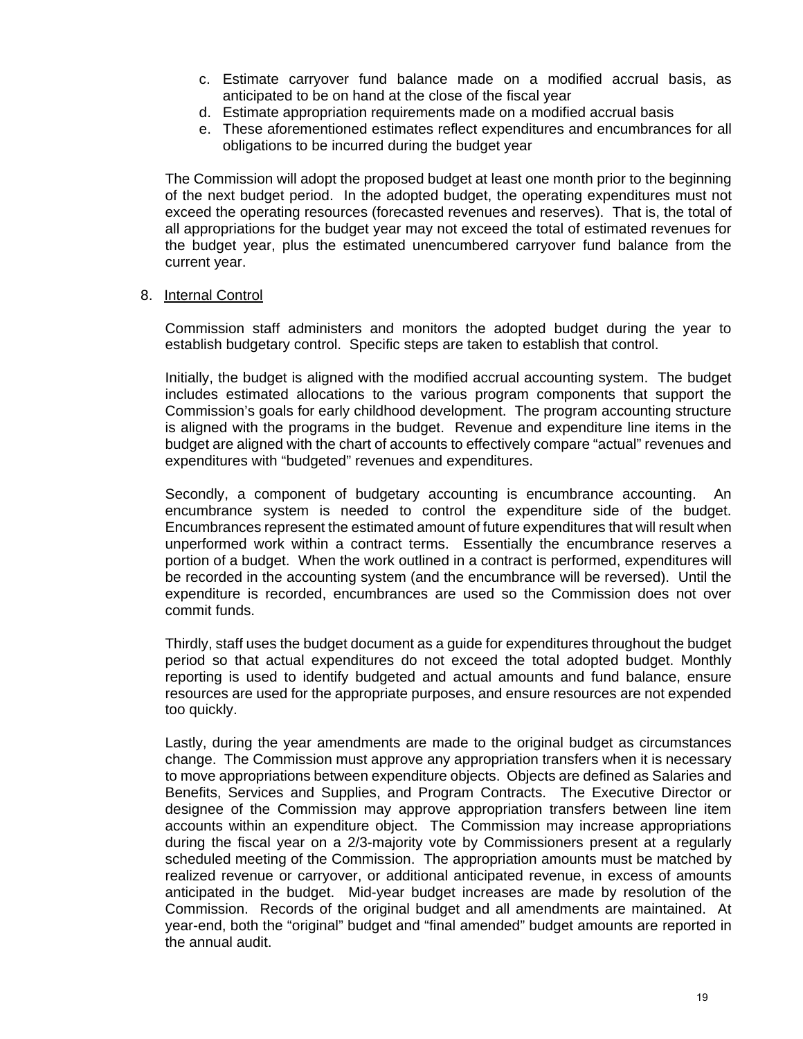c. Estimate carryover fund balance made on a modified accrual basis, as anticipated to be on hand at the close of the fiscal year
d. Estimate appropriation requirements made on a modified accrual basis
e. These aforementioned estimates reflect expenditures and encumbrances for all obligations to be incurred during the budget year

The Commission will adopt the proposed budget at least one month prior to the beginning of the next budget period. In the adopted budget, the operating expenditures must not exceed the operating resources (forecasted revenues and reserves). That is, the total of all appropriations for the budget year may not exceed the total of estimated revenues for the budget year, plus the estimated unencumbered carryover fund balance from the current year.

8. <u>Internal Control</u>

Commission staff administers and monitors the adopted budget during the year to establish budgetary control. Specific steps are taken to establish that control.

Initially, the budget is aligned with the modified accrual accounting system. The budget includes estimated allocations to the various program components that support the Commission's goals for early childhood development. The program accounting structure is aligned with the programs in the budget. Revenue and expenditure line items in the budget are aligned with the chart of accounts to effectively compare "actual" revenues and expenditures with "budgeted" revenues and expenditures.

Secondly, a component of budgetary accounting is encumbrance accounting. An encumbrance system is needed to control the expenditure side of the budget. Encumbrances represent the estimated amount of future expenditures that will result when unperformed work within a contract terms. Essentially the encumbrance reserves a portion of a budget. When the work outlined in a contract is performed, expenditures will be recorded in the accounting system (and the encumbrance will be reversed). Until the expenditure is recorded, encumbrances are used so the Commission does not over commit funds.

Thirdly, staff uses the budget document as a guide for expenditures throughout the budget period so that actual expenditures do not exceed the total adopted budget. Monthly reporting is used to identify budgeted and actual amounts and fund balance, ensure resources are used for the appropriate purposes, and ensure resources are not expended too quickly.

Lastly, during the year amendments are made to the original budget as circumstances change. The Commission must approve any appropriation transfers when it is necessary to move appropriations between expenditure objects. Objects are defined as Salaries and Benefits, Services and Supplies, and Program Contracts. The Executive Director or designee of the Commission may approve appropriation transfers between line item accounts within an expenditure object. The Commission may increase appropriations during the fiscal year on a 2/3-majority vote by Commissioners present at a regularly scheduled meeting of the Commission. The appropriation amounts must be matched by realized revenue or carryover, or additional anticipated revenue, in excess of amounts anticipated in the budget. Mid-year budget increases are made by resolution of the Commission. Records of the original budget and all amendments are maintained. At year-end, both the "original" budget and "final amended" budget amounts are reported in the annual audit.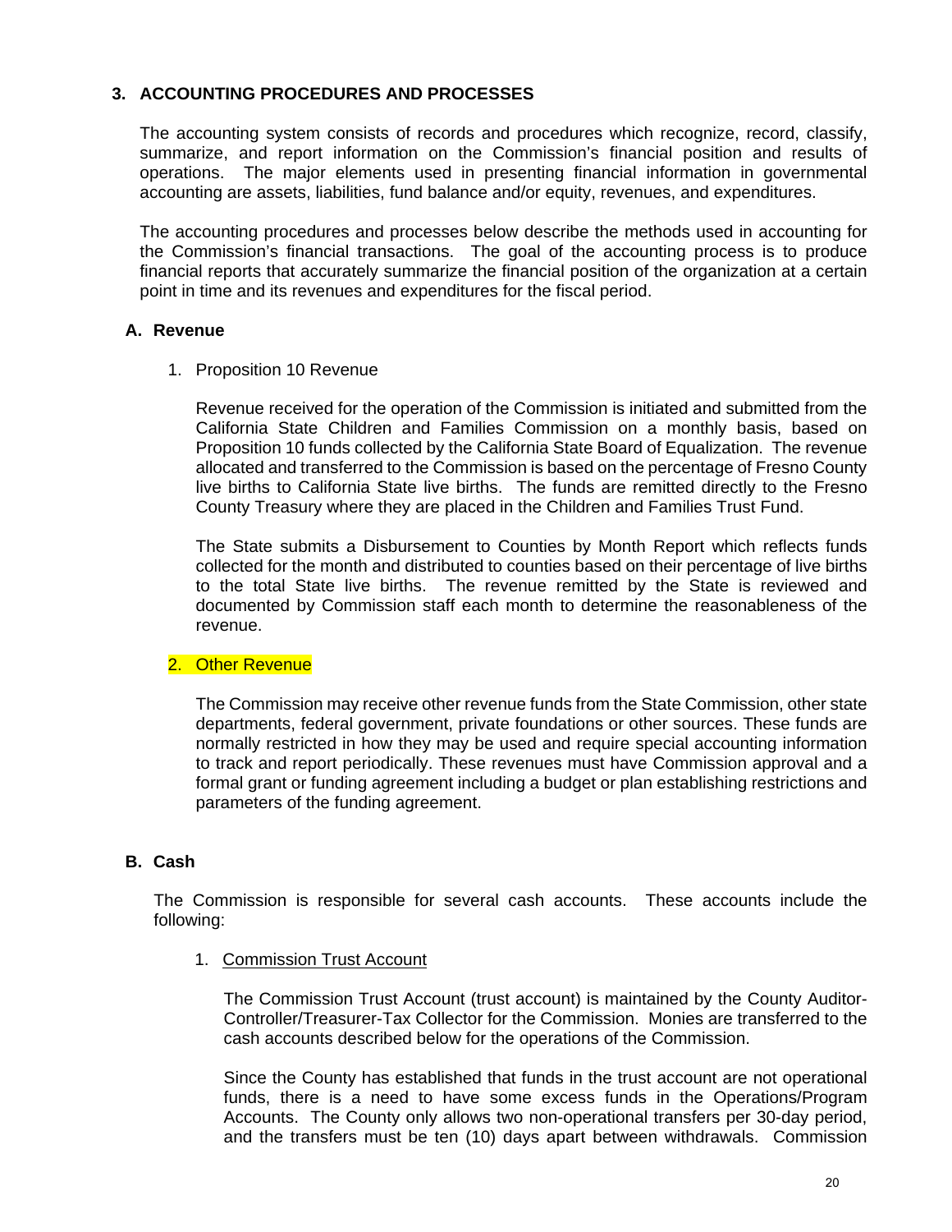## 3. ACCOUNTING PROCEDURES AND PROCESSES

The accounting system consists of records and procedures which recognize, record, classify, summarize, and report information on the Commission's financial position and results of operations. The major elements used in presenting financial information in governmental accounting are assets, liabilities, fund balance and/or equity, revenues, and expenditures.

The accounting procedures and processes below describe the methods used in accounting for the Commission's financial transactions. The goal of the accounting process is to produce financial reports that accurately summarize the financial position of the organization at a certain point in time and its revenues and expenditures for the fiscal period.

### A. Revenue

1. Proposition 10 Revenue

   Revenue received for the operation of the Commission is initiated and submitted from the California State Children and Families Commission on a monthly basis, based on Proposition 10 funds collected by the California State Board of Equalization. The revenue allocated and transferred to the Commission is based on the percentage of Fresno County live births to California State live births. The funds are remitted directly to the Fresno County Treasury where they are placed in the Children and Families Trust Fund.

   The State submits a Disbursement to Counties by Month Report which reflects funds collected for the month and distributed to counties based on their percentage of live births to the total State live births. The revenue remitted by the State is reviewed and documented by Commission staff each month to determine the reasonableness of the revenue.

2. Other Revenue

   The Commission may receive other revenue funds from the State Commission, other state departments, federal government, private foundations or other sources. These funds are normally restricted in how they may be used and require special accounting information to track and report periodically. These revenues must have Commission approval and a formal grant or funding agreement including a budget or plan establishing restrictions and parameters of the funding agreement.

### B. Cash

The Commission is responsible for several cash accounts. These accounts include the following:

1. Commission Trust Account

   The Commission Trust Account (trust account) is maintained by the County Auditor-Controller/Treasurer-Tax Collector for the Commission. Monies are transferred to the cash accounts described below for the operations of the Commission.

   Since the County has established that funds in the trust account are not operational funds, there is a need to have some excess funds in the Operations/Program Accounts. The County only allows two non-operational transfers per 30-day period, and the transfers must be ten (10) days apart between withdrawals. Commission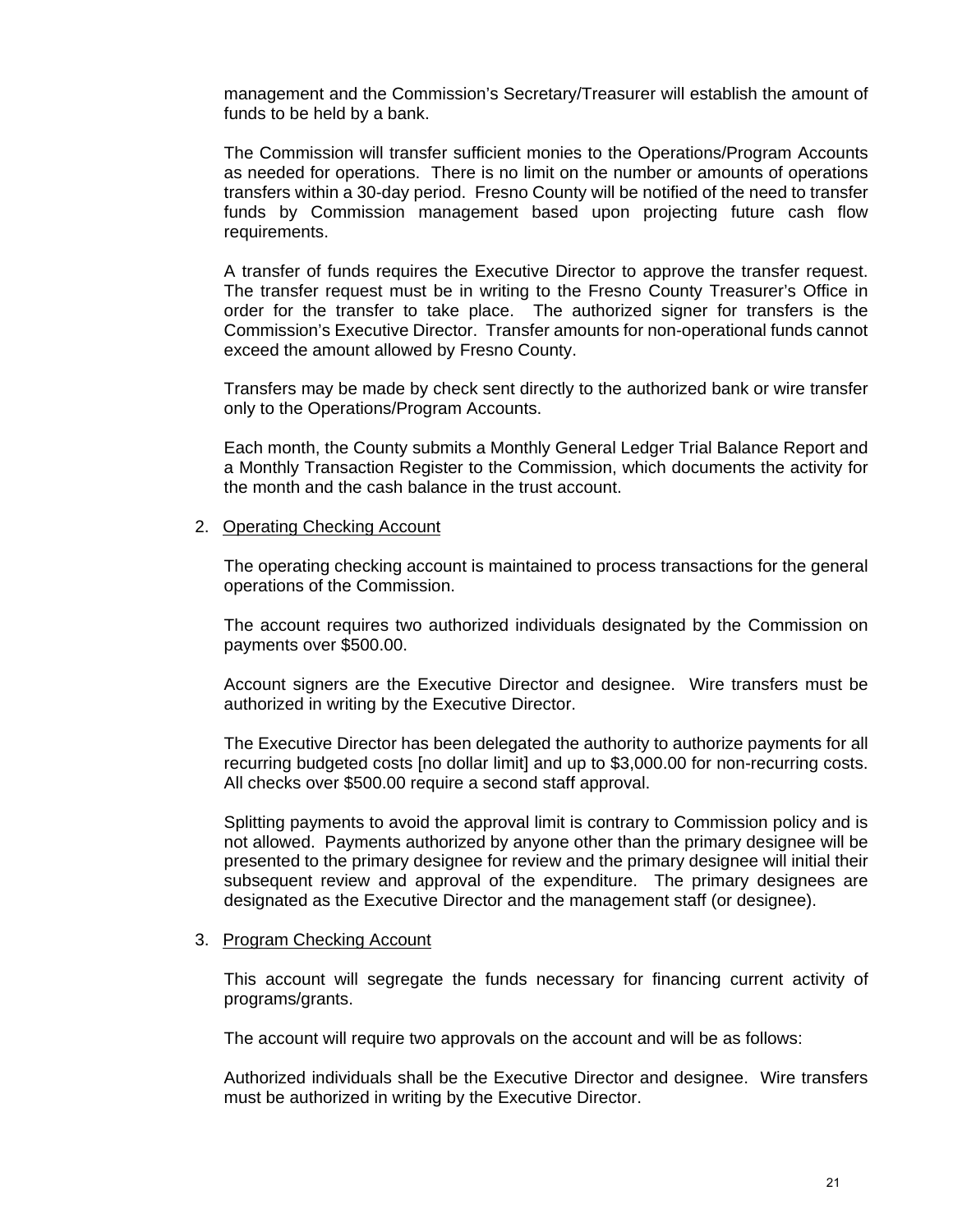management and the Commission's Secretary/Treasurer will establish the amount of funds to be held by a bank.

The Commission will transfer sufficient monies to the Operations/Program Accounts as needed for operations. There is no limit on the number or amounts of operations transfers within a 30-day period. Fresno County will be notified of the need to transfer funds by Commission management based upon projecting future cash flow requirements.

A transfer of funds requires the Executive Director to approve the transfer request. The transfer request must be in writing to the Fresno County Treasurer's Office in order for the transfer to take place. The authorized signer for transfers is the Commission's Executive Director. Transfer amounts for non-operational funds cannot exceed the amount allowed by Fresno County.

Transfers may be made by check sent directly to the authorized bank or wire transfer only to the Operations/Program Accounts.

Each month, the County submits a Monthly General Ledger Trial Balance Report and a Monthly Transaction Register to the Commission, which documents the activity for the month and the cash balance in the trust account.

2. Operating Checking Account

The operating checking account is maintained to process transactions for the general operations of the Commission.

The account requires two authorized individuals designated by the Commission on payments over $500.00.

Account signers are the Executive Director and designee. Wire transfers must be authorized in writing by the Executive Director.

The Executive Director has been delegated the authority to authorize payments for all recurring budgeted costs [no dollar limit] and up to $3,000.00 for non-recurring costs. All checks over $500.00 require a second staff approval.

Splitting payments to avoid the approval limit is contrary to Commission policy and is not allowed. Payments authorized by anyone other than the primary designee will be presented to the primary designee for review and the primary designee will initial their subsequent review and approval of the expenditure. The primary designees are designated as the Executive Director and the management staff (or designee).

3. Program Checking Account

This account will segregate the funds necessary for financing current activity of programs/grants.

The account will require two approvals on the account and will be as follows:

Authorized individuals shall be the Executive Director and designee. Wire transfers must be authorized in writing by the Executive Director.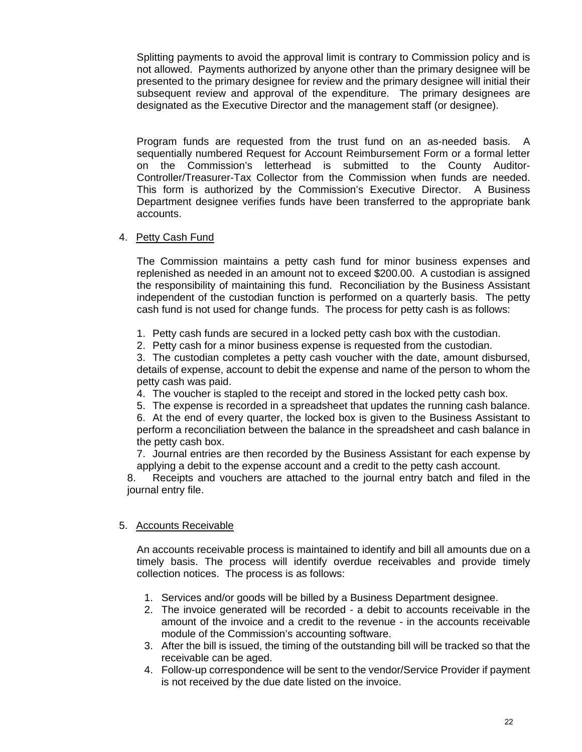Splitting payments to avoid the approval limit is contrary to Commission policy and is not allowed. Payments authorized by anyone other than the primary designee will be presented to the primary designee for review and the primary designee will initial their subsequent review and approval of the expenditure. The primary designees are designated as the Executive Director and the management staff (or designee).

Program funds are requested from the trust fund on an as-needed basis. A sequentially numbered Request for Account Reimbursement Form or a formal letter on the Commission's letterhead is submitted to the County Auditor-Controller/Treasurer-Tax Collector from the Commission when funds are needed. This form is authorized by the Commission's Executive Director. A Business Department designee verifies funds have been transferred to the appropriate bank accounts.

4. Petty Cash Fund

The Commission maintains a petty cash fund for minor business expenses and replenished as needed in an amount not to exceed $200.00. A custodian is assigned the responsibility of maintaining this fund. Reconciliation by the Business Assistant independent of the custodian function is performed on a quarterly basis. The petty cash fund is not used for change funds. The process for petty cash is as follows:

1. Petty cash funds are secured in a locked petty cash box with the custodian.
2. Petty cash for a minor business expense is requested from the custodian.
3. The custodian completes a petty cash voucher with the date, amount disbursed, details of expense, account to debit the expense and name of the person to whom the petty cash was paid.
4. The voucher is stapled to the receipt and stored in the locked petty cash box.
5. The expense is recorded in a spreadsheet that updates the running cash balance.
6. At the end of every quarter, the locked box is given to the Business Assistant to perform a reconciliation between the balance in the spreadsheet and cash balance in the petty cash box.
7. Journal entries are then recorded by the Business Assistant for each expense by applying a debit to the expense account and a credit to the petty cash account.
8. Receipts and vouchers are attached to the journal entry batch and filed in the journal entry file.

5. Accounts Receivable

An accounts receivable process is maintained to identify and bill all amounts due on a timely basis. The process will identify overdue receivables and provide timely collection notices. The process is as follows:

1. Services and/or goods will be billed by a Business Department designee.
2. The invoice generated will be recorded - a debit to accounts receivable in the amount of the invoice and a credit to the revenue - in the accounts receivable module of the Commission's accounting software.
3. After the bill is issued, the timing of the outstanding bill will be tracked so that the receivable can be aged.
4. Follow-up correspondence will be sent to the vendor/Service Provider if payment is not received by the due date listed on the invoice.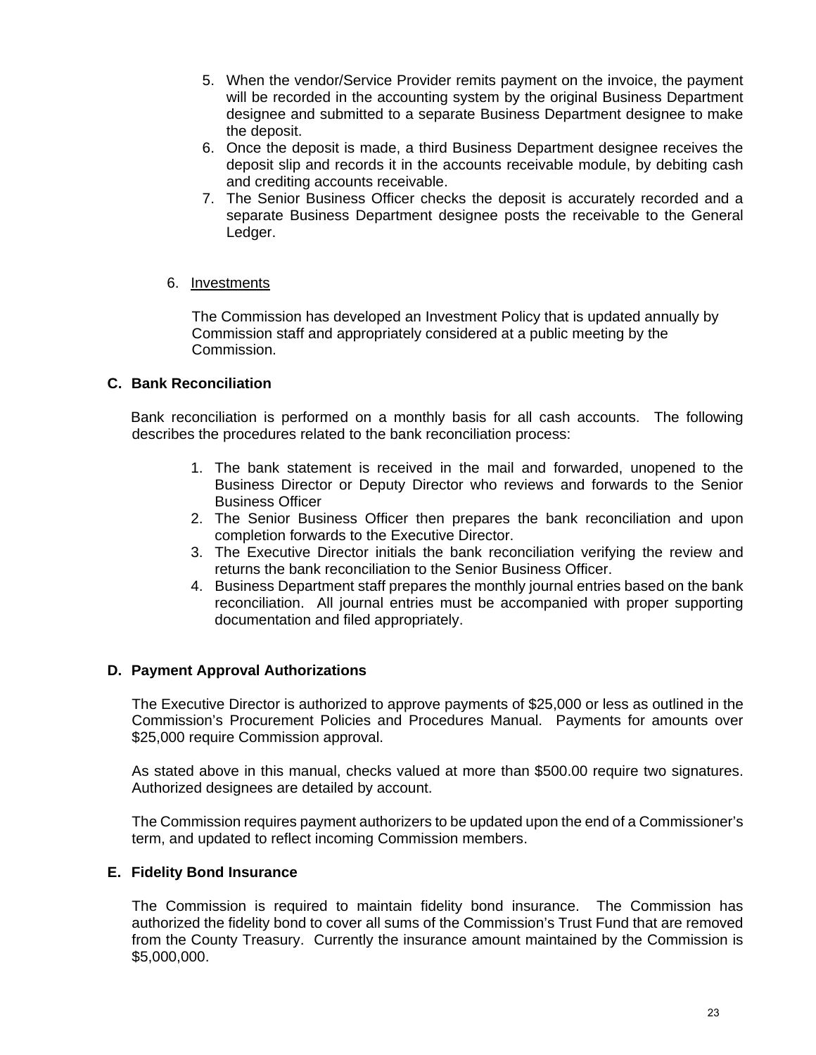5. When the vendor/Service Provider remits payment on the invoice, the payment will be recorded in the accounting system by the original Business Department designee and submitted to a separate Business Department designee to make the deposit.
6. Once the deposit is made, a third Business Department designee receives the deposit slip and records it in the accounts receivable module, by debiting cash and crediting accounts receivable.
7. The Senior Business Officer checks the deposit is accurately recorded and a separate Business Department designee posts the receivable to the General Ledger.

6. Investments

The Commission has developed an Investment Policy that is updated annually by Commission staff and appropriately considered at a public meeting by the Commission.

### C. Bank Reconciliation

Bank reconciliation is performed on a monthly basis for all cash accounts. The following describes the procedures related to the bank reconciliation process:

1. The bank statement is received in the mail and forwarded, unopened to the Business Director or Deputy Director who reviews and forwards to the Senior Business Officer
2. The Senior Business Officer then prepares the bank reconciliation and upon completion forwards to the Executive Director.
3. The Executive Director initials the bank reconciliation verifying the review and returns the bank reconciliation to the Senior Business Officer.
4. Business Department staff prepares the monthly journal entries based on the bank reconciliation. All journal entries must be accompanied with proper supporting documentation and filed appropriately.

### D. Payment Approval Authorizations

The Executive Director is authorized to approve payments of $25,000 or less as outlined in the Commission's Procurement Policies and Procedures Manual. Payments for amounts over $25,000 require Commission approval.

As stated above in this manual, checks valued at more than $500.00 require two signatures. Authorized designees are detailed by account.

The Commission requires payment authorizers to be updated upon the end of a Commissioner's term, and updated to reflect incoming Commission members.

### E. Fidelity Bond Insurance

The Commission is required to maintain fidelity bond insurance. The Commission has authorized the fidelity bond to cover all sums of the Commission's Trust Fund that are removed from the County Treasury. Currently the insurance amount maintained by the Commission is $5,000,000.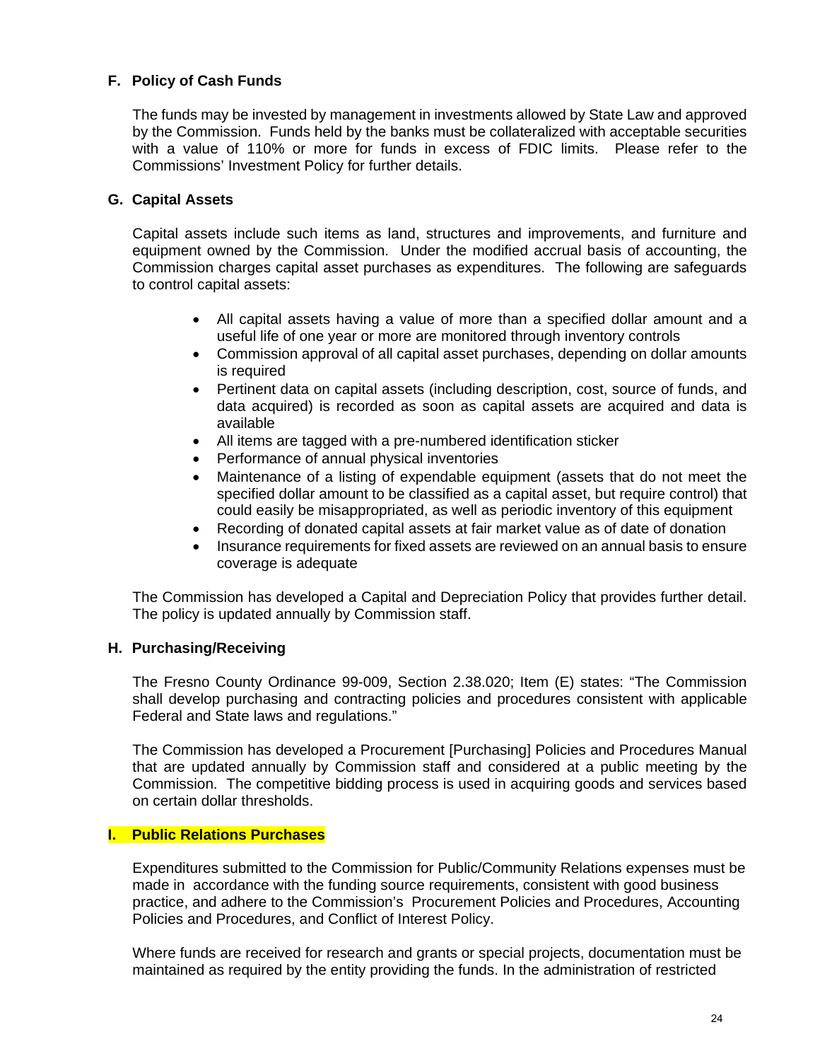## F. Policy of Cash Funds

The funds may be invested by management in investments allowed by State Law and approved by the Commission. Funds held by the banks must be collateralized with acceptable securities with a value of 110% or more for funds in excess of FDIC limits. Please refer to the Commissions' Investment Policy for further details.

## G. Capital Assets

Capital assets include such items as land, structures and improvements, and furniture and equipment owned by the Commission. Under the modified accrual basis of accounting, the Commission charges capital asset purchases as expenditures. The following are safeguards to control capital assets:

- All capital assets having a value of more than a specified dollar amount and a useful life of one year or more are monitored through inventory controls
- Commission approval of all capital asset purchases, depending on dollar amounts is required
- Pertinent data on capital assets (including description, cost, source of funds, and data acquired) is recorded as soon as capital assets are acquired and data is available
- All items are tagged with a pre-numbered identification sticker
- Performance of annual physical inventories
- Maintenance of a listing of expendable equipment (assets that do not meet the specified dollar amount to be classified as a capital asset, but require control) that could easily be misappropriated, as well as periodic inventory of this equipment
- Recording of donated capital assets at fair market value as of date of donation
- Insurance requirements for fixed assets are reviewed on an annual basis to ensure coverage is adequate

The Commission has developed a Capital and Depreciation Policy that provides further detail. The policy is updated annually by Commission staff.

## H. Purchasing/Receiving

The Fresno County Ordinance 99-009, Section 2.38.020; Item (E) states: "The Commission shall develop purchasing and contracting policies and procedures consistent with applicable Federal and State laws and regulations."

The Commission has developed a Procurement [Purchasing] Policies and Procedures Manual that are updated annually by Commission staff and considered at a public meeting by the Commission. The competitive bidding process is used in acquiring goods and services based on certain dollar thresholds.

## I. Public Relations Purchases

Expenditures submitted to the Commission for Public/Community Relations expenses must be made in accordance with the funding source requirements, consistent with good business practice, and adhere to the Commission's Procurement Policies and Procedures, Accounting Policies and Procedures, and Conflict of Interest Policy.

Where funds are received for research and grants or special projects, documentation must be maintained as required by the entity providing the funds. In the administration of restricted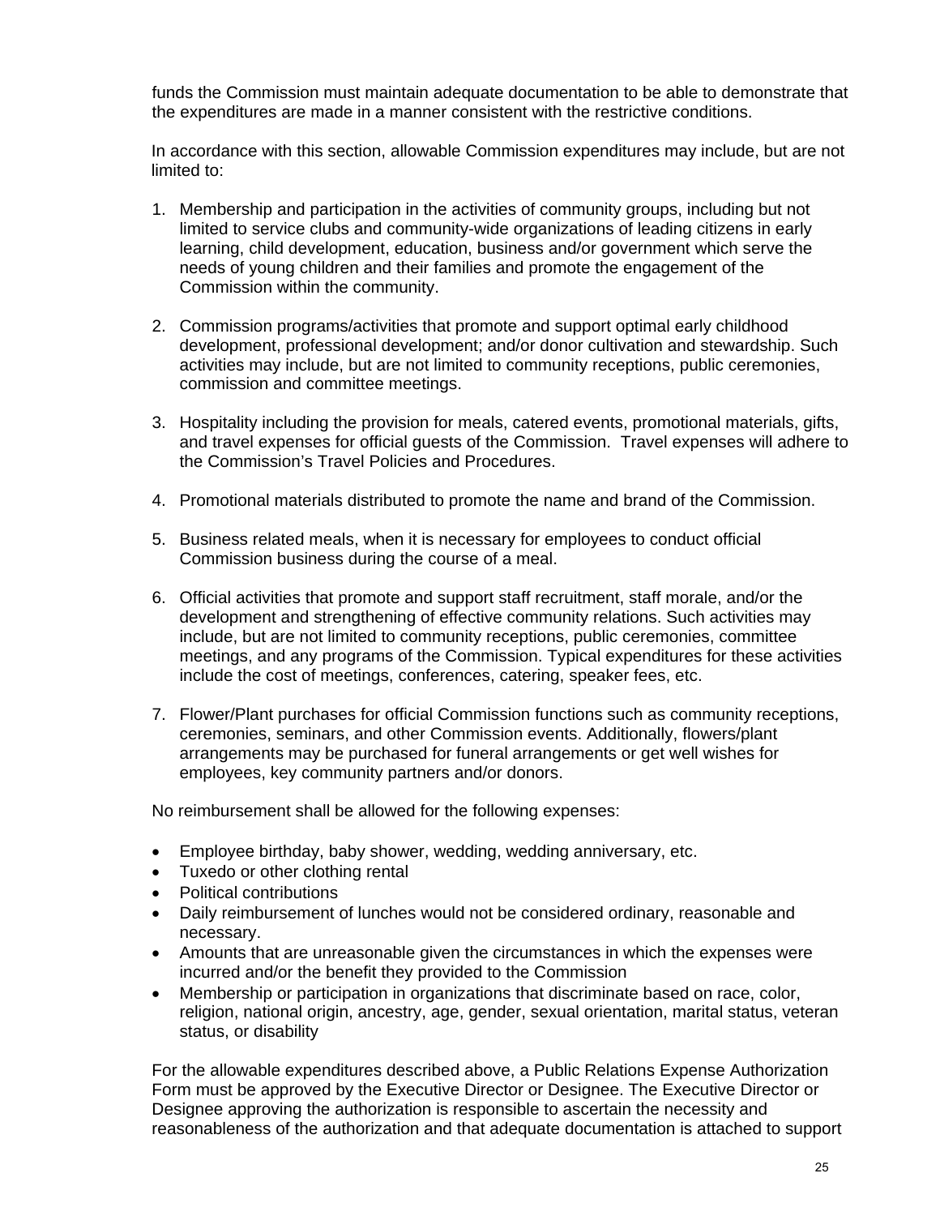funds the Commission must maintain adequate documentation to be able to demonstrate that the expenditures are made in a manner consistent with the restrictive conditions.

In accordance with this section, allowable Commission expenditures may include, but are not limited to:

1. Membership and participation in the activities of community groups, including but not limited to service clubs and community-wide organizations of leading citizens in early learning, child development, education, business and/or government which serve the needs of young children and their families and promote the engagement of the Commission within the community.

2. Commission programs/activities that promote and support optimal early childhood development, professional development; and/or donor cultivation and stewardship. Such activities may include, but are not limited to community receptions, public ceremonies, commission and committee meetings.

3. Hospitality including the provision for meals, catered events, promotional materials, gifts, and travel expenses for official guests of the Commission. Travel expenses will adhere to the Commission's Travel Policies and Procedures.

4. Promotional materials distributed to promote the name and brand of the Commission.

5. Business related meals, when it is necessary for employees to conduct official Commission business during the course of a meal.

6. Official activities that promote and support staff recruitment, staff morale, and/or the development and strengthening of effective community relations. Such activities may include, but are not limited to community receptions, public ceremonies, committee meetings, and any programs of the Commission. Typical expenditures for these activities include the cost of meetings, conferences, catering, speaker fees, etc.

7. Flower/Plant purchases for official Commission functions such as community receptions, ceremonies, seminars, and other Commission events. Additionally, flowers/plant arrangements may be purchased for funeral arrangements or get well wishes for employees, key community partners and/or donors.

No reimbursement shall be allowed for the following expenses:

- Employee birthday, baby shower, wedding, wedding anniversary, etc.
- Tuxedo or other clothing rental
- Political contributions
- Daily reimbursement of lunches would not be considered ordinary, reasonable and necessary.
- Amounts that are unreasonable given the circumstances in which the expenses were incurred and/or the benefit they provided to the Commission
- Membership or participation in organizations that discriminate based on race, color, religion, national origin, ancestry, age, gender, sexual orientation, marital status, veteran status, or disability

For the allowable expenditures described above, a Public Relations Expense Authorization Form must be approved by the Executive Director or Designee. The Executive Director or Designee approving the authorization is responsible to ascertain the necessity and reasonableness of the authorization and that adequate documentation is attached to support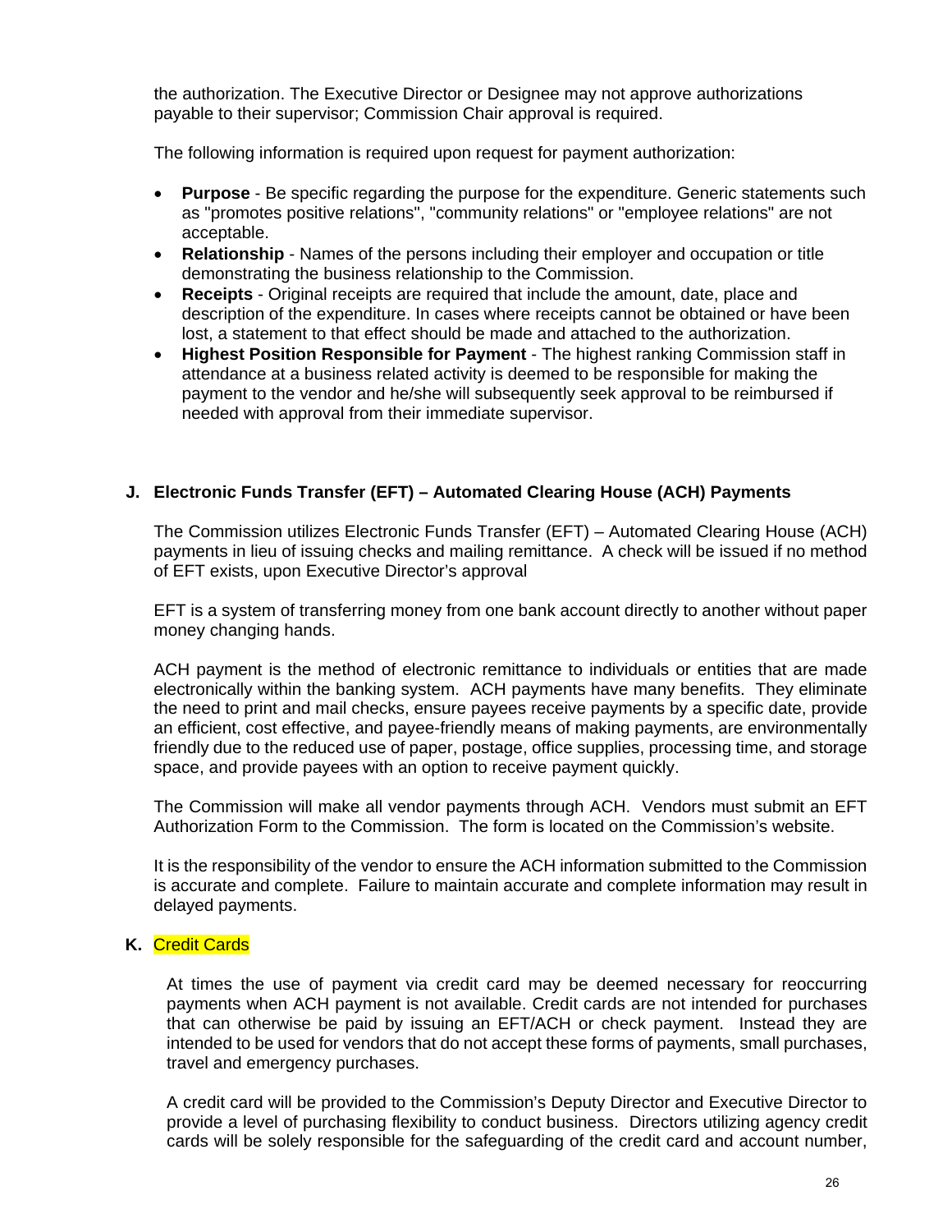the authorization. The Executive Director or Designee may not approve authorizations payable to their supervisor; Commission Chair approval is required.

The following information is required upon request for payment authorization:

- **Purpose** - Be specific regarding the purpose for the expenditure. Generic statements such as "promotes positive relations", "community relations" or "employee relations" are not acceptable.
- **Relationship** - Names of the persons including their employer and occupation or title demonstrating the business relationship to the Commission.
- **Receipts** - Original receipts are required that include the amount, date, place and description of the expenditure. In cases where receipts cannot be obtained or have been lost, a statement to that effect should be made and attached to the authorization.
- **Highest Position Responsible for Payment** - The highest ranking Commission staff in attendance at a business related activity is deemed to be responsible for making the payment to the vendor and he/she will subsequently seek approval to be reimbursed if needed with approval from their immediate supervisor.

### J. Electronic Funds Transfer (EFT) – Automated Clearing House (ACH) Payments

The Commission utilizes Electronic Funds Transfer (EFT) – Automated Clearing House (ACH) payments in lieu of issuing checks and mailing remittance. A check will be issued if no method of EFT exists, upon Executive Director's approval

EFT is a system of transferring money from one bank account directly to another without paper money changing hands.

ACH payment is the method of electronic remittance to individuals or entities that are made electronically within the banking system. ACH payments have many benefits. They eliminate the need to print and mail checks, ensure payees receive payments by a specific date, provide an efficient, cost effective, and payee-friendly means of making payments, are environmentally friendly due to the reduced use of paper, postage, office supplies, processing time, and storage space, and provide payees with an option to receive payment quickly.

The Commission will make all vendor payments through ACH. Vendors must submit an EFT Authorization Form to the Commission. The form is located on the Commission's website.

It is the responsibility of the vendor to ensure the ACH information submitted to the Commission is accurate and complete. Failure to maintain accurate and complete information may result in delayed payments.

### K. Credit Cards

At times the use of payment via credit card may be deemed necessary for reoccurring payments when ACH payment is not available. Credit cards are not intended for purchases that can otherwise be paid by issuing an EFT/ACH or check payment. Instead they are intended to be used for vendors that do not accept these forms of payments, small purchases, travel and emergency purchases.

A credit card will be provided to the Commission's Deputy Director and Executive Director to provide a level of purchasing flexibility to conduct business. Directors utilizing agency credit cards will be solely responsible for the safeguarding of the credit card and account number,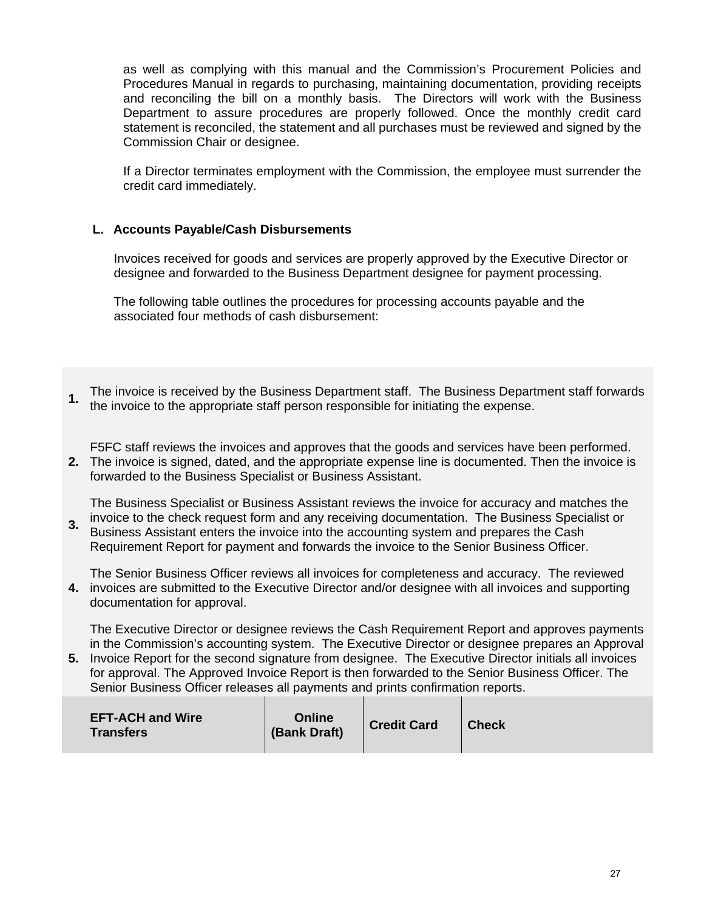as well as complying with this manual and the Commission's Procurement Policies and Procedures Manual in regards to purchasing, maintaining documentation, providing receipts and reconciling the bill on a monthly basis. The Directors will work with the Business Department to assure procedures are properly followed. Once the monthly credit card statement is reconciled, the statement and all purchases must be reviewed and signed by the Commission Chair or designee.

If a Director terminates employment with the Commission, the employee must surrender the credit card immediately.

### L. Accounts Payable/Cash Disbursements

Invoices received for goods and services are properly approved by the Executive Director or designee and forwarded to the Business Department designee for payment processing.

The following table outlines the procedures for processing accounts payable and the associated four methods of cash disbursement:

| | | | | |
|---|---|---|---|---|
| **1.** | The invoice is received by the Business Department staff. The Business Department staff forwards the invoice to the appropriate staff person responsible for initiating the expense. | | | |
| **2.** | F5FC staff reviews the invoices and approves that the goods and services have been performed. The invoice is signed, dated, and the appropriate expense line is documented. Then the invoice is forwarded to the Business Specialist or Business Assistant. | | | |
| **3.** | The Business Specialist or Business Assistant reviews the invoice for accuracy and matches the invoice to the check request form and any receiving documentation. The Business Specialist or Business Assistant enters the invoice into the accounting system and prepares the Cash Requirement Report for payment and forwards the invoice to the Senior Business Officer. | | | |
| **4.** | The Senior Business Officer reviews all invoices for completeness and accuracy. The reviewed invoices are submitted to the Executive Director and/or designee with all invoices and supporting documentation for approval. | | | |
| **5.** | The Executive Director or designee reviews the Cash Requirement Report and approves payments in the Commission's accounting system. The Executive Director or designee prepares an Approval Invoice Report for the second signature from designee. The Executive Director initials all invoices for approval. The Approved Invoice Report is then forwarded to the Senior Business Officer. The Senior Business Officer releases all payments and prints confirmation reports. | | | |
| | **EFT-ACH and Wire Transfers** | **Online (Bank Draft)** | **Credit Card** | **Check** |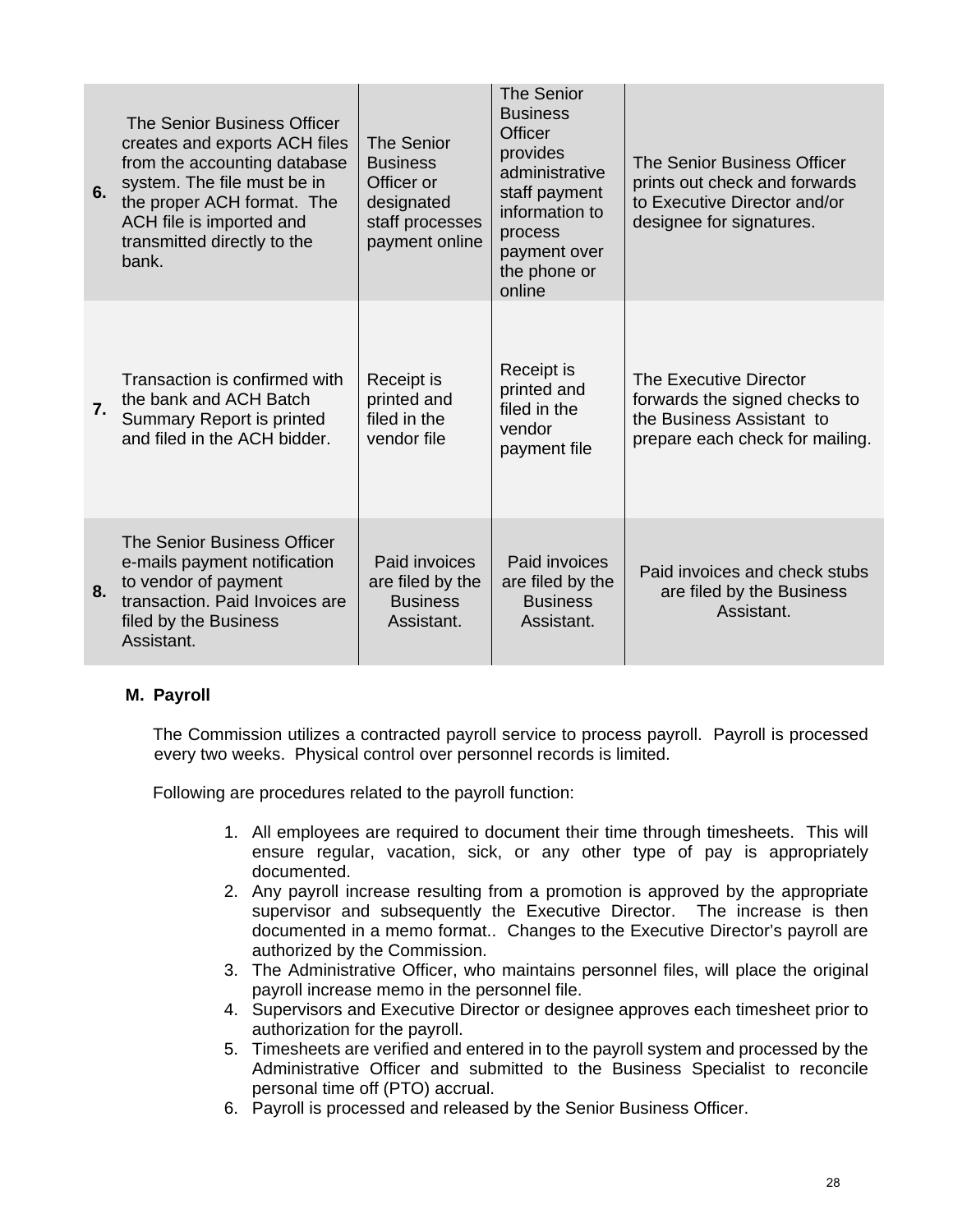| | | | | |
|---|---|---|---|---|
| **6.** | The Senior Business Officer creates and exports ACH files from the accounting database system. The file must be in the proper ACH format. The ACH file is imported and transmitted directly to the bank. | The Senior Business Officer or designated staff processes payment online | The Senior Business Officer provides administrative staff payment information to process payment over the phone or online | The Senior Business Officer prints out check and forwards to Executive Director and/or designee for signatures. |
| **7.** | Transaction is confirmed with the bank and ACH Batch Summary Report is printed and filed in the ACH bidder. | Receipt is printed and filed in the vendor file | Receipt is printed and filed in the vendor payment file | The Executive Director forwards the signed checks to the Business Assistant to prepare each check for mailing. |
| **8.** | The Senior Business Officer e-mails payment notification to vendor of payment transaction. Paid Invoices are filed by the Business Assistant. | Paid invoices are filed by the Business Assistant. | Paid invoices are filed by the Business Assistant. | Paid invoices and check stubs are filed by the Business Assistant. |

**M. Payroll**

The Commission utilizes a contracted payroll service to process payroll. Payroll is processed every two weeks. Physical control over personnel records is limited.

Following are procedures related to the payroll function:

1. All employees are required to document their time through timesheets. This will ensure regular, vacation, sick, or any other type of pay is appropriately documented.
2. Any payroll increase resulting from a promotion is approved by the appropriate supervisor and subsequently the Executive Director. The increase is then documented in a memo format.. Changes to the Executive Director's payroll are authorized by the Commission.
3. The Administrative Officer, who maintains personnel files, will place the original payroll increase memo in the personnel file.
4. Supervisors and Executive Director or designee approves each timesheet prior to authorization for the payroll.
5. Timesheets are verified and entered in to the payroll system and processed by the Administrative Officer and submitted to the Business Specialist to reconcile personal time off (PTO) accrual.
6. Payroll is processed and released by the Senior Business Officer.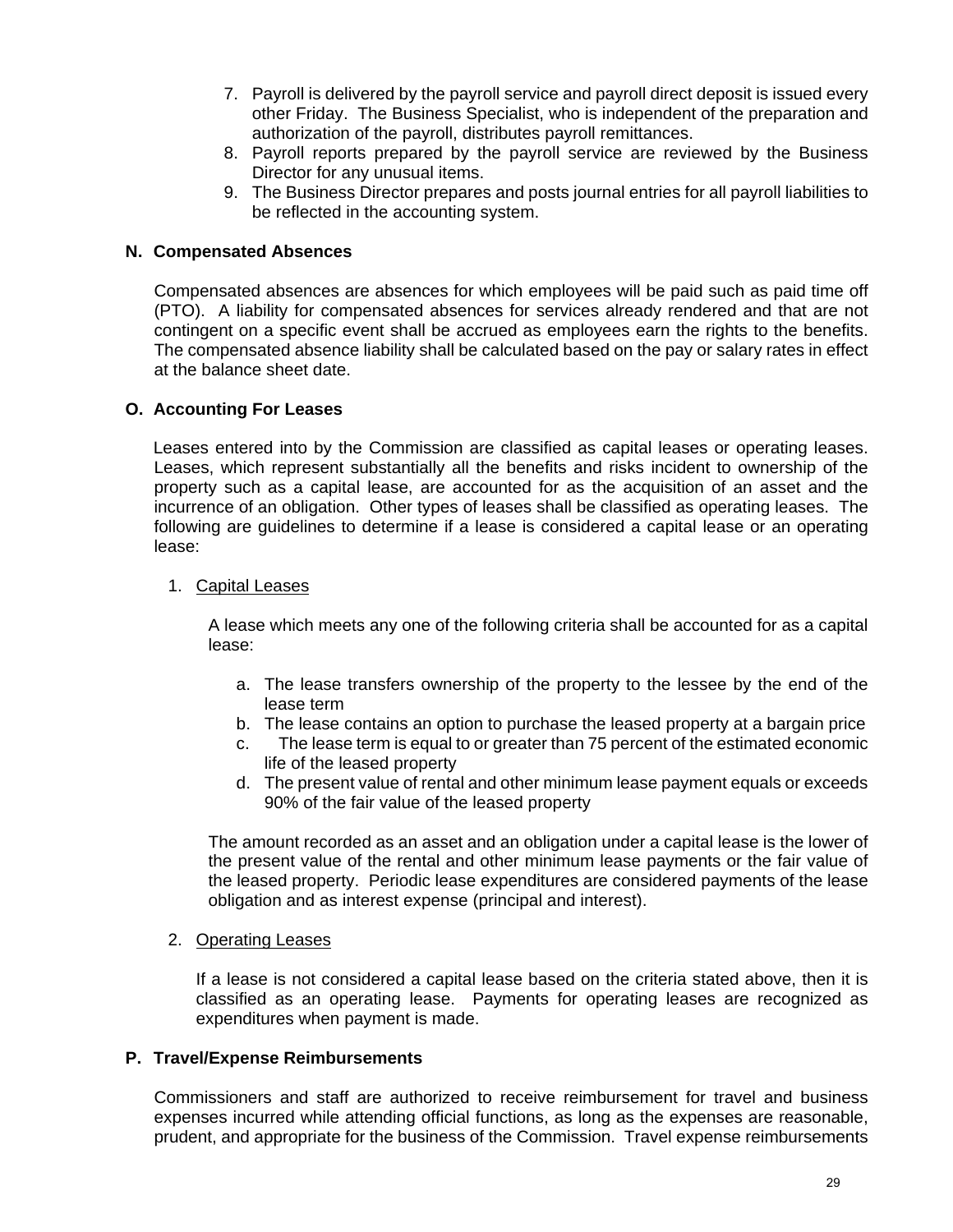7. Payroll is delivered by the payroll service and payroll direct deposit is issued every other Friday. The Business Specialist, who is independent of the preparation and authorization of the payroll, distributes payroll remittances.
8. Payroll reports prepared by the payroll service are reviewed by the Business Director for any unusual items.
9. The Business Director prepares and posts journal entries for all payroll liabilities to be reflected in the accounting system.

## N. Compensated Absences

Compensated absences are absences for which employees will be paid such as paid time off (PTO). A liability for compensated absences for services already rendered and that are not contingent on a specific event shall be accrued as employees earn the rights to the benefits. The compensated absence liability shall be calculated based on the pay or salary rates in effect at the balance sheet date.

## O. Accounting For Leases

Leases entered into by the Commission are classified as capital leases or operating leases. Leases, which represent substantially all the benefits and risks incident to ownership of the property such as a capital lease, are accounted for as the acquisition of an asset and the incurrence of an obligation. Other types of leases shall be classified as operating leases. The following are guidelines to determine if a lease is considered a capital lease or an operating lease:

1. Capital Leases

   A lease which meets any one of the following criteria shall be accounted for as a capital lease:

   a. The lease transfers ownership of the property to the lessee by the end of the lease term
   b. The lease contains an option to purchase the leased property at a bargain price
   c. The lease term is equal to or greater than 75 percent of the estimated economic life of the leased property
   d. The present value of rental and other minimum lease payment equals or exceeds 90% of the fair value of the leased property

   The amount recorded as an asset and an obligation under a capital lease is the lower of the present value of the rental and other minimum lease payments or the fair value of the leased property. Periodic lease expenditures are considered payments of the lease obligation and as interest expense (principal and interest).

2. Operating Leases

   If a lease is not considered a capital lease based on the criteria stated above, then it is classified as an operating lease. Payments for operating leases are recognized as expenditures when payment is made.

## P. Travel/Expense Reimbursements

Commissioners and staff are authorized to receive reimbursement for travel and business expenses incurred while attending official functions, as long as the expenses are reasonable, prudent, and appropriate for the business of the Commission. Travel expense reimbursements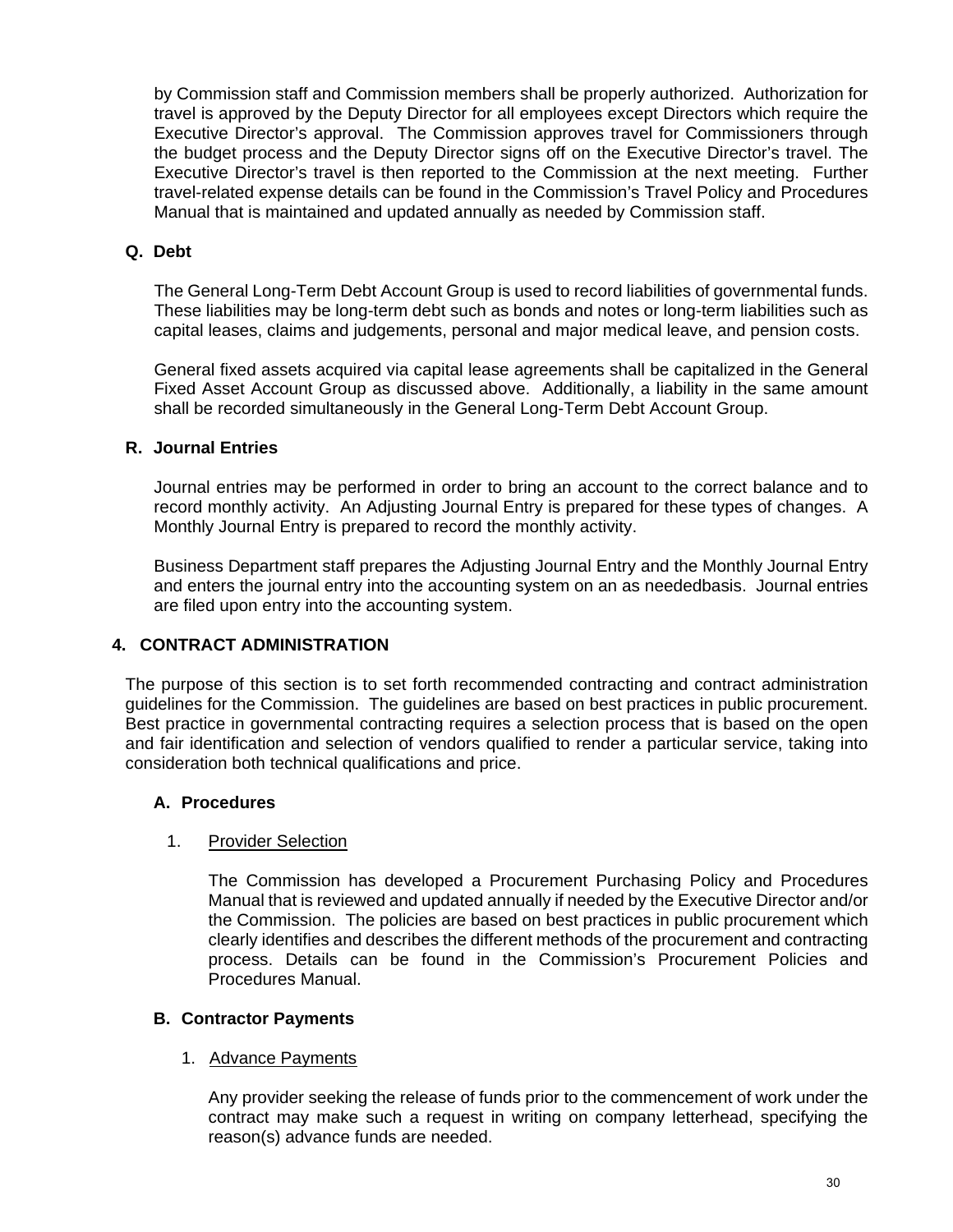by Commission staff and Commission members shall be properly authorized. Authorization for travel is approved by the Deputy Director for all employees except Directors which require the Executive Director's approval. The Commission approves travel for Commissioners through the budget process and the Deputy Director signs off on the Executive Director's travel. The Executive Director's travel is then reported to the Commission at the next meeting. Further travel-related expense details can be found in the Commission's Travel Policy and Procedures Manual that is maintained and updated annually as needed by Commission staff.

### Q. Debt

The General Long-Term Debt Account Group is used to record liabilities of governmental funds. These liabilities may be long-term debt such as bonds and notes or long-term liabilities such as capital leases, claims and judgements, personal and major medical leave, and pension costs.

General fixed assets acquired via capital lease agreements shall be capitalized in the General Fixed Asset Account Group as discussed above. Additionally, a liability in the same amount shall be recorded simultaneously in the General Long-Term Debt Account Group.

### R. Journal Entries

Journal entries may be performed in order to bring an account to the correct balance and to record monthly activity. An Adjusting Journal Entry is prepared for these types of changes. A Monthly Journal Entry is prepared to record the monthly activity.

Business Department staff prepares the Adjusting Journal Entry and the Monthly Journal Entry and enters the journal entry into the accounting system on an as neededbasis. Journal entries are filed upon entry into the accounting system.

## 4. CONTRACT ADMINISTRATION

The purpose of this section is to set forth recommended contracting and contract administration guidelines for the Commission. The guidelines are based on best practices in public procurement. Best practice in governmental contracting requires a selection process that is based on the open and fair identification and selection of vendors qualified to render a particular service, taking into consideration both technical qualifications and price.

### A. Procedures

1. Provider Selection

The Commission has developed a Procurement Purchasing Policy and Procedures Manual that is reviewed and updated annually if needed by the Executive Director and/or the Commission. The policies are based on best practices in public procurement which clearly identifies and describes the different methods of the procurement and contracting process. Details can be found in the Commission's Procurement Policies and Procedures Manual.

### B. Contractor Payments

1. Advance Payments

Any provider seeking the release of funds prior to the commencement of work under the contract may make such a request in writing on company letterhead, specifying the reason(s) advance funds are needed.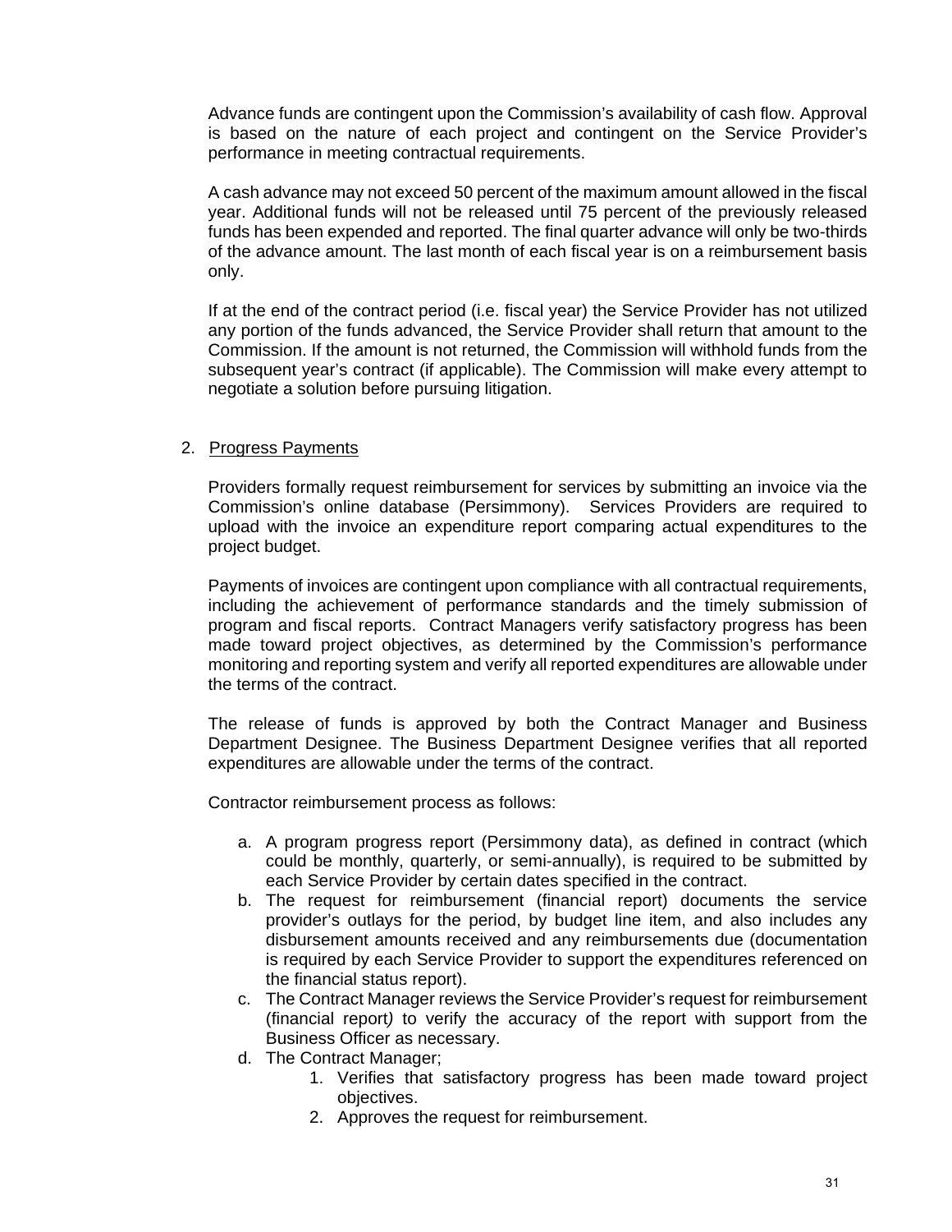Advance funds are contingent upon the Commission's availability of cash flow. Approval is based on the nature of each project and contingent on the Service Provider's performance in meeting contractual requirements.

A cash advance may not exceed 50 percent of the maximum amount allowed in the fiscal year. Additional funds will not be released until 75 percent of the previously released funds has been expended and reported. The final quarter advance will only be two-thirds of the advance amount. The last month of each fiscal year is on a reimbursement basis only.

If at the end of the contract period (i.e. fiscal year) the Service Provider has not utilized any portion of the funds advanced, the Service Provider shall return that amount to the Commission. If the amount is not returned, the Commission will withhold funds from the subsequent year's contract (if applicable). The Commission will make every attempt to negotiate a solution before pursuing litigation.

2. Progress Payments

Providers formally request reimbursement for services by submitting an invoice via the Commission's online database (Persimmony). Services Providers are required to upload with the invoice an expenditure report comparing actual expenditures to the project budget.

Payments of invoices are contingent upon compliance with all contractual requirements, including the achievement of performance standards and the timely submission of program and fiscal reports. Contract Managers verify satisfactory progress has been made toward project objectives, as determined by the Commission's performance monitoring and reporting system and verify all reported expenditures are allowable under the terms of the contract.

The release of funds is approved by both the Contract Manager and Business Department Designee. The Business Department Designee verifies that all reported expenditures are allowable under the terms of the contract.

Contractor reimbursement process as follows:

a. A program progress report (Persimmony data), as defined in contract (which could be monthly, quarterly, or semi-annually), is required to be submitted by each Service Provider by certain dates specified in the contract.
b. The request for reimbursement (financial report) documents the service provider's outlays for the period, by budget line item, and also includes any disbursement amounts received and any reimbursements due (documentation is required by each Service Provider to support the expenditures referenced on the financial status report).
c. The Contract Manager reviews the Service Provider's request for reimbursement (financial report*)* to verify the accuracy of the report with support from the Business Officer as necessary.
d. The Contract Manager;
    1. Verifies that satisfactory progress has been made toward project objectives.
    2. Approves the request for reimbursement.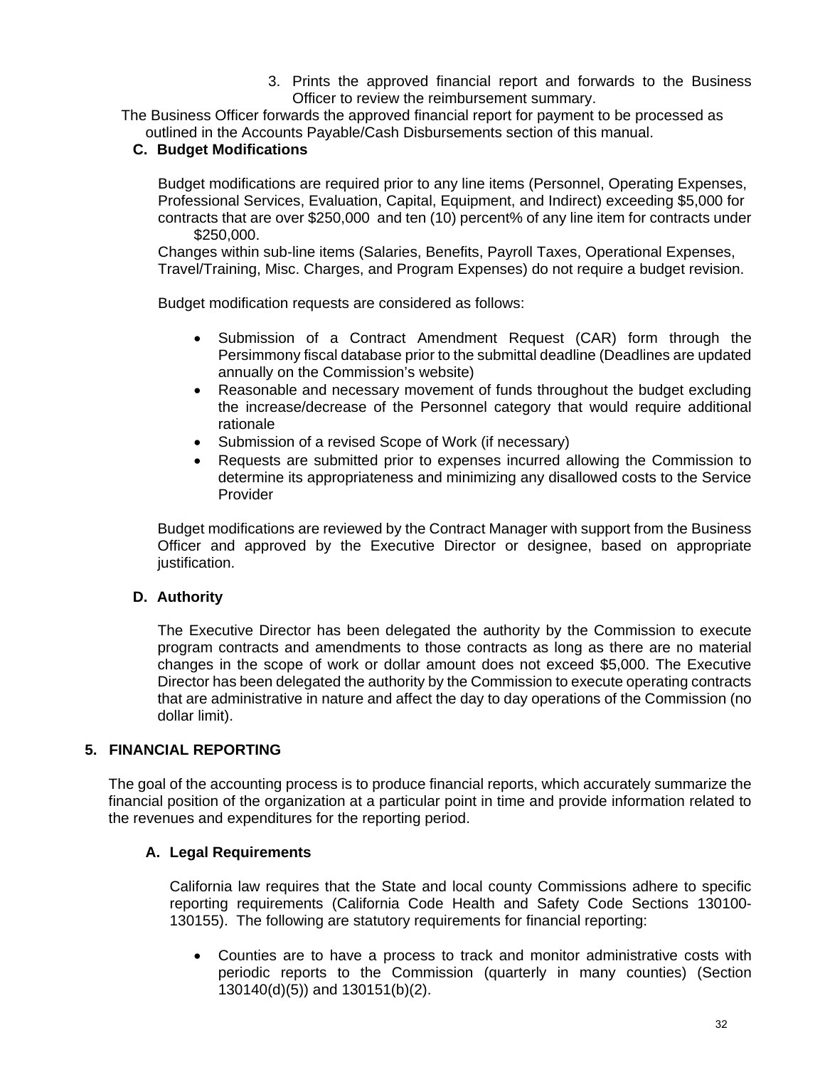3. Prints the approved financial report and forwards to the Business Officer to review the reimbursement summary.

The Business Officer forwards the approved financial report for payment to be processed as outlined in the Accounts Payable/Cash Disbursements section of this manual.

### C. Budget Modifications

Budget modifications are required prior to any line items (Personnel, Operating Expenses, Professional Services, Evaluation, Capital, Equipment, and Indirect) exceeding $5,000 for contracts that are over $250,000 and ten (10) percent% of any line item for contracts under $250,000.

Changes within sub-line items (Salaries, Benefits, Payroll Taxes, Operational Expenses, Travel/Training, Misc. Charges, and Program Expenses) do not require a budget revision.

Budget modification requests are considered as follows:

- Submission of a Contract Amendment Request (CAR) form through the Persimmony fiscal database prior to the submittal deadline (Deadlines are updated annually on the Commission's website)
- Reasonable and necessary movement of funds throughout the budget excluding the increase/decrease of the Personnel category that would require additional rationale
- Submission of a revised Scope of Work (if necessary)
- Requests are submitted prior to expenses incurred allowing the Commission to determine its appropriateness and minimizing any disallowed costs to the Service Provider

Budget modifications are reviewed by the Contract Manager with support from the Business Officer and approved by the Executive Director or designee, based on appropriate justification.

### D. Authority

The Executive Director has been delegated the authority by the Commission to execute program contracts and amendments to those contracts as long as there are no material changes in the scope of work or dollar amount does not exceed $5,000. The Executive Director has been delegated the authority by the Commission to execute operating contracts that are administrative in nature and affect the day to day operations of the Commission (no dollar limit).

## 5. FINANCIAL REPORTING

The goal of the accounting process is to produce financial reports, which accurately summarize the financial position of the organization at a particular point in time and provide information related to the revenues and expenditures for the reporting period.

### A. Legal Requirements

California law requires that the State and local county Commissions adhere to specific reporting requirements (California Code Health and Safety Code Sections 130100-130155). The following are statutory requirements for financial reporting:

- Counties are to have a process to track and monitor administrative costs with periodic reports to the Commission (quarterly in many counties) (Section 130140(d)(5)) and 130151(b)(2).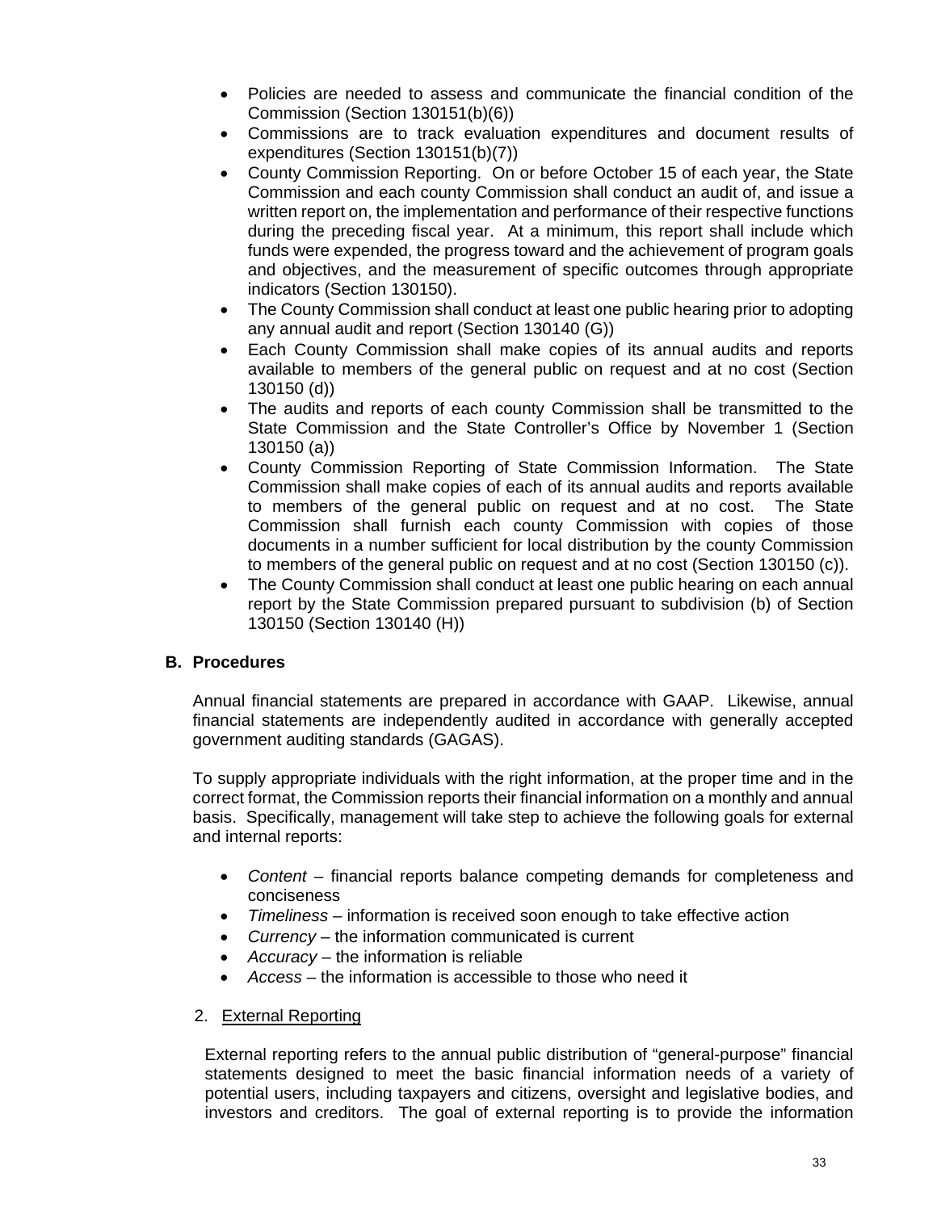- Policies are needed to assess and communicate the financial condition of the Commission (Section 130151(b)(6))
- Commissions are to track evaluation expenditures and document results of expenditures (Section 130151(b)(7))
- County Commission Reporting. On or before October 15 of each year, the State Commission and each county Commission shall conduct an audit of, and issue a written report on, the implementation and performance of their respective functions during the preceding fiscal year. At a minimum, this report shall include which funds were expended, the progress toward and the achievement of program goals and objectives, and the measurement of specific outcomes through appropriate indicators (Section 130150).
- The County Commission shall conduct at least one public hearing prior to adopting any annual audit and report (Section 130140 (G))
- Each County Commission shall make copies of its annual audits and reports available to members of the general public on request and at no cost (Section 130150 (d))
- The audits and reports of each county Commission shall be transmitted to the State Commission and the State Controller's Office by November 1 (Section 130150 (a))
- County Commission Reporting of State Commission Information. The State Commission shall make copies of each of its annual audits and reports available to members of the general public on request and at no cost. The State Commission shall furnish each county Commission with copies of those documents in a number sufficient for local distribution by the county Commission to members of the general public on request and at no cost (Section 130150 (c)).
- The County Commission shall conduct at least one public hearing on each annual report by the State Commission prepared pursuant to subdivision (b) of Section 130150 (Section 130140 (H))

## B. Procedures

Annual financial statements are prepared in accordance with GAAP. Likewise, annual financial statements are independently audited in accordance with generally accepted government auditing standards (GAGAS).

To supply appropriate individuals with the right information, at the proper time and in the correct format, the Commission reports their financial information on a monthly and annual basis. Specifically, management will take step to achieve the following goals for external and internal reports:

- *Content* – financial reports balance competing demands for completeness and conciseness
- *Timeliness* – information is received soon enough to take effective action
- *Currency* – the information communicated is current
- *Accuracy* – the information is reliable
- *Access* – the information is accessible to those who need it

2. <u>External Reporting</u>

External reporting refers to the annual public distribution of "general-purpose" financial statements designed to meet the basic financial information needs of a variety of potential users, including taxpayers and citizens, oversight and legislative bodies, and investors and creditors. The goal of external reporting is to provide the information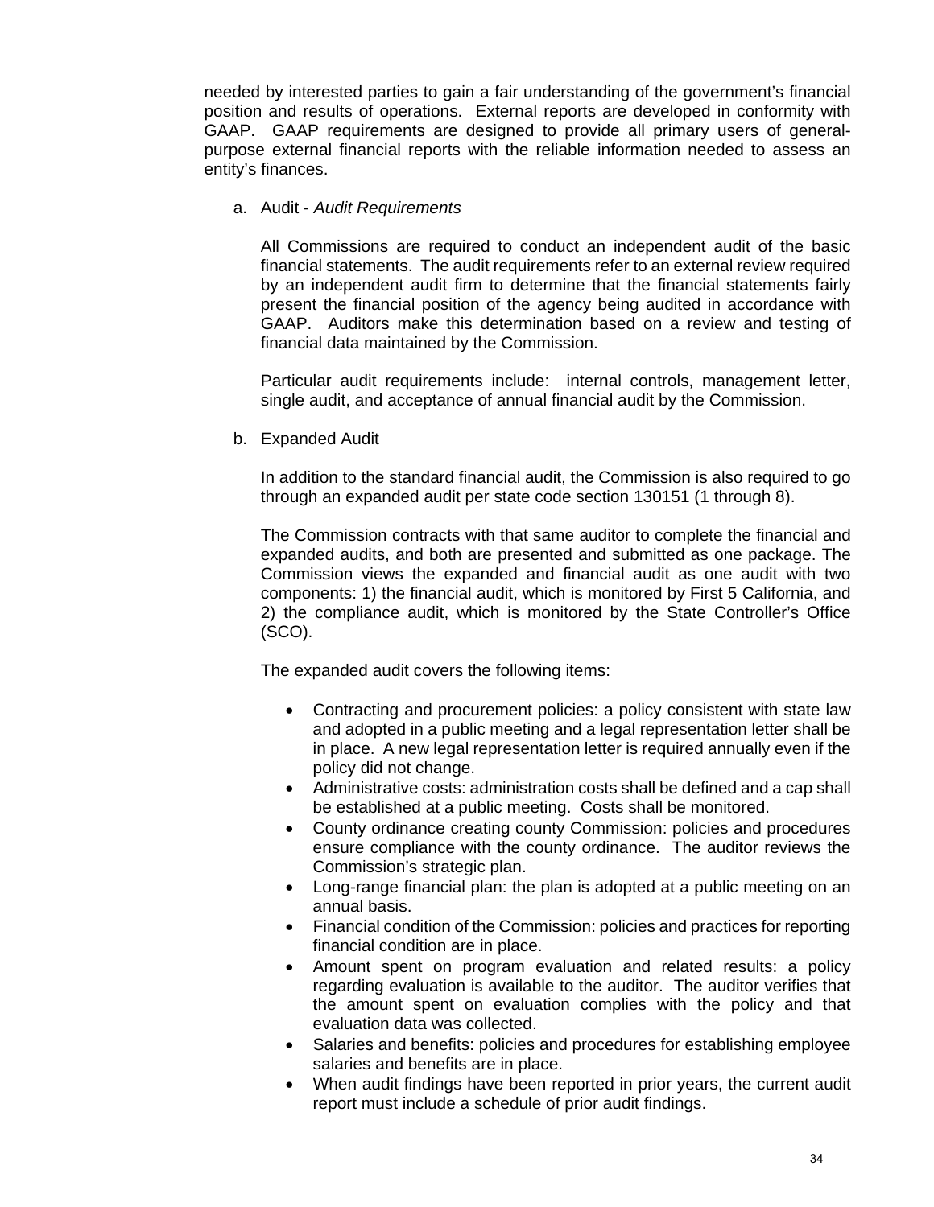needed by interested parties to gain a fair understanding of the government's financial position and results of operations. External reports are developed in conformity with GAAP. GAAP requirements are designed to provide all primary users of general-purpose external financial reports with the reliable information needed to assess an entity's finances.

a. Audit - *Audit Requirements*

   All Commissions are required to conduct an independent audit of the basic financial statements. The audit requirements refer to an external review required by an independent audit firm to determine that the financial statements fairly present the financial position of the agency being audited in accordance with GAAP. Auditors make this determination based on a review and testing of financial data maintained by the Commission.

   Particular audit requirements include: internal controls, management letter, single audit, and acceptance of annual financial audit by the Commission.

b. Expanded Audit

   In addition to the standard financial audit, the Commission is also required to go through an expanded audit per state code section 130151 (1 through 8).

   The Commission contracts with that same auditor to complete the financial and expanded audits, and both are presented and submitted as one package. The Commission views the expanded and financial audit as one audit with two components: 1) the financial audit, which is monitored by First 5 California, and 2) the compliance audit, which is monitored by the State Controller's Office (SCO).

   The expanded audit covers the following items:

   - Contracting and procurement policies: a policy consistent with state law and adopted in a public meeting and a legal representation letter shall be in place. A new legal representation letter is required annually even if the policy did not change.
   - Administrative costs: administration costs shall be defined and a cap shall be established at a public meeting. Costs shall be monitored.
   - County ordinance creating county Commission: policies and procedures ensure compliance with the county ordinance. The auditor reviews the Commission's strategic plan.
   - Long-range financial plan: the plan is adopted at a public meeting on an annual basis.
   - Financial condition of the Commission: policies and practices for reporting financial condition are in place.
   - Amount spent on program evaluation and related results: a policy regarding evaluation is available to the auditor. The auditor verifies that the amount spent on evaluation complies with the policy and that evaluation data was collected.
   - Salaries and benefits: policies and procedures for establishing employee salaries and benefits are in place.
   - When audit findings have been reported in prior years, the current audit report must include a schedule of prior audit findings.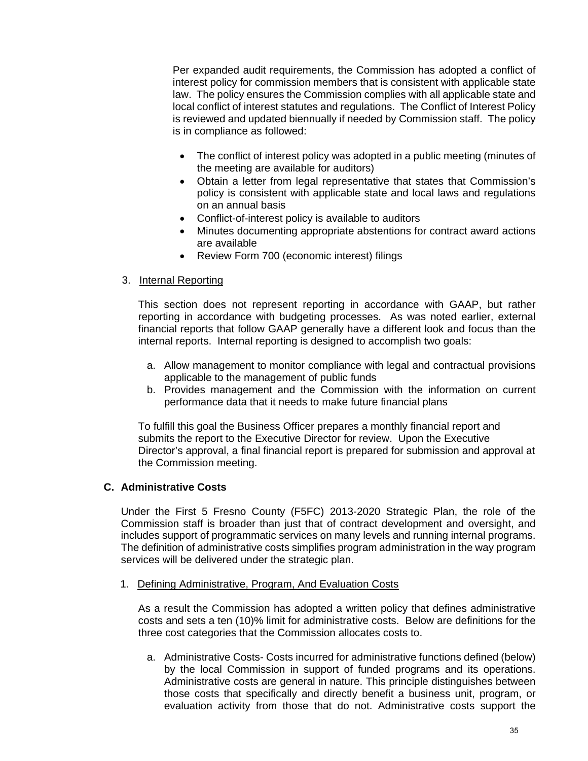Per expanded audit requirements, the Commission has adopted a conflict of interest policy for commission members that is consistent with applicable state law. The policy ensures the Commission complies with all applicable state and local conflict of interest statutes and regulations. The Conflict of Interest Policy is reviewed and updated biennually if needed by Commission staff. The policy is in compliance as followed:

- The conflict of interest policy was adopted in a public meeting (minutes of the meeting are available for auditors)
- Obtain a letter from legal representative that states that Commission's policy is consistent with applicable state and local laws and regulations on an annual basis
- Conflict-of-interest policy is available to auditors
- Minutes documenting appropriate abstentions for contract award actions are available
- Review Form 700 (economic interest) filings

3. Internal Reporting

This section does not represent reporting in accordance with GAAP, but rather reporting in accordance with budgeting processes. As was noted earlier, external financial reports that follow GAAP generally have a different look and focus than the internal reports. Internal reporting is designed to accomplish two goals:

a. Allow management to monitor compliance with legal and contractual provisions applicable to the management of public funds
b. Provides management and the Commission with the information on current performance data that it needs to make future financial plans

To fulfill this goal the Business Officer prepares a monthly financial report and submits the report to the Executive Director for review. Upon the Executive Director's approval, a final financial report is prepared for submission and approval at the Commission meeting.

## C. Administrative Costs

Under the First 5 Fresno County (F5FC) 2013-2020 Strategic Plan, the role of the Commission staff is broader than just that of contract development and oversight, and includes support of programmatic services on many levels and running internal programs. The definition of administrative costs simplifies program administration in the way program services will be delivered under the strategic plan.

1. Defining Administrative, Program, And Evaluation Costs

As a result the Commission has adopted a written policy that defines administrative costs and sets a ten (10)% limit for administrative costs. Below are definitions for the three cost categories that the Commission allocates costs to.

a. Administrative Costs- Costs incurred for administrative functions defined (below) by the local Commission in support of funded programs and its operations. Administrative costs are general in nature. This principle distinguishes between those costs that specifically and directly benefit a business unit, program, or evaluation activity from those that do not. Administrative costs support the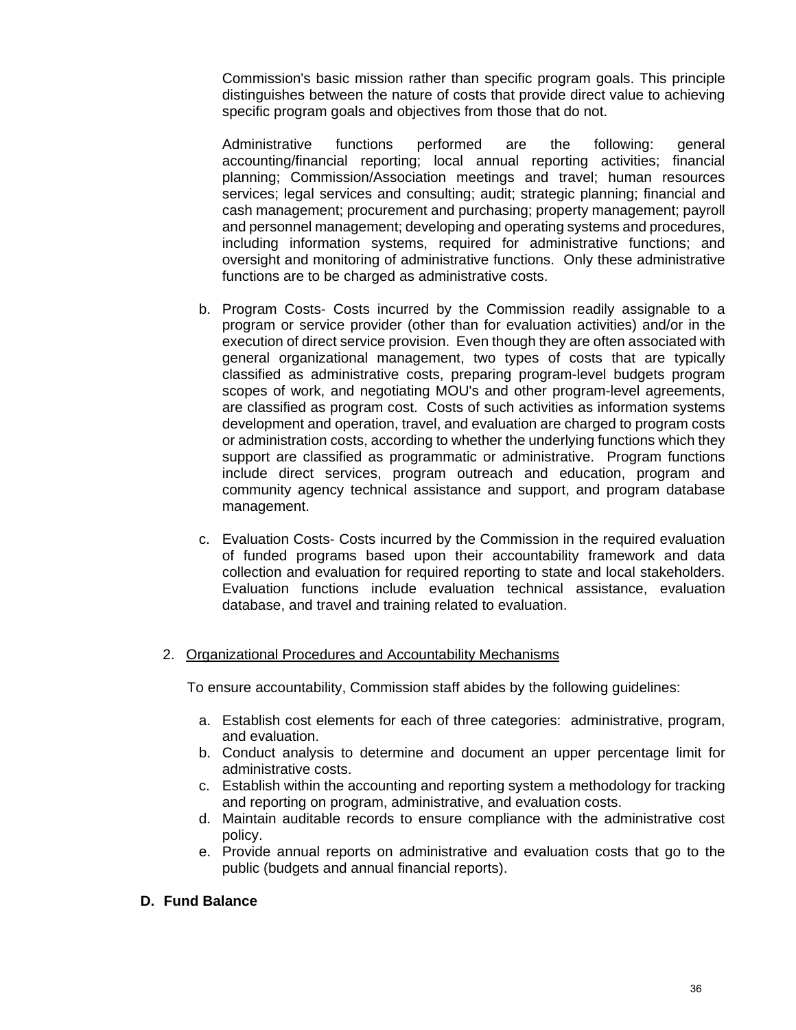Commission's basic mission rather than specific program goals. This principle distinguishes between the nature of costs that provide direct value to achieving specific program goals and objectives from those that do not.

Administrative functions performed are the following: general accounting/financial reporting; local annual reporting activities; financial planning; Commission/Association meetings and travel; human resources services; legal services and consulting; audit; strategic planning; financial and cash management; procurement and purchasing; property management; payroll and personnel management; developing and operating systems and procedures, including information systems, required for administrative functions; and oversight and monitoring of administrative functions. Only these administrative functions are to be charged as administrative costs.

b. Program Costs- Costs incurred by the Commission readily assignable to a program or service provider (other than for evaluation activities) and/or in the execution of direct service provision. Even though they are often associated with general organizational management, two types of costs that are typically classified as administrative costs, preparing program-level budgets program scopes of work, and negotiating MOU's and other program-level agreements, are classified as program cost. Costs of such activities as information systems development and operation, travel, and evaluation are charged to program costs or administration costs, according to whether the underlying functions which they support are classified as programmatic or administrative. Program functions include direct services, program outreach and education, program and community agency technical assistance and support, and program database management.

c. Evaluation Costs- Costs incurred by the Commission in the required evaluation of funded programs based upon their accountability framework and data collection and evaluation for required reporting to state and local stakeholders. Evaluation functions include evaluation technical assistance, evaluation database, and travel and training related to evaluation.

2. <u>Organizational Procedures and Accountability Mechanisms</u>

To ensure accountability, Commission staff abides by the following guidelines:

a. Establish cost elements for each of three categories: administrative, program, and evaluation.
b. Conduct analysis to determine and document an upper percentage limit for administrative costs.
c. Establish within the accounting and reporting system a methodology for tracking and reporting on program, administrative, and evaluation costs.
d. Maintain auditable records to ensure compliance with the administrative cost policy.
e. Provide annual reports on administrative and evaluation costs that go to the public (budgets and annual financial reports).

**D. Fund Balance**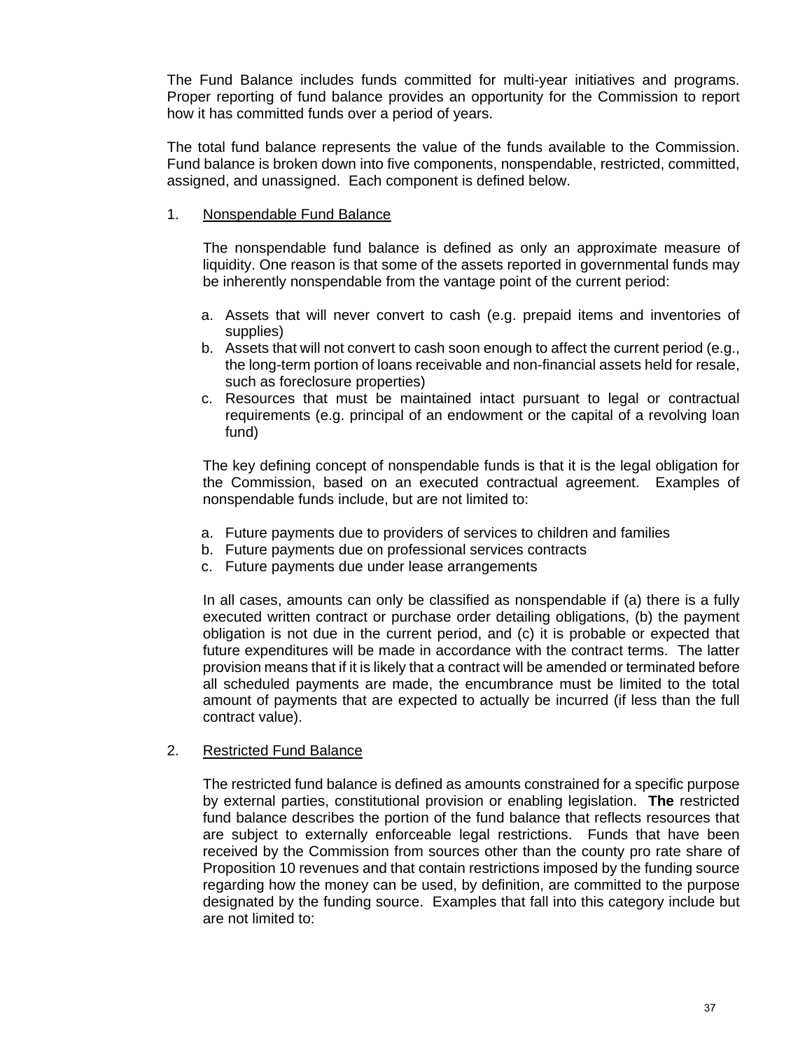The Fund Balance includes funds committed for multi-year initiatives and programs. Proper reporting of fund balance provides an opportunity for the Commission to report how it has committed funds over a period of years.

The total fund balance represents the value of the funds available to the Commission. Fund balance is broken down into five components, nonspendable, restricted, committed, assigned, and unassigned. Each component is defined below.

1. <u>Nonspendable Fund Balance</u>

   The nonspendable fund balance is defined as only an approximate measure of liquidity. One reason is that some of the assets reported in governmental funds may be inherently nonspendable from the vantage point of the current period:

   a. Assets that will never convert to cash (e.g. prepaid items and inventories of supplies)
   b. Assets that will not convert to cash soon enough to affect the current period (e.g., the long-term portion of loans receivable and non-financial assets held for resale, such as foreclosure properties)
   c. Resources that must be maintained intact pursuant to legal or contractual requirements (e.g. principal of an endowment or the capital of a revolving loan fund)

   The key defining concept of nonspendable funds is that it is the legal obligation for the Commission, based on an executed contractual agreement. Examples of nonspendable funds include, but are not limited to:

   a. Future payments due to providers of services to children and families
   b. Future payments due on professional services contracts
   c. Future payments due under lease arrangements

   In all cases, amounts can only be classified as nonspendable if (a) there is a fully executed written contract or purchase order detailing obligations, (b) the payment obligation is not due in the current period, and (c) it is probable or expected that future expenditures will be made in accordance with the contract terms. The latter provision means that if it is likely that a contract will be amended or terminated before all scheduled payments are made, the encumbrance must be limited to the total amount of payments that are expected to actually be incurred (if less than the full contract value).

2. <u>Restricted Fund Balance</u>

   The restricted fund balance is defined as amounts constrained for a specific purpose by external parties, constitutional provision or enabling legislation. **The** restricted fund balance describes the portion of the fund balance that reflects resources that are subject to externally enforceable legal restrictions. Funds that have been received by the Commission from sources other than the county pro rate share of Proposition 10 revenues and that contain restrictions imposed by the funding source regarding how the money can be used, by definition, are committed to the purpose designated by the funding source. Examples that fall into this category include but are not limited to: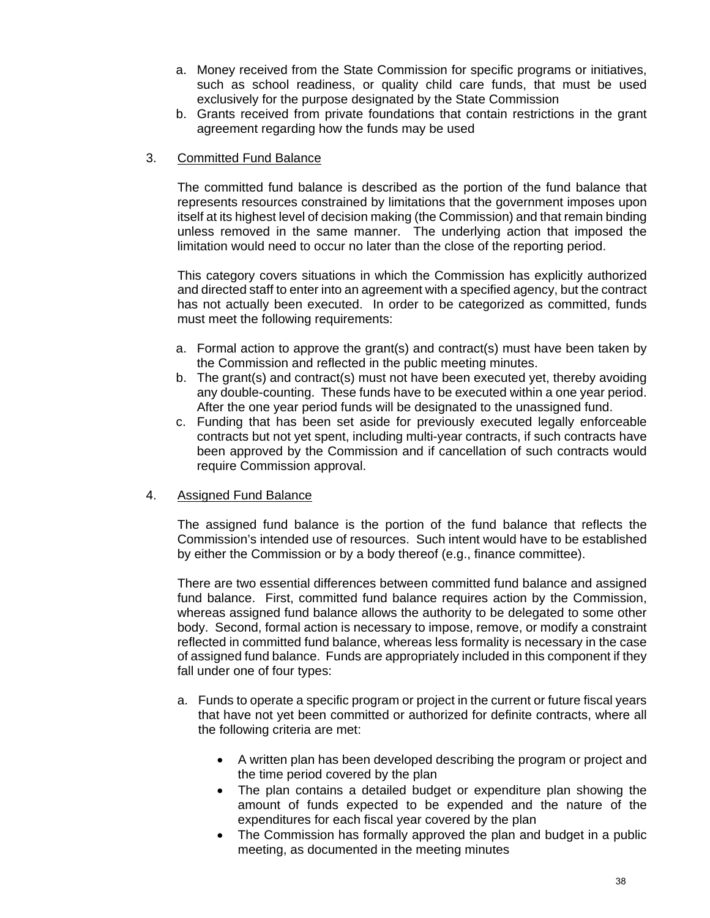a. Money received from the State Commission for specific programs or initiatives, such as school readiness, or quality child care funds, that must be used exclusively for the purpose designated by the State Commission
b. Grants received from private foundations that contain restrictions in the grant agreement regarding how the funds may be used

3. <u>Committed Fund Balance</u>

The committed fund balance is described as the portion of the fund balance that represents resources constrained by limitations that the government imposes upon itself at its highest level of decision making (the Commission) and that remain binding unless removed in the same manner. The underlying action that imposed the limitation would need to occur no later than the close of the reporting period.

This category covers situations in which the Commission has explicitly authorized and directed staff to enter into an agreement with a specified agency, but the contract has not actually been executed. In order to be categorized as committed, funds must meet the following requirements:

a. Formal action to approve the grant(s) and contract(s) must have been taken by the Commission and reflected in the public meeting minutes.
b. The grant(s) and contract(s) must not have been executed yet, thereby avoiding any double-counting. These funds have to be executed within a one year period. After the one year period funds will be designated to the unassigned fund.
c. Funding that has been set aside for previously executed legally enforceable contracts but not yet spent, including multi-year contracts, if such contracts have been approved by the Commission and if cancellation of such contracts would require Commission approval.

4. <u>Assigned Fund Balance</u>

The assigned fund balance is the portion of the fund balance that reflects the Commission's intended use of resources. Such intent would have to be established by either the Commission or by a body thereof (e.g., finance committee).

There are two essential differences between committed fund balance and assigned fund balance. First, committed fund balance requires action by the Commission, whereas assigned fund balance allows the authority to be delegated to some other body. Second, formal action is necessary to impose, remove, or modify a constraint reflected in committed fund balance, whereas less formality is necessary in the case of assigned fund balance. Funds are appropriately included in this component if they fall under one of four types:

a. Funds to operate a specific program or project in the current or future fiscal years that have not yet been committed or authorized for definite contracts, where all the following criteria are met:

   - A written plan has been developed describing the program or project and the time period covered by the plan
   - The plan contains a detailed budget or expenditure plan showing the amount of funds expected to be expended and the nature of the expenditures for each fiscal year covered by the plan
   - The Commission has formally approved the plan and budget in a public meeting, as documented in the meeting minutes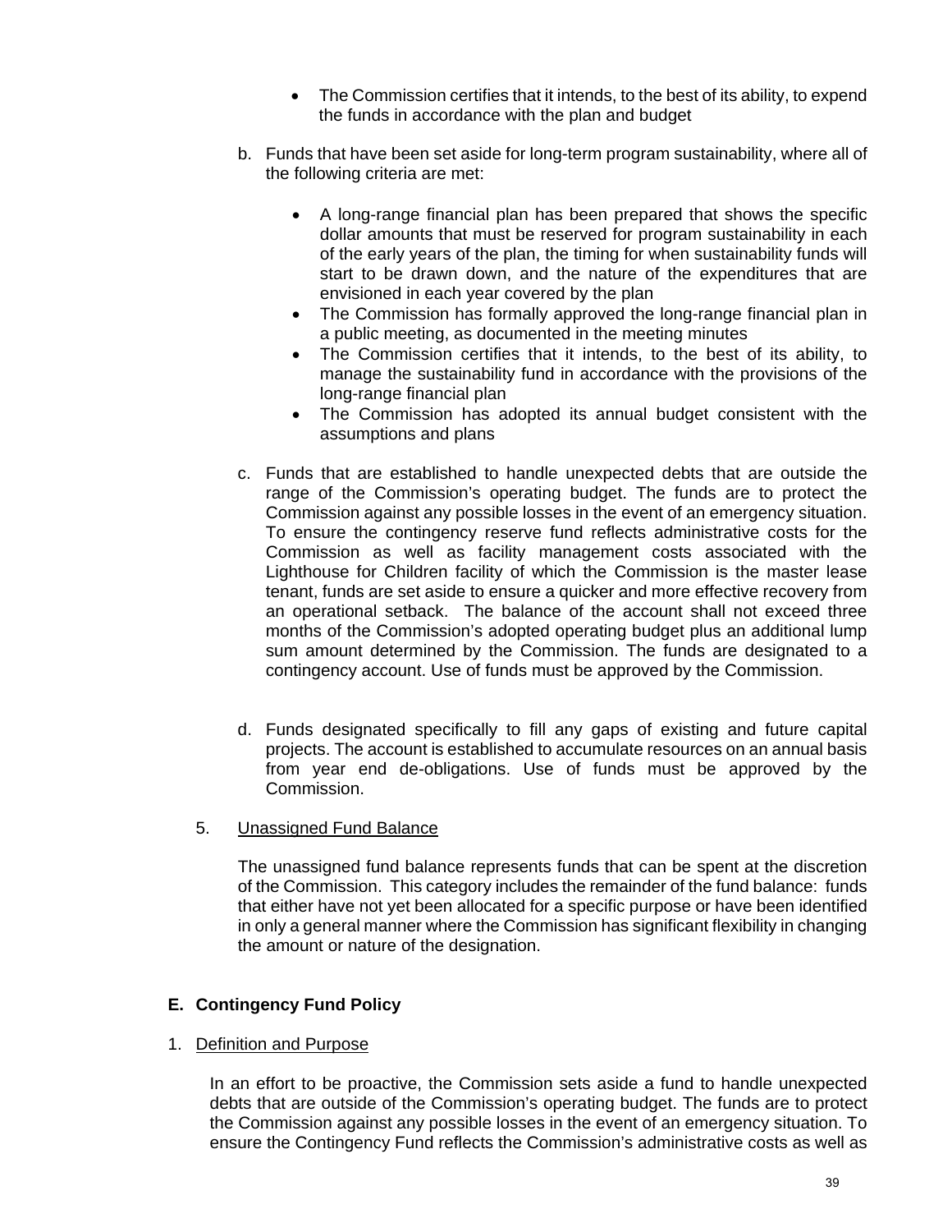- The Commission certifies that it intends, to the best of its ability, to expend the funds in accordance with the plan and budget

b. Funds that have been set aside for long-term program sustainability, where all of the following criteria are met:

    - A long-range financial plan has been prepared that shows the specific dollar amounts that must be reserved for program sustainability in each of the early years of the plan, the timing for when sustainability funds will start to be drawn down, and the nature of the expenditures that are envisioned in each year covered by the plan
    - The Commission has formally approved the long-range financial plan in a public meeting, as documented in the meeting minutes
    - The Commission certifies that it intends, to the best of its ability, to manage the sustainability fund in accordance with the provisions of the long-range financial plan
    - The Commission has adopted its annual budget consistent with the assumptions and plans

c. Funds that are established to handle unexpected debts that are outside the range of the Commission's operating budget. The funds are to protect the Commission against any possible losses in the event of an emergency situation. To ensure the contingency reserve fund reflects administrative costs for the Commission as well as facility management costs associated with the Lighthouse for Children facility of which the Commission is the master lease tenant, funds are set aside to ensure a quicker and more effective recovery from an operational setback. The balance of the account shall not exceed three months of the Commission's adopted operating budget plus an additional lump sum amount determined by the Commission. The funds are designated to a contingency account. Use of funds must be approved by the Commission.

d. Funds designated specifically to fill any gaps of existing and future capital projects. The account is established to accumulate resources on an annual basis from year end de-obligations. Use of funds must be approved by the Commission.

5. Unassigned Fund Balance

The unassigned fund balance represents funds that can be spent at the discretion of the Commission. This category includes the remainder of the fund balance: funds that either have not yet been allocated for a specific purpose or have been identified in only a general manner where the Commission has significant flexibility in changing the amount or nature of the designation.

## E. Contingency Fund Policy

1. Definition and Purpose

In an effort to be proactive, the Commission sets aside a fund to handle unexpected debts that are outside of the Commission's operating budget. The funds are to protect the Commission against any possible losses in the event of an emergency situation. To ensure the Contingency Fund reflects the Commission's administrative costs as well as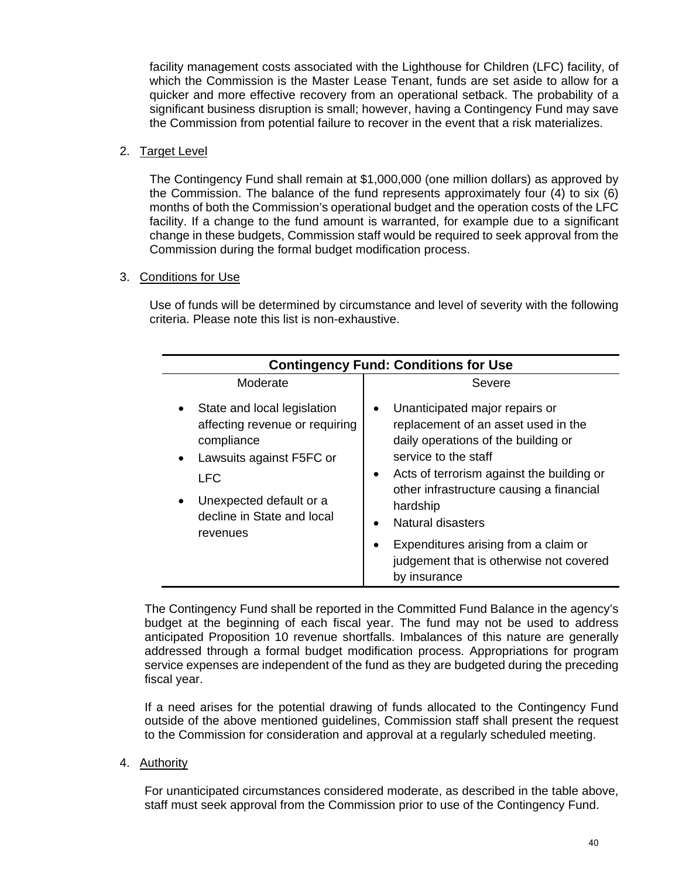facility management costs associated with the Lighthouse for Children (LFC) facility, of which the Commission is the Master Lease Tenant, funds are set aside to allow for a quicker and more effective recovery from an operational setback. The probability of a significant business disruption is small; however, having a Contingency Fund may save the Commission from potential failure to recover in the event that a risk materializes.

2. Target Level

The Contingency Fund shall remain at $1,000,000 (one million dollars) as approved by the Commission. The balance of the fund represents approximately four (4) to six (6) months of both the Commission's operational budget and the operation costs of the LFC facility. If a change to the fund amount is warranted, for example due to a significant change in these budgets, Commission staff would be required to seek approval from the Commission during the formal budget modification process.

3. Conditions for Use

Use of funds will be determined by circumstance and level of severity with the following criteria. Please note this list is non-exhaustive.

| **Contingency Fund: Conditions for Use** | |
|---|---|
| Moderate | Severe |
| • State and local legislation affecting revenue or requiring compliance<br>• Lawsuits against F5FC or LFC<br>• Unexpected default or a decline in State and local revenues | • Unanticipated major repairs or replacement of an asset used in the daily operations of the building or service to the staff<br>• Acts of terrorism against the building or other infrastructure causing a financial hardship<br>• Natural disasters<br>• Expenditures arising from a claim or judgement that is otherwise not covered by insurance |

The Contingency Fund shall be reported in the Committed Fund Balance in the agency's budget at the beginning of each fiscal year. The fund may not be used to address anticipated Proposition 10 revenue shortfalls. Imbalances of this nature are generally addressed through a formal budget modification process. Appropriations for program service expenses are independent of the fund as they are budgeted during the preceding fiscal year.

If a need arises for the potential drawing of funds allocated to the Contingency Fund outside of the above mentioned guidelines, Commission staff shall present the request to the Commission for consideration and approval at a regularly scheduled meeting.

4. Authority

For unanticipated circumstances considered moderate, as described in the table above, staff must seek approval from the Commission prior to use of the Contingency Fund.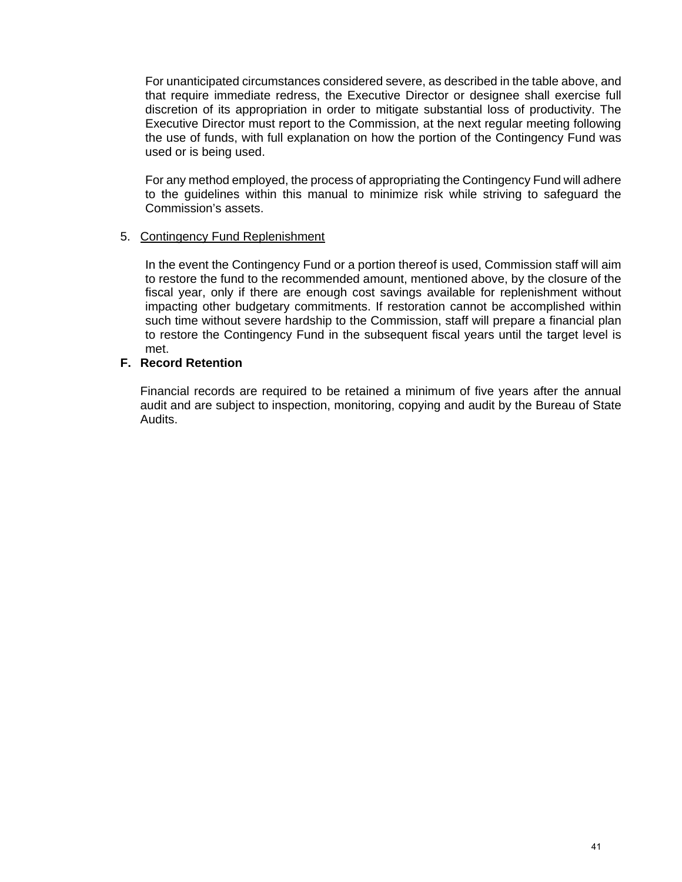For unanticipated circumstances considered severe, as described in the table above, and that require immediate redress, the Executive Director or designee shall exercise full discretion of its appropriation in order to mitigate substantial loss of productivity. The Executive Director must report to the Commission, at the next regular meeting following the use of funds, with full explanation on how the portion of the Contingency Fund was used or is being used.

For any method employed, the process of appropriating the Contingency Fund will adhere to the guidelines within this manual to minimize risk while striving to safeguard the Commission's assets.

5. Contingency Fund Replenishment

In the event the Contingency Fund or a portion thereof is used, Commission staff will aim to restore the fund to the recommended amount, mentioned above, by the closure of the fiscal year, only if there are enough cost savings available for replenishment without impacting other budgetary commitments. If restoration cannot be accomplished within such time without severe hardship to the Commission, staff will prepare a financial plan to restore the Contingency Fund in the subsequent fiscal years until the target level is met.

**F. Record Retention**

Financial records are required to be retained a minimum of five years after the annual audit and are subject to inspection, monitoring, copying and audit by the Bureau of State Audits.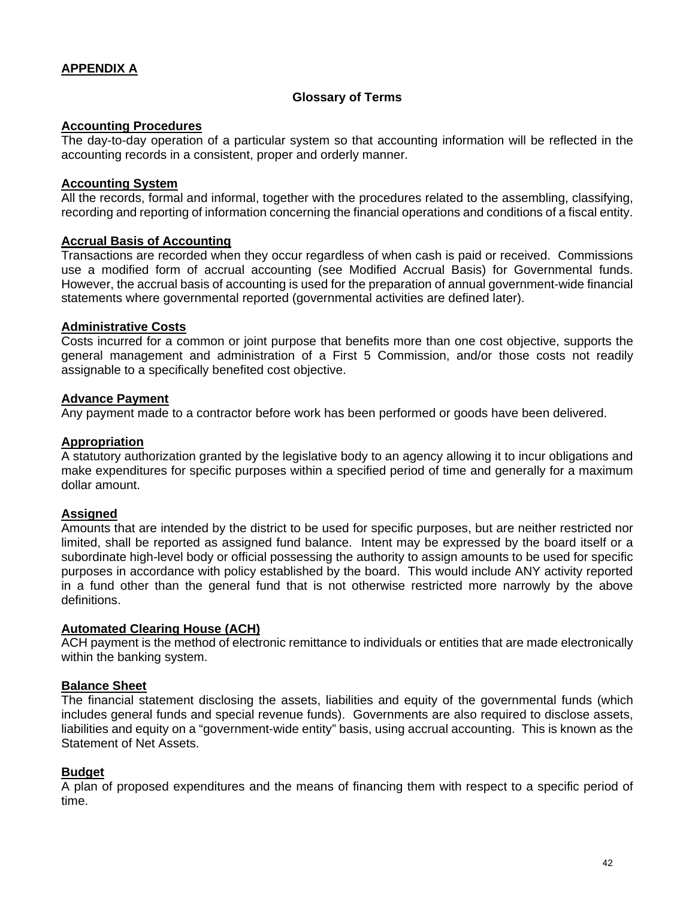## APPENDIX A

### Glossary of Terms

**Accounting Procedures**
The day-to-day operation of a particular system so that accounting information will be reflected in the accounting records in a consistent, proper and orderly manner.

**Accounting System**
All the records, formal and informal, together with the procedures related to the assembling, classifying, recording and reporting of information concerning the financial operations and conditions of a fiscal entity.

**Accrual Basis of Accounting**
Transactions are recorded when they occur regardless of when cash is paid or received. Commissions use a modified form of accrual accounting (see Modified Accrual Basis) for Governmental funds. However, the accrual basis of accounting is used for the preparation of annual government-wide financial statements where governmental reported (governmental activities are defined later).

**Administrative Costs**
Costs incurred for a common or joint purpose that benefits more than one cost objective, supports the general management and administration of a First 5 Commission, and/or those costs not readily assignable to a specifically benefited cost objective.

**Advance Payment**
Any payment made to a contractor before work has been performed or goods have been delivered.

**Appropriation**
A statutory authorization granted by the legislative body to an agency allowing it to incur obligations and make expenditures for specific purposes within a specified period of time and generally for a maximum dollar amount.

**Assigned**
Amounts that are intended by the district to be used for specific purposes, but are neither restricted nor limited, shall be reported as assigned fund balance. Intent may be expressed by the board itself or a subordinate high-level body or official possessing the authority to assign amounts to be used for specific purposes in accordance with policy established by the board. This would include ANY activity reported in a fund other than the general fund that is not otherwise restricted more narrowly by the above definitions.

**Automated Clearing House (ACH)**
ACH payment is the method of electronic remittance to individuals or entities that are made electronically within the banking system.

**Balance Sheet**
The financial statement disclosing the assets, liabilities and equity of the governmental funds (which includes general funds and special revenue funds). Governments are also required to disclose assets, liabilities and equity on a "government-wide entity" basis, using accrual accounting. This is known as the Statement of Net Assets.

**Budget**
A plan of proposed expenditures and the means of financing them with respect to a specific period of time.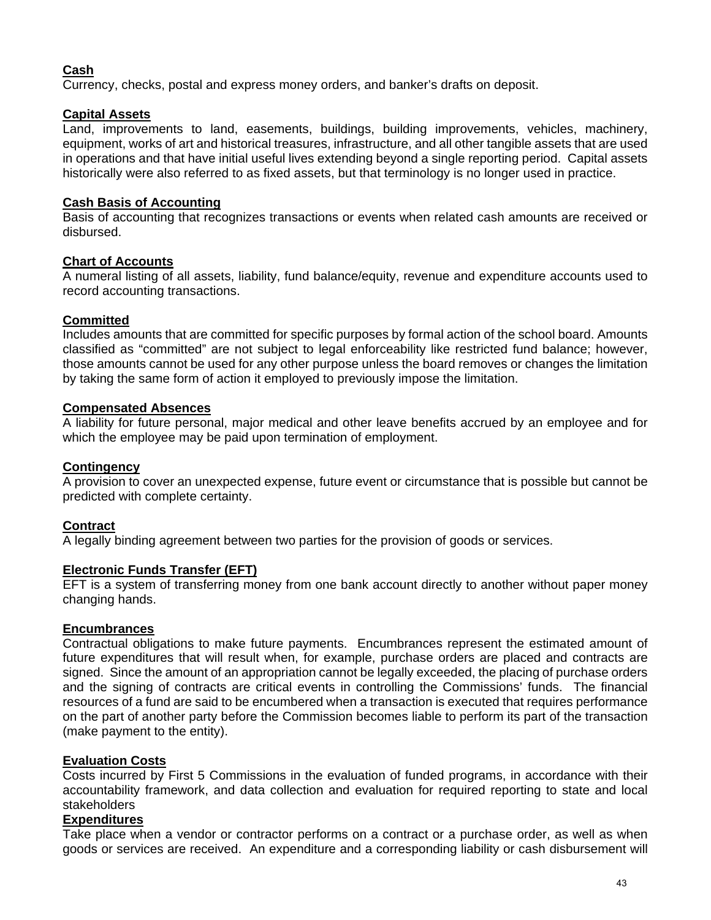**Cash**
Currency, checks, postal and express money orders, and banker's drafts on deposit.

**Capital Assets**
Land, improvements to land, easements, buildings, building improvements, vehicles, machinery, equipment, works of art and historical treasures, infrastructure, and all other tangible assets that are used in operations and that have initial useful lives extending beyond a single reporting period. Capital assets historically were also referred to as fixed assets, but that terminology is no longer used in practice.

**Cash Basis of Accounting**
Basis of accounting that recognizes transactions or events when related cash amounts are received or disbursed.

**Chart of Accounts**
A numeral listing of all assets, liability, fund balance/equity, revenue and expenditure accounts used to record accounting transactions.

**Committed**
Includes amounts that are committed for specific purposes by formal action of the school board. Amounts classified as "committed" are not subject to legal enforceability like restricted fund balance; however, those amounts cannot be used for any other purpose unless the board removes or changes the limitation by taking the same form of action it employed to previously impose the limitation.

**Compensated Absences**
A liability for future personal, major medical and other leave benefits accrued by an employee and for which the employee may be paid upon termination of employment.

**Contingency**
A provision to cover an unexpected expense, future event or circumstance that is possible but cannot be predicted with complete certainty.

**Contract**
A legally binding agreement between two parties for the provision of goods or services.

**Electronic Funds Transfer (EFT)**
EFT is a system of transferring money from one bank account directly to another without paper money changing hands.

**Encumbrances**
Contractual obligations to make future payments. Encumbrances represent the estimated amount of future expenditures that will result when, for example, purchase orders are placed and contracts are signed. Since the amount of an appropriation cannot be legally exceeded, the placing of purchase orders and the signing of contracts are critical events in controlling the Commissions' funds. The financial resources of a fund are said to be encumbered when a transaction is executed that requires performance on the part of another party before the Commission becomes liable to perform its part of the transaction (make payment to the entity).

**Evaluation Costs**
Costs incurred by First 5 Commissions in the evaluation of funded programs, in accordance with their accountability framework, and data collection and evaluation for required reporting to state and local stakeholders

**Expenditures**
Take place when a vendor or contractor performs on a contract or a purchase order, as well as when goods or services are received. An expenditure and a corresponding liability or cash disbursement will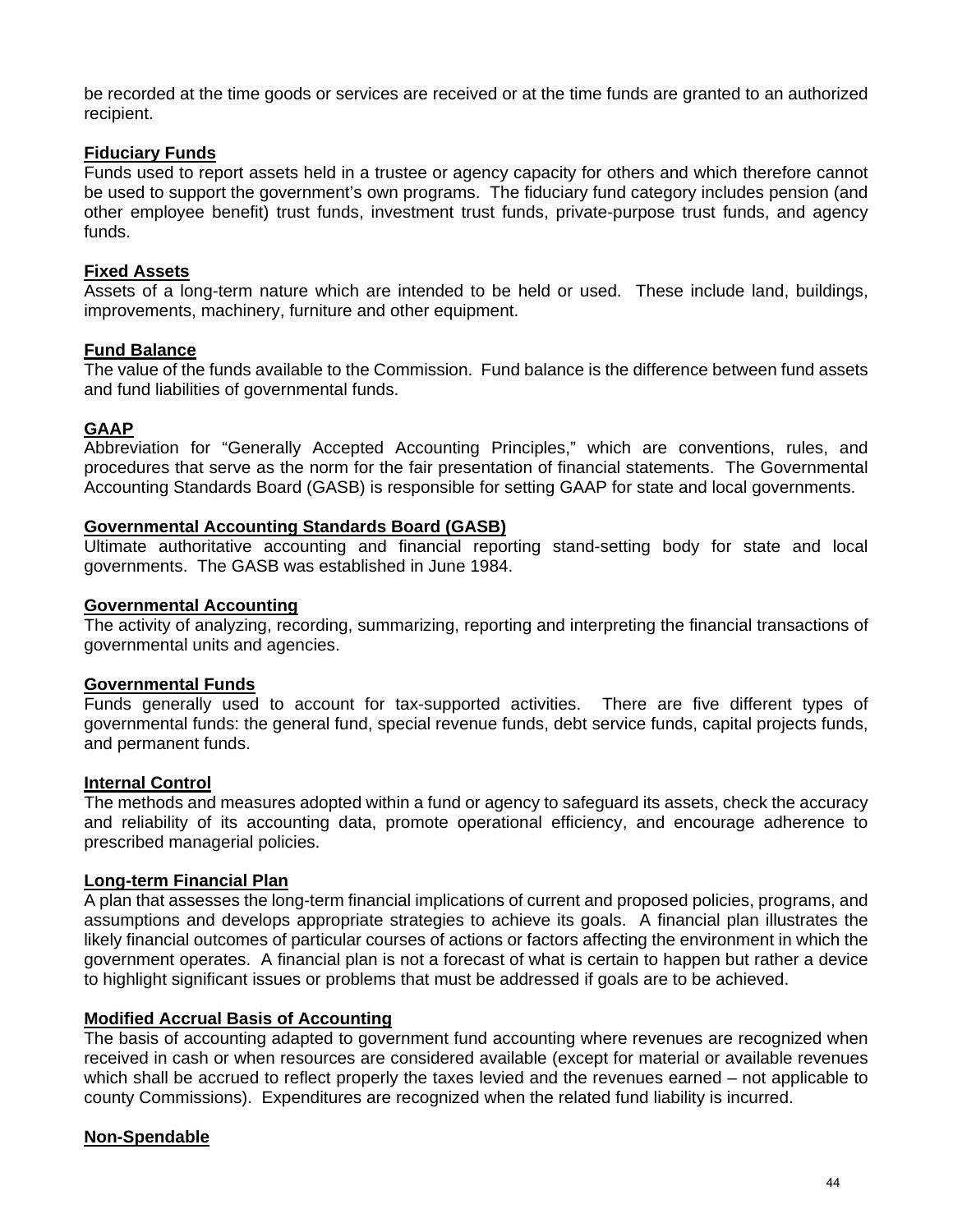be recorded at the time goods or services are received or at the time funds are granted to an authorized recipient.

**Fiduciary Funds**
Funds used to report assets held in a trustee or agency capacity for others and which therefore cannot be used to support the government's own programs. The fiduciary fund category includes pension (and other employee benefit) trust funds, investment trust funds, private-purpose trust funds, and agency funds.

**Fixed Assets**
Assets of a long-term nature which are intended to be held or used. These include land, buildings, improvements, machinery, furniture and other equipment.

**Fund Balance**
The value of the funds available to the Commission. Fund balance is the difference between fund assets and fund liabilities of governmental funds.

**GAAP**
Abbreviation for "Generally Accepted Accounting Principles," which are conventions, rules, and procedures that serve as the norm for the fair presentation of financial statements. The Governmental Accounting Standards Board (GASB) is responsible for setting GAAP for state and local governments.

**Governmental Accounting Standards Board (GASB)**
Ultimate authoritative accounting and financial reporting stand-setting body for state and local governments. The GASB was established in June 1984.

**Governmental Accounting**
The activity of analyzing, recording, summarizing, reporting and interpreting the financial transactions of governmental units and agencies.

**Governmental Funds**
Funds generally used to account for tax-supported activities. There are five different types of governmental funds: the general fund, special revenue funds, debt service funds, capital projects funds, and permanent funds.

**Internal Control**
The methods and measures adopted within a fund or agency to safeguard its assets, check the accuracy and reliability of its accounting data, promote operational efficiency, and encourage adherence to prescribed managerial policies.

**Long-term Financial Plan**
A plan that assesses the long-term financial implications of current and proposed policies, programs, and assumptions and develops appropriate strategies to achieve its goals. A financial plan illustrates the likely financial outcomes of particular courses of actions or factors affecting the environment in which the government operates. A financial plan is not a forecast of what is certain to happen but rather a device to highlight significant issues or problems that must be addressed if goals are to be achieved.

**Modified Accrual Basis of Accounting**
The basis of accounting adapted to government fund accounting where revenues are recognized when received in cash or when resources are considered available (except for material or available revenues which shall be accrued to reflect properly the taxes levied and the revenues earned – not applicable to county Commissions). Expenditures are recognized when the related fund liability is incurred.

**Non-Spendable**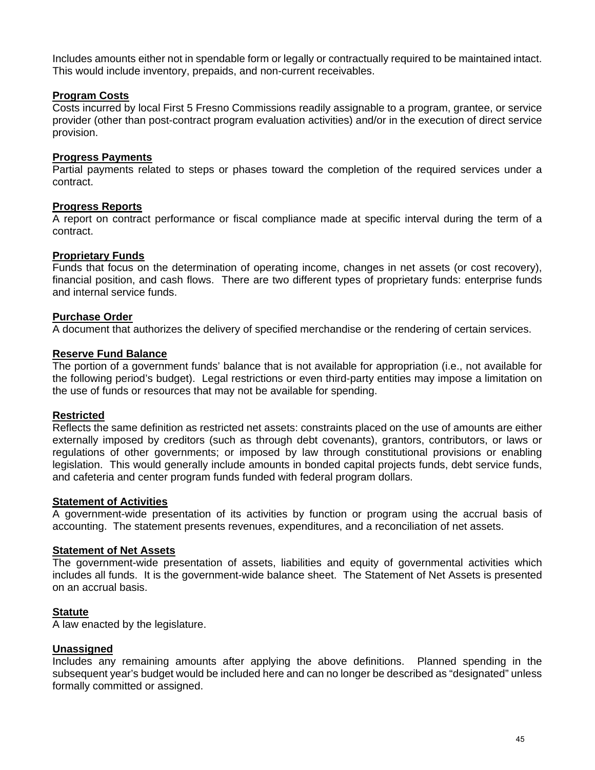Includes amounts either not in spendable form or legally or contractually required to be maintained intact. This would include inventory, prepaids, and non-current receivables.

**Program Costs**
Costs incurred by local First 5 Fresno Commissions readily assignable to a program, grantee, or service provider (other than post-contract program evaluation activities) and/or in the execution of direct service provision.

**Progress Payments**
Partial payments related to steps or phases toward the completion of the required services under a contract.

**Progress Reports**
A report on contract performance or fiscal compliance made at specific interval during the term of a contract.

**Proprietary Funds**
Funds that focus on the determination of operating income, changes in net assets (or cost recovery), financial position, and cash flows. There are two different types of proprietary funds: enterprise funds and internal service funds.

**Purchase Order**
A document that authorizes the delivery of specified merchandise or the rendering of certain services.

**Reserve Fund Balance**
The portion of a government funds' balance that is not available for appropriation (i.e., not available for the following period's budget). Legal restrictions or even third-party entities may impose a limitation on the use of funds or resources that may not be available for spending.

**Restricted**
Reflects the same definition as restricted net assets: constraints placed on the use of amounts are either externally imposed by creditors (such as through debt covenants), grantors, contributors, or laws or regulations of other governments; or imposed by law through constitutional provisions or enabling legislation. This would generally include amounts in bonded capital projects funds, debt service funds, and cafeteria and center program funds funded with federal program dollars.

**Statement of Activities**
A government-wide presentation of its activities by function or program using the accrual basis of accounting. The statement presents revenues, expenditures, and a reconciliation of net assets.

**Statement of Net Assets**
The government-wide presentation of assets, liabilities and equity of governmental activities which includes all funds. It is the government-wide balance sheet. The Statement of Net Assets is presented on an accrual basis.

**Statute**
A law enacted by the legislature.

**Unassigned**
Includes any remaining amounts after applying the above definitions. Planned spending in the subsequent year's budget would be included here and can no longer be described as "designated" unless formally committed or assigned.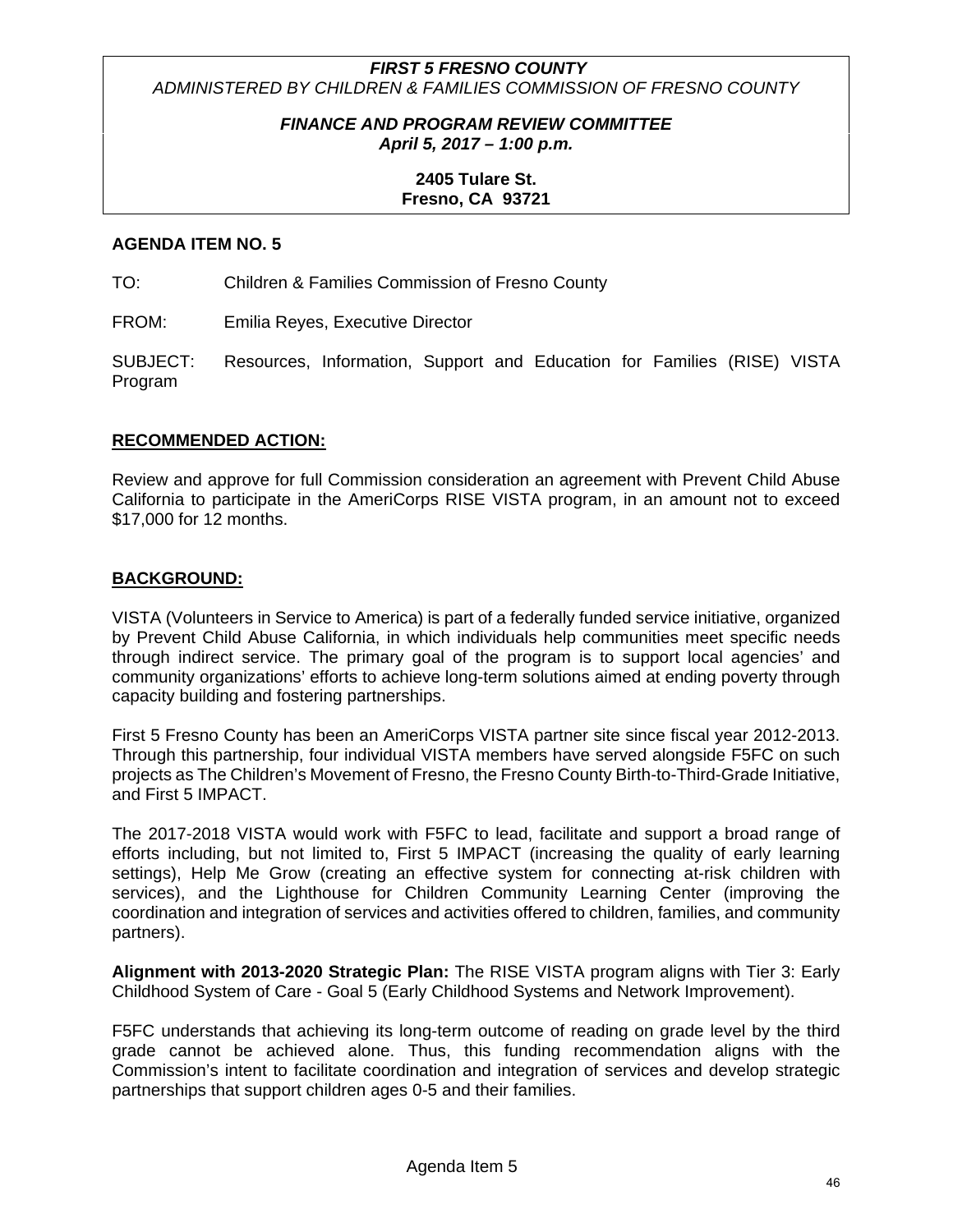***FIRST 5 FRESNO COUNTY***
*ADMINISTERED BY CHILDREN & FAMILIES COMMISSION OF FRESNO COUNTY*

***FINANCE AND PROGRAM REVIEW COMMITTEE***
***April 5, 2017 – 1:00 p.m.***

**2405 Tulare St.**
**Fresno, CA 93721**

## AGENDA ITEM NO. 5

TO: Children & Families Commission of Fresno County

FROM: Emilia Reyes, Executive Director

SUBJECT: Resources, Information, Support and Education for Families (RISE) VISTA Program

### RECOMMENDED ACTION:

Review and approve for full Commission consideration an agreement with Prevent Child Abuse California to participate in the AmeriCorps RISE VISTA program, in an amount not to exceed \$17,000 for 12 months.

### BACKGROUND:

VISTA (Volunteers in Service to America) is part of a federally funded service initiative, organized by Prevent Child Abuse California, in which individuals help communities meet specific needs through indirect service. The primary goal of the program is to support local agencies' and community organizations' efforts to achieve long-term solutions aimed at ending poverty through capacity building and fostering partnerships.

First 5 Fresno County has been an AmeriCorps VISTA partner site since fiscal year 2012-2013. Through this partnership, four individual VISTA members have served alongside F5FC on such projects as The Children's Movement of Fresno, the Fresno County Birth-to-Third-Grade Initiative, and First 5 IMPACT.

The 2017-2018 VISTA would work with F5FC to lead, facilitate and support a broad range of efforts including, but not limited to, First 5 IMPACT (increasing the quality of early learning settings), Help Me Grow (creating an effective system for connecting at-risk children with services), and the Lighthouse for Children Community Learning Center (improving the coordination and integration of services and activities offered to children, families, and community partners).

**Alignment with 2013-2020 Strategic Plan:** The RISE VISTA program aligns with Tier 3: Early Childhood System of Care - Goal 5 (Early Childhood Systems and Network Improvement).

F5FC understands that achieving its long-term outcome of reading on grade level by the third grade cannot be achieved alone. Thus, this funding recommendation aligns with the Commission's intent to facilitate coordination and integration of services and develop strategic partnerships that support children ages 0-5 and their families.

Agenda Item 5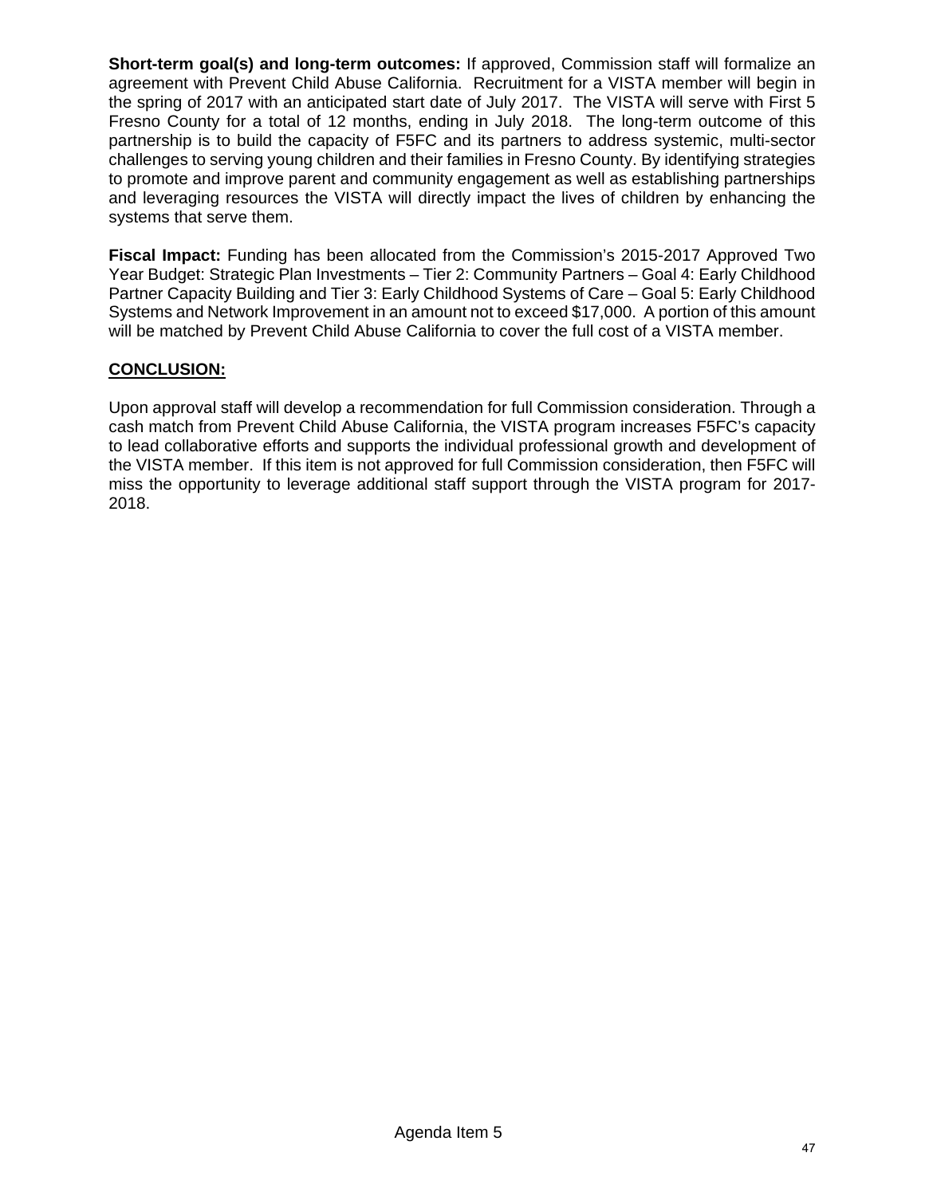**Short-term goal(s) and long-term outcomes:** If approved, Commission staff will formalize an agreement with Prevent Child Abuse California. Recruitment for a VISTA member will begin in the spring of 2017 with an anticipated start date of July 2017. The VISTA will serve with First 5 Fresno County for a total of 12 months, ending in July 2018. The long-term outcome of this partnership is to build the capacity of F5FC and its partners to address systemic, multi-sector challenges to serving young children and their families in Fresno County. By identifying strategies to promote and improve parent and community engagement as well as establishing partnerships and leveraging resources the VISTA will directly impact the lives of children by enhancing the systems that serve them.

**Fiscal Impact:** Funding has been allocated from the Commission's 2015-2017 Approved Two Year Budget: Strategic Plan Investments – Tier 2: Community Partners – Goal 4: Early Childhood Partner Capacity Building and Tier 3: Early Childhood Systems of Care – Goal 5: Early Childhood Systems and Network Improvement in an amount not to exceed $17,000. A portion of this amount will be matched by Prevent Child Abuse California to cover the full cost of a VISTA member.

**CONCLUSION:**

Upon approval staff will develop a recommendation for full Commission consideration. Through a cash match from Prevent Child Abuse California, the VISTA program increases F5FC's capacity to lead collaborative efforts and supports the individual professional growth and development of the VISTA member. If this item is not approved for full Commission consideration, then F5FC will miss the opportunity to leverage additional staff support through the VISTA program for 2017-2018.